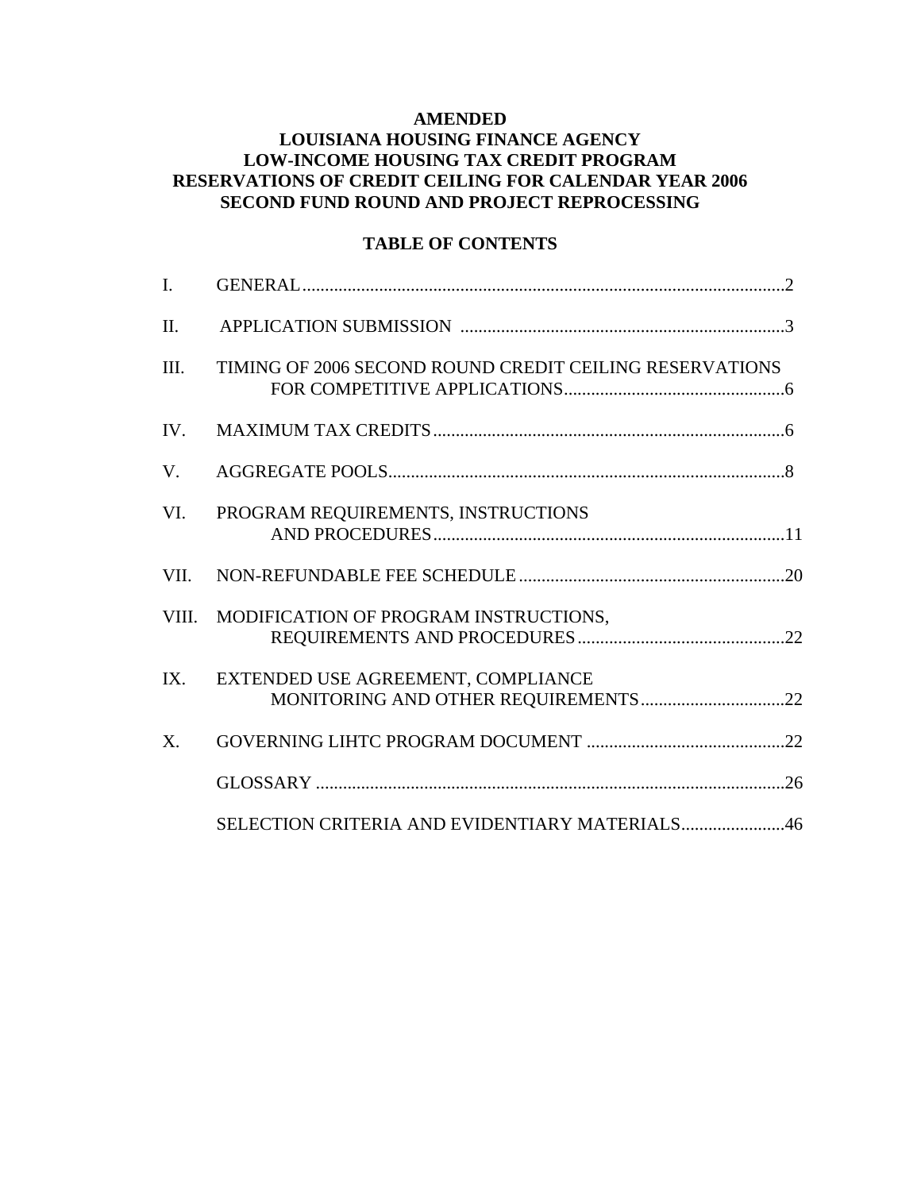# AMENDED
# LOUISIANA HOUSING FINANCE AGENCY
# LOW-INCOME HOUSING TAX CREDIT PROGRAM
# RESERVATIONS OF CREDIT CEILING FOR CALENDAR YEAR 2006
# SECOND FUND ROUND AND PROJECT REPROCESSING

## TABLE OF CONTENTS

| | | |
|---|---|---|
| I. | GENERAL | 2 |
| II. | APPLICATION SUBMISSION | 3 |
| III. | TIMING OF 2006 SECOND ROUND CREDIT CEILING RESERVATIONS FOR COMPETITIVE APPLICATIONS | 6 |
| IV. | MAXIMUM TAX CREDITS | 6 |
| V. | AGGREGATE POOLS | 8 |
| VI. | PROGRAM REQUIREMENTS, INSTRUCTIONS AND PROCEDURES | 11 |
| VII. | NON-REFUNDABLE FEE SCHEDULE | 20 |
| VIII. | MODIFICATION OF PROGRAM INSTRUCTIONS, REQUIREMENTS AND PROCEDURES | 22 |
| IX. | EXTENDED USE AGREEMENT, COMPLIANCE MONITORING AND OTHER REQUIREMENTS | 22 |
| X. | GOVERNING LIHTC PROGRAM DOCUMENT | 22 |
| | GLOSSARY | 26 |
| | SELECTION CRITERIA AND EVIDENTIARY MATERIALS | 46 |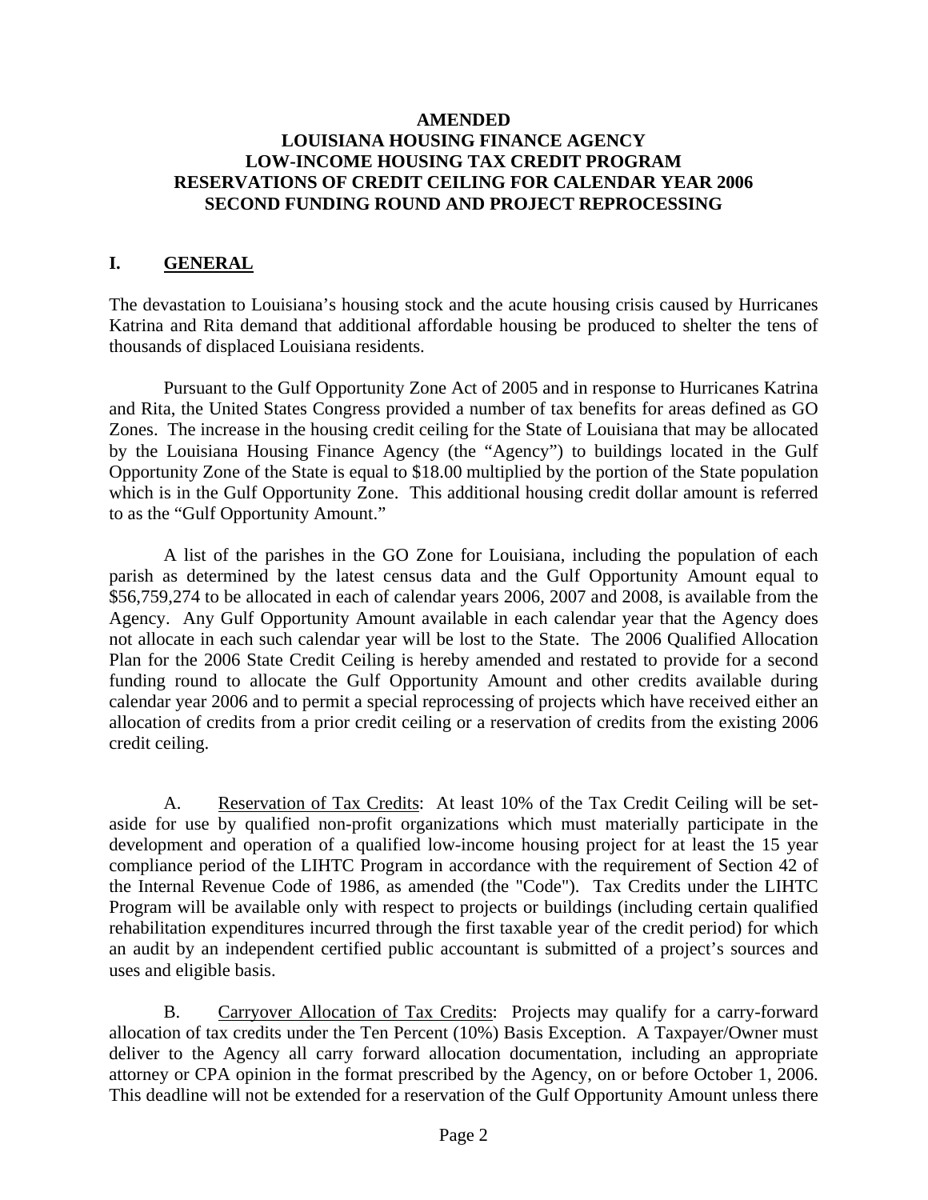**AMENDED**
**LOUISIANA HOUSING FINANCE AGENCY**
**LOW-INCOME HOUSING TAX CREDIT PROGRAM**
**RESERVATIONS OF CREDIT CEILING FOR CALENDAR YEAR 2006**
**SECOND FUNDING ROUND AND PROJECT REPROCESSING**

## I. GENERAL

The devastation to Louisiana's housing stock and the acute housing crisis caused by Hurricanes Katrina and Rita demand that additional affordable housing be produced to shelter the tens of thousands of displaced Louisiana residents.

Pursuant to the Gulf Opportunity Zone Act of 2005 and in response to Hurricanes Katrina and Rita, the United States Congress provided a number of tax benefits for areas defined as GO Zones. The increase in the housing credit ceiling for the State of Louisiana that may be allocated by the Louisiana Housing Finance Agency (the "Agency") to buildings located in the Gulf Opportunity Zone of the State is equal to $18.00 multiplied by the portion of the State population which is in the Gulf Opportunity Zone. This additional housing credit dollar amount is referred to as the "Gulf Opportunity Amount."

A list of the parishes in the GO Zone for Louisiana, including the population of each parish as determined by the latest census data and the Gulf Opportunity Amount equal to $56,759,274 to be allocated in each of calendar years 2006, 2007 and 2008, is available from the Agency. Any Gulf Opportunity Amount available in each calendar year that the Agency does not allocate in each such calendar year will be lost to the State. The 2006 Qualified Allocation Plan for the 2006 State Credit Ceiling is hereby amended and restated to provide for a second funding round to allocate the Gulf Opportunity Amount and other credits available during calendar year 2006 and to permit a special reprocessing of projects which have received either an allocation of credits from a prior credit ceiling or a reservation of credits from the existing 2006 credit ceiling.

A. Reservation of Tax Credits: At least 10% of the Tax Credit Ceiling will be set-aside for use by qualified non-profit organizations which must materially participate in the development and operation of a qualified low-income housing project for at least the 15 year compliance period of the LIHTC Program in accordance with the requirement of Section 42 of the Internal Revenue Code of 1986, as amended (the "Code"). Tax Credits under the LIHTC Program will be available only with respect to projects or buildings (including certain qualified rehabilitation expenditures incurred through the first taxable year of the credit period) for which an audit by an independent certified public accountant is submitted of a project's sources and uses and eligible basis.

B. Carryover Allocation of Tax Credits: Projects may qualify for a carry-forward allocation of tax credits under the Ten Percent (10%) Basis Exception. A Taxpayer/Owner must deliver to the Agency all carry forward allocation documentation, including an appropriate attorney or CPA opinion in the format prescribed by the Agency, on or before October 1, 2006. This deadline will not be extended for a reservation of the Gulf Opportunity Amount unless there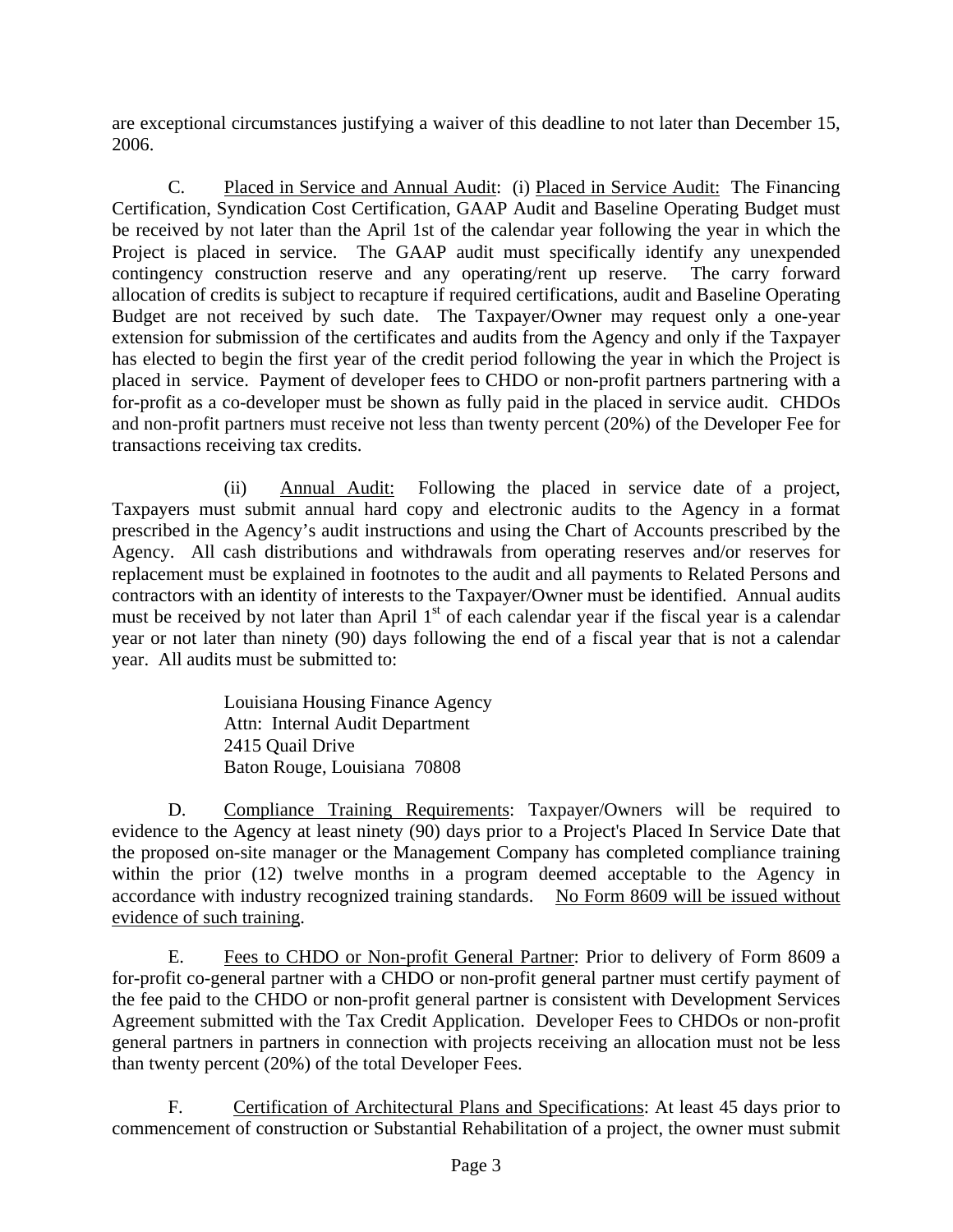are exceptional circumstances justifying a waiver of this deadline to not later than December 15, 2006.

C. Placed in Service and Annual Audit: (i) Placed in Service Audit: The Financing Certification, Syndication Cost Certification, GAAP Audit and Baseline Operating Budget must be received by not later than the April 1st of the calendar year following the year in which the Project is placed in service. The GAAP audit must specifically identify any unexpended contingency construction reserve and any operating/rent up reserve. The carry forward allocation of credits is subject to recapture if required certifications, audit and Baseline Operating Budget are not received by such date. The Taxpayer/Owner may request only a one-year extension for submission of the certificates and audits from the Agency and only if the Taxpayer has elected to begin the first year of the credit period following the year in which the Project is placed in service. Payment of developer fees to CHDO or non-profit partners partnering with a for-profit as a co-developer must be shown as fully paid in the placed in service audit. CHDOs and non-profit partners must receive not less than twenty percent (20%) of the Developer Fee for transactions receiving tax credits.

(ii) Annual Audit: Following the placed in service date of a project, Taxpayers must submit annual hard copy and electronic audits to the Agency in a format prescribed in the Agency's audit instructions and using the Chart of Accounts prescribed by the Agency. All cash distributions and withdrawals from operating reserves and/or reserves for replacement must be explained in footnotes to the audit and all payments to Related Persons and contractors with an identity of interests to the Taxpayer/Owner must be identified. Annual audits must be received by not later than April 1st of each calendar year if the fiscal year is a calendar year or not later than ninety (90) days following the end of a fiscal year that is not a calendar year. All audits must be submitted to:

Louisiana Housing Finance Agency
Attn: Internal Audit Department
2415 Quail Drive
Baton Rouge, Louisiana 70808

D. Compliance Training Requirements: Taxpayer/Owners will be required to evidence to the Agency at least ninety (90) days prior to a Project's Placed In Service Date that the proposed on-site manager or the Management Company has completed compliance training within the prior (12) twelve months in a program deemed acceptable to the Agency in accordance with industry recognized training standards. No Form 8609 will be issued without evidence of such training.

E. Fees to CHDO or Non-profit General Partner: Prior to delivery of Form 8609 a for-profit co-general partner with a CHDO or non-profit general partner must certify payment of the fee paid to the CHDO or non-profit general partner is consistent with Development Services Agreement submitted with the Tax Credit Application. Developer Fees to CHDOs or non-profit general partners in partners in connection with projects receiving an allocation must not be less than twenty percent (20%) of the total Developer Fees.

F. Certification of Architectural Plans and Specifications: At least 45 days prior to commencement of construction or Substantial Rehabilitation of a project, the owner must submit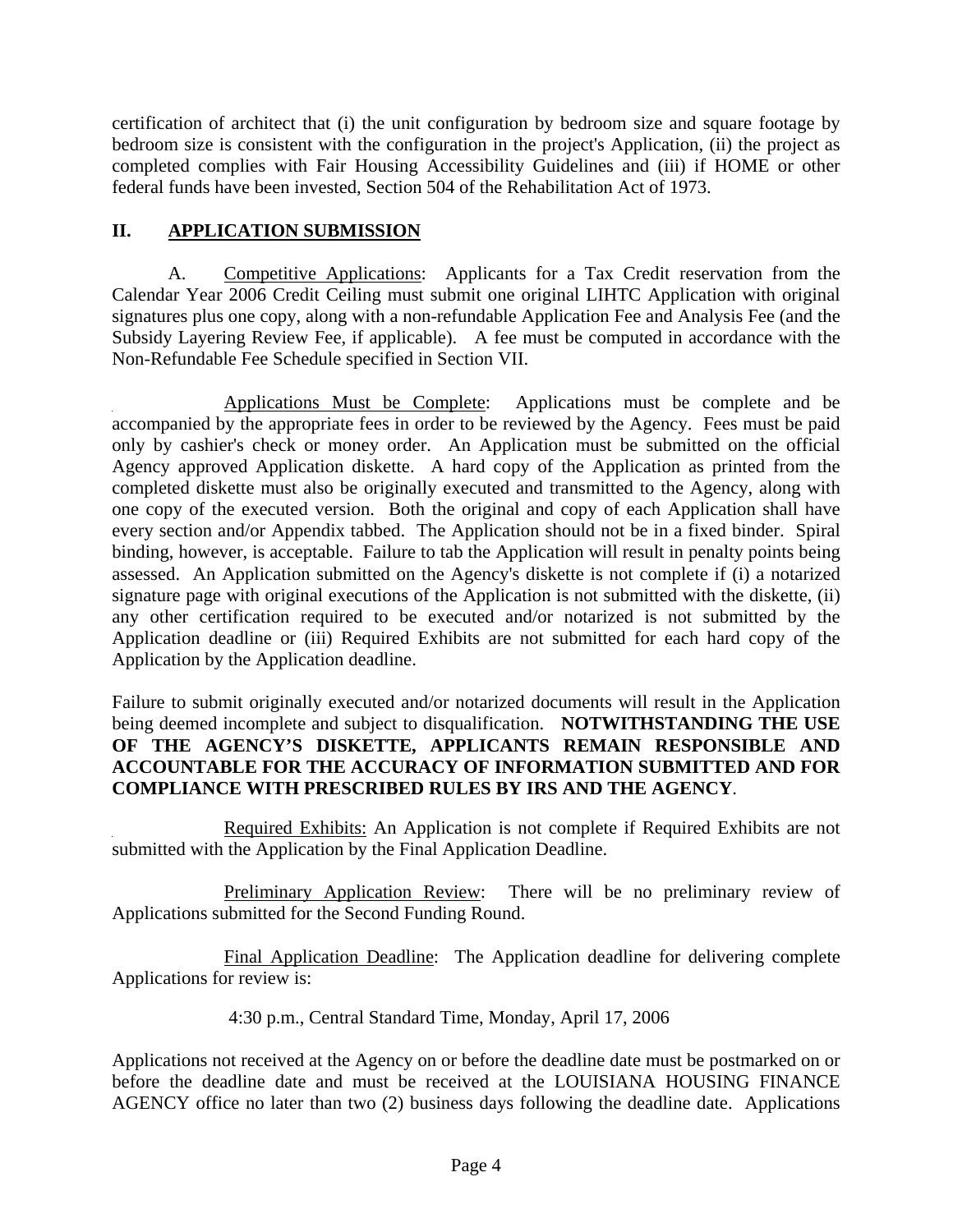certification of architect that (i) the unit configuration by bedroom size and square footage by bedroom size is consistent with the configuration in the project's Application, (ii) the project as completed complies with Fair Housing Accessibility Guidelines and (iii) if HOME or other federal funds have been invested, Section 504 of the Rehabilitation Act of 1973.

## II. APPLICATION SUBMISSION

A. Competitive Applications: Applicants for a Tax Credit reservation from the Calendar Year 2006 Credit Ceiling must submit one original LIHTC Application with original signatures plus one copy, along with a non-refundable Application Fee and Analysis Fee (and the Subsidy Layering Review Fee, if applicable). A fee must be computed in accordance with the Non-Refundable Fee Schedule specified in Section VII.

Applications Must be Complete: Applications must be complete and be accompanied by the appropriate fees in order to be reviewed by the Agency. Fees must be paid only by cashier's check or money order. An Application must be submitted on the official Agency approved Application diskette. A hard copy of the Application as printed from the completed diskette must also be originally executed and transmitted to the Agency, along with one copy of the executed version. Both the original and copy of each Application shall have every section and/or Appendix tabbed. The Application should not be in a fixed binder. Spiral binding, however, is acceptable. Failure to tab the Application will result in penalty points being assessed. An Application submitted on the Agency's diskette is not complete if (i) a notarized signature page with original executions of the Application is not submitted with the diskette, (ii) any other certification required to be executed and/or notarized is not submitted by the Application deadline or (iii) Required Exhibits are not submitted for each hard copy of the Application by the Application deadline.

Failure to submit originally executed and/or notarized documents will result in the Application being deemed incomplete and subject to disqualification. **NOTWITHSTANDING THE USE OF THE AGENCY'S DISKETTE, APPLICANTS REMAIN RESPONSIBLE AND ACCOUNTABLE FOR THE ACCURACY OF INFORMATION SUBMITTED AND FOR COMPLIANCE WITH PRESCRIBED RULES BY IRS AND THE AGENCY**.

Required Exhibits: An Application is not complete if Required Exhibits are not submitted with the Application by the Final Application Deadline.

Preliminary Application Review: There will be no preliminary review of Applications submitted for the Second Funding Round.

Final Application Deadline: The Application deadline for delivering complete Applications for review is:

4:30 p.m., Central Standard Time, Monday, April 17, 2006

Applications not received at the Agency on or before the deadline date must be postmarked on or before the deadline date and must be received at the LOUISIANA HOUSING FINANCE AGENCY office no later than two (2) business days following the deadline date. Applications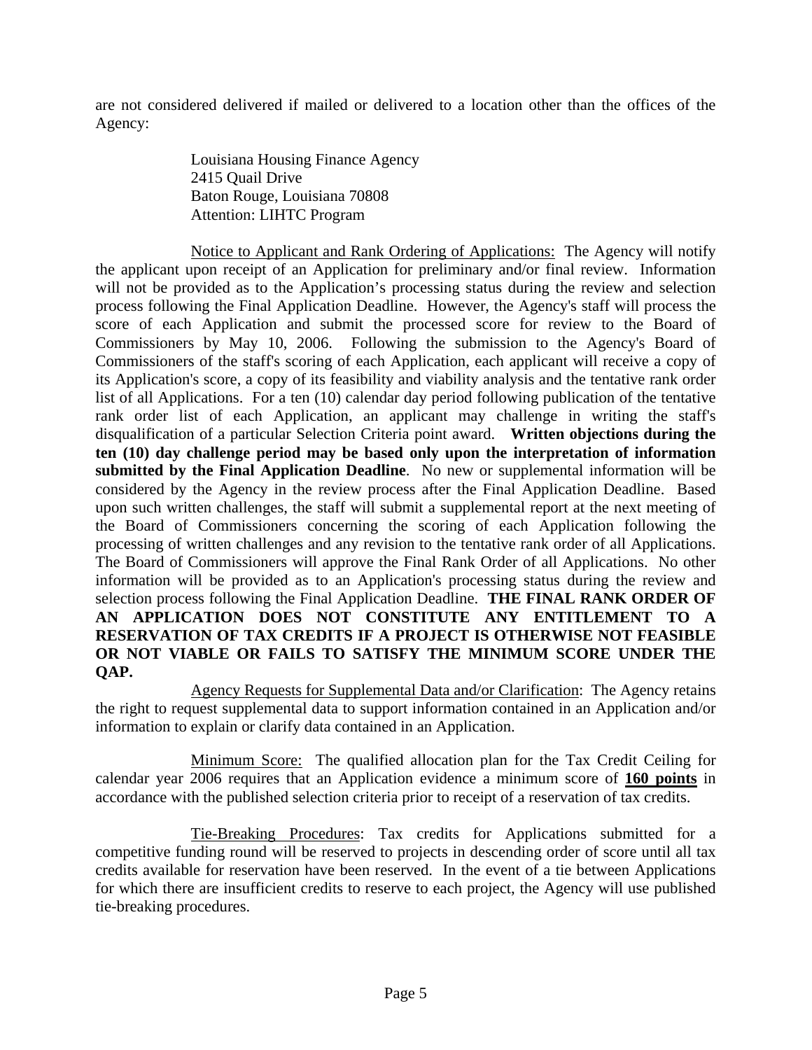are not considered delivered if mailed or delivered to a location other than the offices of the Agency:

> Louisiana Housing Finance Agency
> 2415 Quail Drive
> Baton Rouge, Louisiana 70808
> Attention: LIHTC Program

<u>Notice to Applicant and Rank Ordering of Applications:</u> The Agency will notify the applicant upon receipt of an Application for preliminary and/or final review. Information will not be provided as to the Application's processing status during the review and selection process following the Final Application Deadline. However, the Agency's staff will process the score of each Application and submit the processed score for review to the Board of Commissioners by May 10, 2006. Following the submission to the Agency's Board of Commissioners of the staff's scoring of each Application, each applicant will receive a copy of its Application's score, a copy of its feasibility and viability analysis and the tentative rank order list of all Applications. For a ten (10) calendar day period following publication of the tentative rank order list of each Application, an applicant may challenge in writing the staff's disqualification of a particular Selection Criteria point award. **Written objections during the ten (10) day challenge period may be based only upon the interpretation of information submitted by the Final Application Deadline**. No new or supplemental information will be considered by the Agency in the review process after the Final Application Deadline. Based upon such written challenges, the staff will submit a supplemental report at the next meeting of the Board of Commissioners concerning the scoring of each Application following the processing of written challenges and any revision to the tentative rank order of all Applications. The Board of Commissioners will approve the Final Rank Order of all Applications. No other information will be provided as to an Application's processing status during the review and selection process following the Final Application Deadline. **THE FINAL RANK ORDER OF AN APPLICATION DOES NOT CONSTITUTE ANY ENTITLEMENT TO A RESERVATION OF TAX CREDITS IF A PROJECT IS OTHERWISE NOT FEASIBLE OR NOT VIABLE OR FAILS TO SATISFY THE MINIMUM SCORE UNDER THE QAP.**

<u>Agency Requests for Supplemental Data and/or Clarification</u>: The Agency retains the right to request supplemental data to support information contained in an Application and/or information to explain or clarify data contained in an Application.

<u>Minimum Score:</u> The qualified allocation plan for the Tax Credit Ceiling for calendar year 2006 requires that an Application evidence a minimum score of **<u>160 points</u>** in accordance with the published selection criteria prior to receipt of a reservation of tax credits.

<u>Tie-Breaking Procedures</u>: Tax credits for Applications submitted for a competitive funding round will be reserved to projects in descending order of score until all tax credits available for reservation have been reserved. In the event of a tie between Applications for which there are insufficient credits to reserve to each project, the Agency will use published tie-breaking procedures.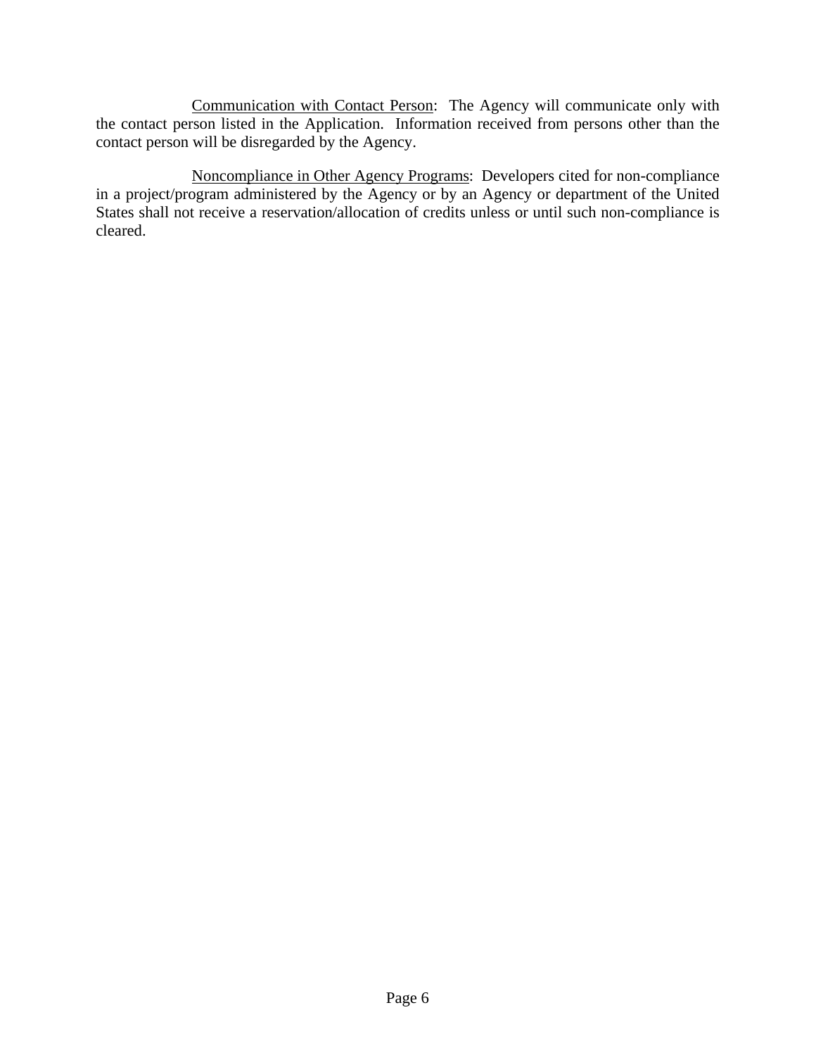<u>Communication with Contact Person</u>: The Agency will communicate only with the contact person listed in the Application. Information received from persons other than the contact person will be disregarded by the Agency.

<u>Noncompliance in Other Agency Programs</u>: Developers cited for non-compliance in a project/program administered by the Agency or by an Agency or department of the United States shall not receive a reservation/allocation of credits unless or until such non-compliance is cleared.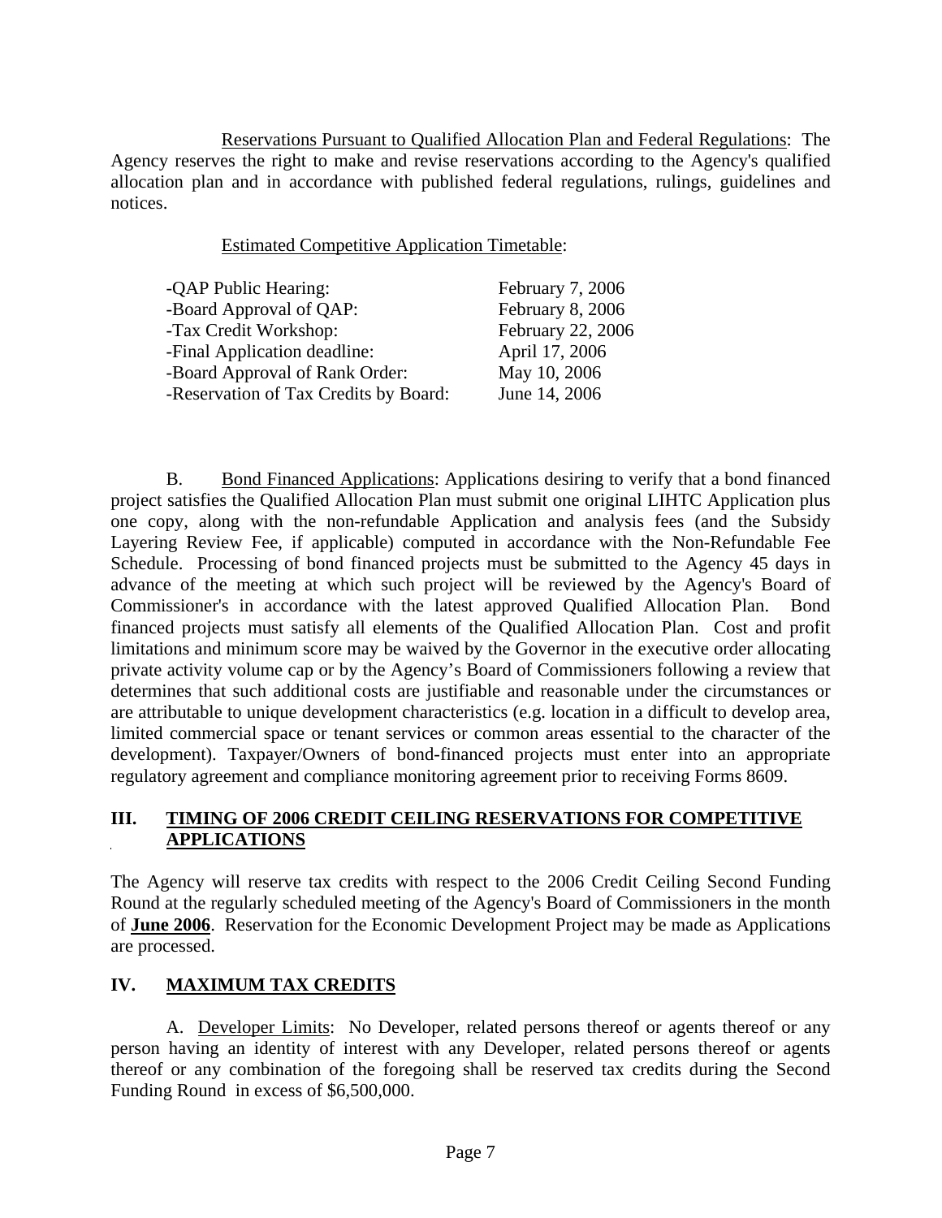Reservations Pursuant to Qualified Allocation Plan and Federal Regulations: The Agency reserves the right to make and revise reservations according to the Agency's qualified allocation plan and in accordance with published federal regulations, rulings, guidelines and notices.

Estimated Competitive Application Timetable:

| | |
|---|---|
| -QAP Public Hearing: | February 7, 2006 |
| -Board Approval of QAP: | February 8, 2006 |
| -Tax Credit Workshop: | February 22, 2006 |
| -Final Application deadline: | April 17, 2006 |
| -Board Approval of Rank Order: | May 10, 2006 |
| -Reservation of Tax Credits by Board: | June 14, 2006 |

B. Bond Financed Applications: Applications desiring to verify that a bond financed project satisfies the Qualified Allocation Plan must submit one original LIHTC Application plus one copy, along with the non-refundable Application and analysis fees (and the Subsidy Layering Review Fee, if applicable) computed in accordance with the Non-Refundable Fee Schedule. Processing of bond financed projects must be submitted to the Agency 45 days in advance of the meeting at which such project will be reviewed by the Agency's Board of Commissioner's in accordance with the latest approved Qualified Allocation Plan. Bond financed projects must satisfy all elements of the Qualified Allocation Plan. Cost and profit limitations and minimum score may be waived by the Governor in the executive order allocating private activity volume cap or by the Agency's Board of Commissioners following a review that determines that such additional costs are justifiable and reasonable under the circumstances or are attributable to unique development characteristics (e.g. location in a difficult to develop area, limited commercial space or tenant services or common areas essential to the character of the development). Taxpayer/Owners of bond-financed projects must enter into an appropriate regulatory agreement and compliance monitoring agreement prior to receiving Forms 8609.

## III. TIMING OF 2006 CREDIT CEILING RESERVATIONS FOR COMPETITIVE APPLICATIONS

The Agency will reserve tax credits with respect to the 2006 Credit Ceiling Second Funding Round at the regularly scheduled meeting of the Agency's Board of Commissioners in the month of **June 2006**. Reservation for the Economic Development Project may be made as Applications are processed.

## IV. MAXIMUM TAX CREDITS

A. Developer Limits: No Developer, related persons thereof or agents thereof or any person having an identity of interest with any Developer, related persons thereof or agents thereof or any combination of the foregoing shall be reserved tax credits during the Second Funding Round in excess of $6,500,000.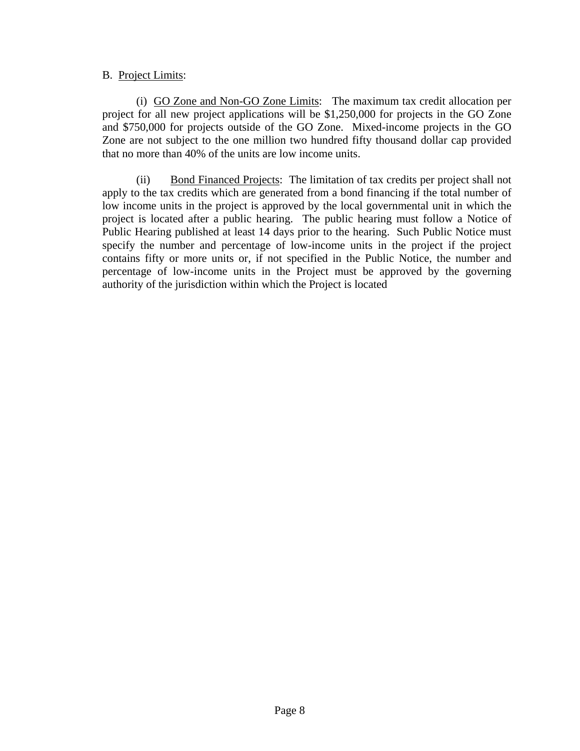B. Project Limits:

(i) GO Zone and Non-GO Zone Limits: The maximum tax credit allocation per project for all new project applications will be $1,250,000 for projects in the GO Zone and $750,000 for projects outside of the GO Zone. Mixed-income projects in the GO Zone are not subject to the one million two hundred fifty thousand dollar cap provided that no more than 40% of the units are low income units.

(ii) Bond Financed Projects: The limitation of tax credits per project shall not apply to the tax credits which are generated from a bond financing if the total number of low income units in the project is approved by the local governmental unit in which the project is located after a public hearing. The public hearing must follow a Notice of Public Hearing published at least 14 days prior to the hearing. Such Public Notice must specify the number and percentage of low-income units in the project if the project contains fifty or more units or, if not specified in the Public Notice, the number and percentage of low-income units in the Project must be approved by the governing authority of the jurisdiction within which the Project is located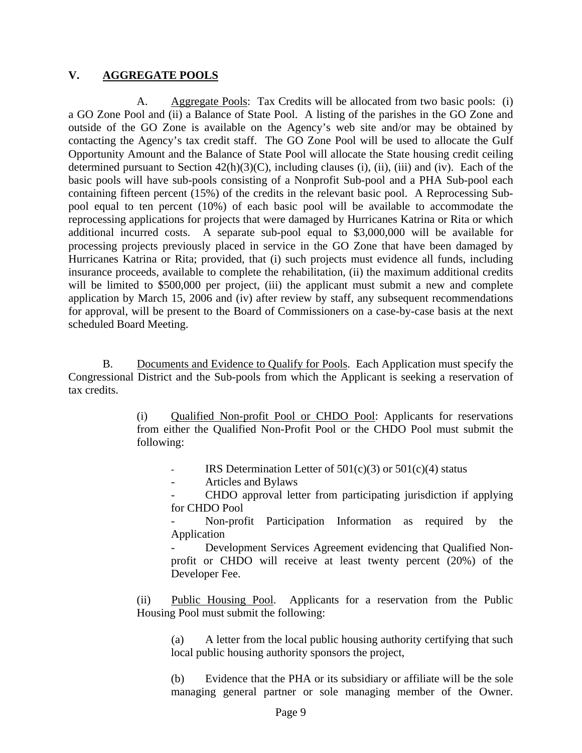## V. AGGREGATE POOLS

A. Aggregate Pools: Tax Credits will be allocated from two basic pools: (i) a GO Zone Pool and (ii) a Balance of State Pool. A listing of the parishes in the GO Zone and outside of the GO Zone is available on the Agency's web site and/or may be obtained by contacting the Agency's tax credit staff. The GO Zone Pool will be used to allocate the Gulf Opportunity Amount and the Balance of State Pool will allocate the State housing credit ceiling determined pursuant to Section 42(h)(3)(C), including clauses (i), (ii), (iii) and (iv). Each of the basic pools will have sub-pools consisting of a Nonprofit Sub-pool and a PHA Sub-pool each containing fifteen percent (15%) of the credits in the relevant basic pool. A Reprocessing Sub-pool equal to ten percent (10%) of each basic pool will be available to accommodate the reprocessing applications for projects that were damaged by Hurricanes Katrina or Rita or which additional incurred costs. A separate sub-pool equal to $3,000,000 will be available for processing projects previously placed in service in the GO Zone that have been damaged by Hurricanes Katrina or Rita; provided, that (i) such projects must evidence all funds, including insurance proceeds, available to complete the rehabilitation, (ii) the maximum additional credits will be limited to $500,000 per project, (iii) the applicant must submit a new and complete application by March 15, 2006 and (iv) after review by staff, any subsequent recommendations for approval, will be present to the Board of Commissioners on a case-by-case basis at the next scheduled Board Meeting.

B. Documents and Evidence to Qualify for Pools. Each Application must specify the Congressional District and the Sub-pools from which the Applicant is seeking a reservation of tax credits.

(i) Qualified Non-profit Pool or CHDO Pool: Applicants for reservations from either the Qualified Non-Profit Pool or the CHDO Pool must submit the following:

- IRS Determination Letter of 501(c)(3) or 501(c)(4) status
- Articles and Bylaws
- CHDO approval letter from participating jurisdiction if applying for CHDO Pool
- Non-profit Participation Information as required by the Application
- Development Services Agreement evidencing that Qualified Non-profit or CHDO will receive at least twenty percent (20%) of the Developer Fee.

(ii) Public Housing Pool. Applicants for a reservation from the Public Housing Pool must submit the following:

(a) A letter from the local public housing authority certifying that such local public housing authority sponsors the project,

(b) Evidence that the PHA or its subsidiary or affiliate will be the sole managing general partner or sole managing member of the Owner.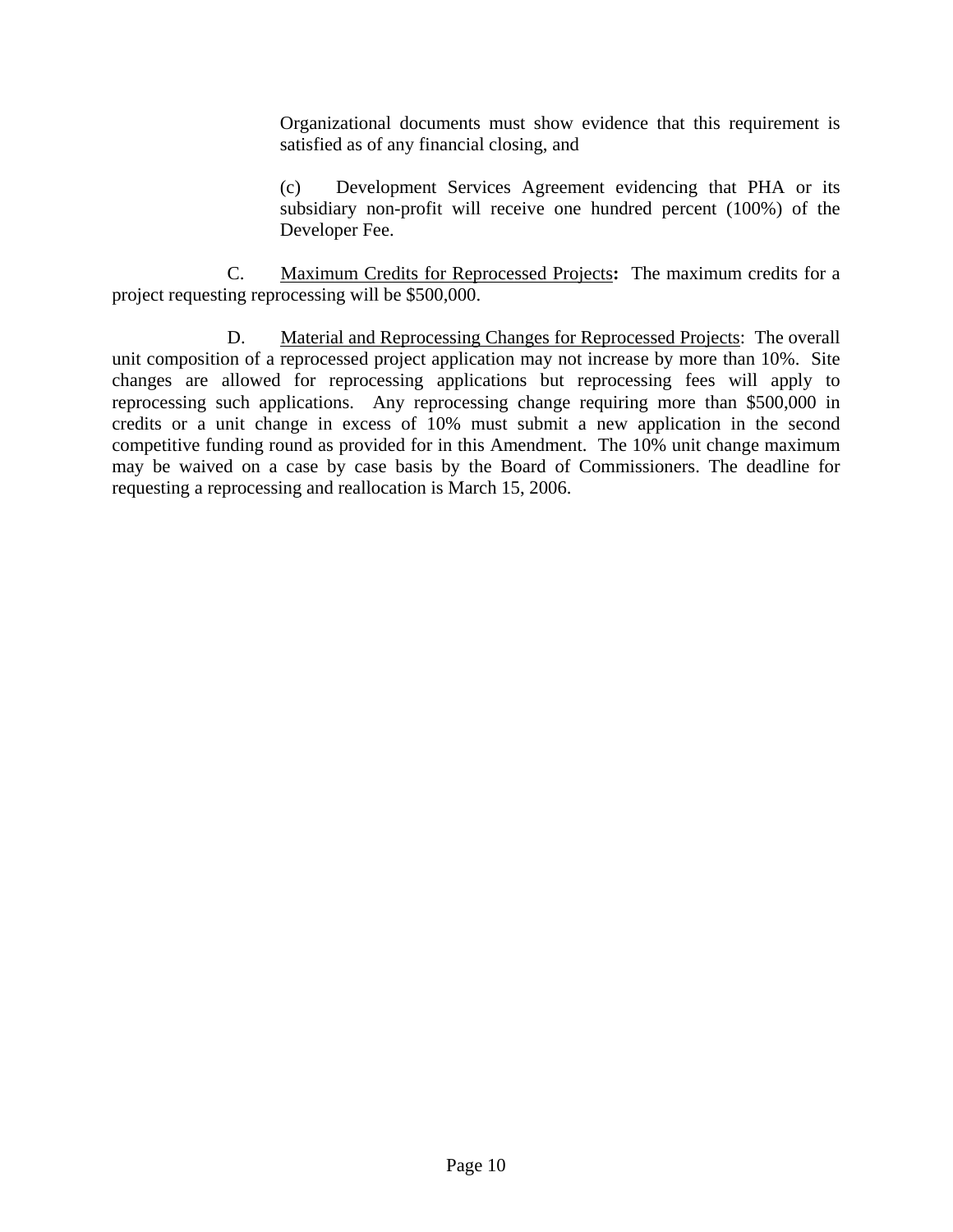Organizational documents must show evidence that this requirement is satisfied as of any financial closing, and

(c) Development Services Agreement evidencing that PHA or its subsidiary non-profit will receive one hundred percent (100%) of the Developer Fee.

C. Maximum Credits for Reprocessed Projects**:** The maximum credits for a project requesting reprocessing will be $500,000.

D. Material and Reprocessing Changes for Reprocessed Projects: The overall unit composition of a reprocessed project application may not increase by more than 10%. Site changes are allowed for reprocessing applications but reprocessing fees will apply to reprocessing such applications. Any reprocessing change requiring more than $500,000 in credits or a unit change in excess of 10% must submit a new application in the second competitive funding round as provided for in this Amendment. The 10% unit change maximum may be waived on a case by case basis by the Board of Commissioners. The deadline for requesting a reprocessing and reallocation is March 15, 2006.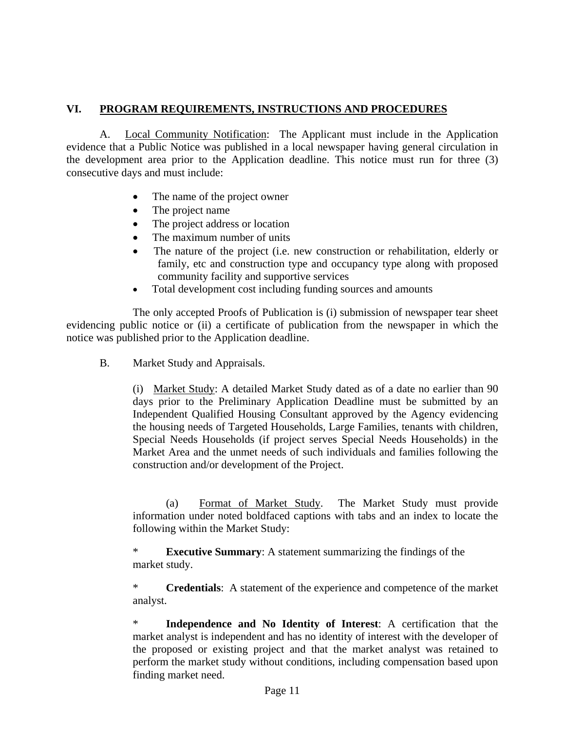## VI. PROGRAM REQUIREMENTS, INSTRUCTIONS AND PROCEDURES

A. Local Community Notification: The Applicant must include in the Application evidence that a Public Notice was published in a local newspaper having general circulation in the development area prior to the Application deadline. This notice must run for three (3) consecutive days and must include:

- The name of the project owner
- The project name
- The project address or location
- The maximum number of units
- The nature of the project (i.e. new construction or rehabilitation, elderly or family, etc and construction type and occupancy type along with proposed community facility and supportive services
- Total development cost including funding sources and amounts

The only accepted Proofs of Publication is (i) submission of newspaper tear sheet evidencing public notice or (ii) a certificate of publication from the newspaper in which the notice was published prior to the Application deadline.

B. Market Study and Appraisals.

(i) Market Study: A detailed Market Study dated as of a date no earlier than 90 days prior to the Preliminary Application Deadline must be submitted by an Independent Qualified Housing Consultant approved by the Agency evidencing the housing needs of Targeted Households, Large Families, tenants with children, Special Needs Households (if project serves Special Needs Households) in the Market Area and the unmet needs of such individuals and families following the construction and/or development of the Project.

(a) Format of Market Study. The Market Study must provide information under noted boldfaced captions with tabs and an index to locate the following within the Market Study:

\* **Executive Summary**: A statement summarizing the findings of the market study.

\* **Credentials**: A statement of the experience and competence of the market analyst.

\* **Independence and No Identity of Interest**: A certification that the market analyst is independent and has no identity of interest with the developer of the proposed or existing project and that the market analyst was retained to perform the market study without conditions, including compensation based upon finding market need.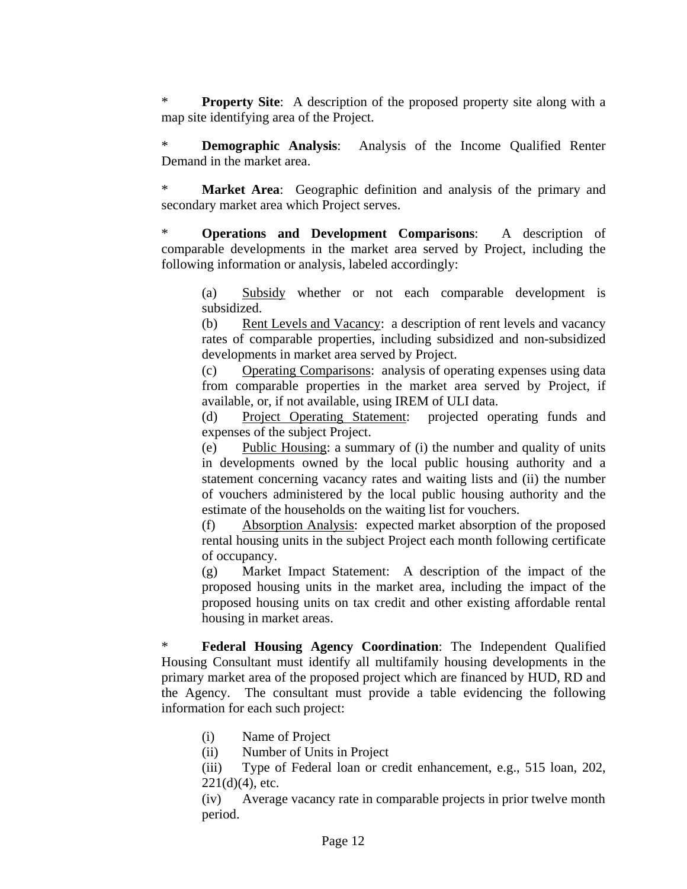\* **Property Site**: A description of the proposed property site along with a map site identifying area of the Project.

\* **Demographic Analysis**: Analysis of the Income Qualified Renter Demand in the market area.

\* **Market Area**: Geographic definition and analysis of the primary and secondary market area which Project serves.

\* **Operations and Development Comparisons**: A description of comparable developments in the market area served by Project, including the following information or analysis, labeled accordingly:

> (a) <u>Subsidy</u> whether or not each comparable development is subsidized.
>
> (b) <u>Rent Levels and Vacancy</u>: a description of rent levels and vacancy rates of comparable properties, including subsidized and non-subsidized developments in market area served by Project.
>
> (c) <u>Operating Comparisons</u>: analysis of operating expenses using data from comparable properties in the market area served by Project, if available, or, if not available, using IREM of ULI data.
>
> (d) <u>Project Operating Statement</u>: projected operating funds and expenses of the subject Project.
>
> (e) <u>Public Housing</u>: a summary of (i) the number and quality of units in developments owned by the local public housing authority and a statement concerning vacancy rates and waiting lists and (ii) the number of vouchers administered by the local public housing authority and the estimate of the households on the waiting list for vouchers.
>
> (f) <u>Absorption Analysis</u>: expected market absorption of the proposed rental housing units in the subject Project each month following certificate of occupancy.
>
> (g) Market Impact Statement: A description of the impact of the proposed housing units in the market area, including the impact of the proposed housing units on tax credit and other existing affordable rental housing in market areas.

\* **Federal Housing Agency Coordination**: The Independent Qualified Housing Consultant must identify all multifamily housing developments in the primary market area of the proposed project which are financed by HUD, RD and the Agency. The consultant must provide a table evidencing the following information for each such project:

> (i) Name of Project
>
> (ii) Number of Units in Project
>
> (iii) Type of Federal loan or credit enhancement, e.g., 515 loan, 202, 221(d)(4), etc.
>
> (iv) Average vacancy rate in comparable projects in prior twelve month period.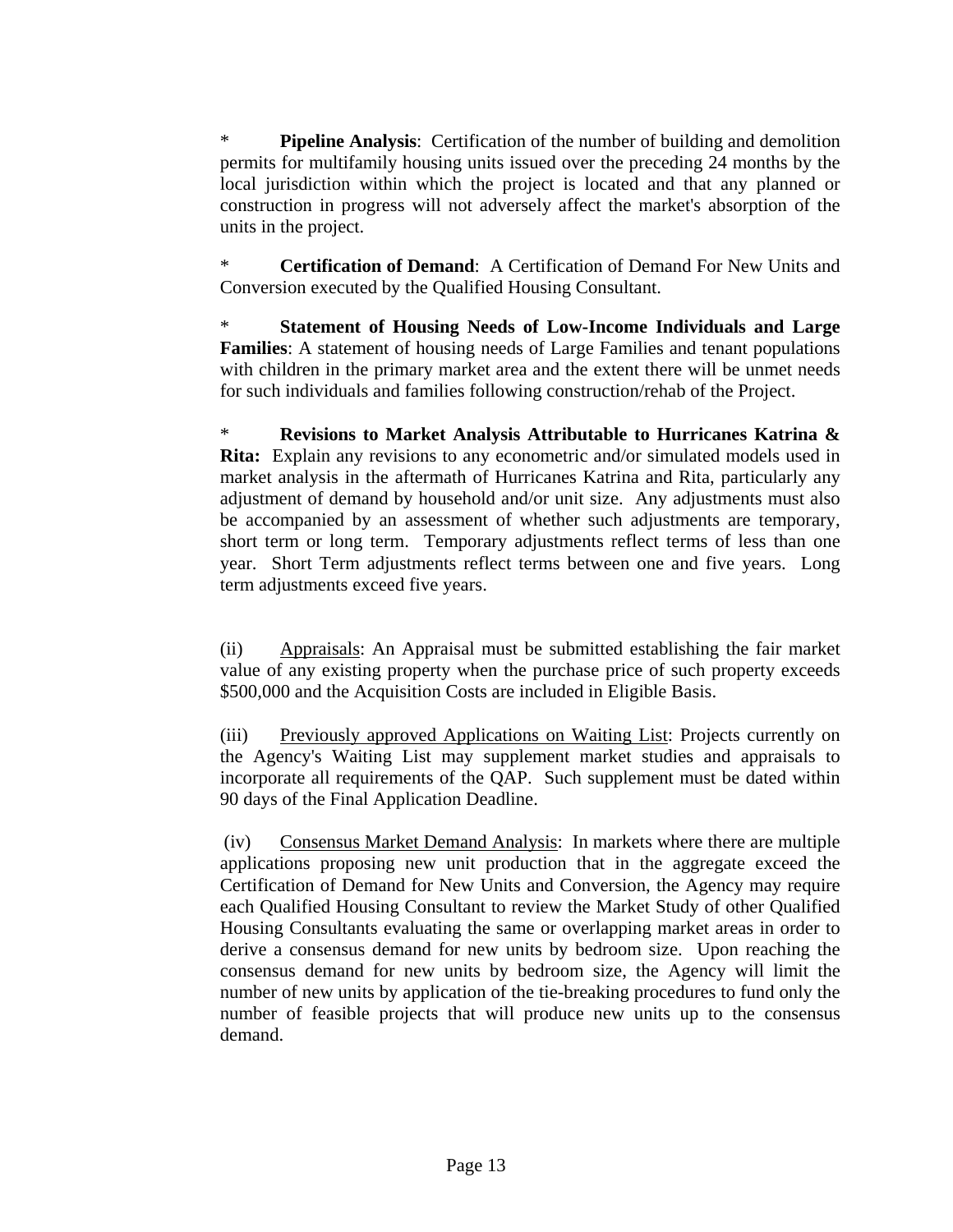\* **Pipeline Analysis**: Certification of the number of building and demolition permits for multifamily housing units issued over the preceding 24 months by the local jurisdiction within which the project is located and that any planned or construction in progress will not adversely affect the market's absorption of the units in the project.

\* **Certification of Demand**: A Certification of Demand For New Units and Conversion executed by the Qualified Housing Consultant.

\* **Statement of Housing Needs of Low-Income Individuals and Large Families**: A statement of housing needs of Large Families and tenant populations with children in the primary market area and the extent there will be unmet needs for such individuals and families following construction/rehab of the Project.

\* **Revisions to Market Analysis Attributable to Hurricanes Katrina & Rita:** Explain any revisions to any econometric and/or simulated models used in market analysis in the aftermath of Hurricanes Katrina and Rita, particularly any adjustment of demand by household and/or unit size. Any adjustments must also be accompanied by an assessment of whether such adjustments are temporary, short term or long term. Temporary adjustments reflect terms of less than one year. Short Term adjustments reflect terms between one and five years. Long term adjustments exceed five years.

(ii) <u>Appraisals</u>: An Appraisal must be submitted establishing the fair market value of any existing property when the purchase price of such property exceeds $500,000 and the Acquisition Costs are included in Eligible Basis.

(iii) <u>Previously approved Applications on Waiting List</u>: Projects currently on the Agency's Waiting List may supplement market studies and appraisals to incorporate all requirements of the QAP. Such supplement must be dated within 90 days of the Final Application Deadline.

(iv) <u>Consensus Market Demand Analysis</u>: In markets where there are multiple applications proposing new unit production that in the aggregate exceed the Certification of Demand for New Units and Conversion, the Agency may require each Qualified Housing Consultant to review the Market Study of other Qualified Housing Consultants evaluating the same or overlapping market areas in order to derive a consensus demand for new units by bedroom size. Upon reaching the consensus demand for new units by bedroom size, the Agency will limit the number of new units by application of the tie-breaking procedures to fund only the number of feasible projects that will produce new units up to the consensus demand.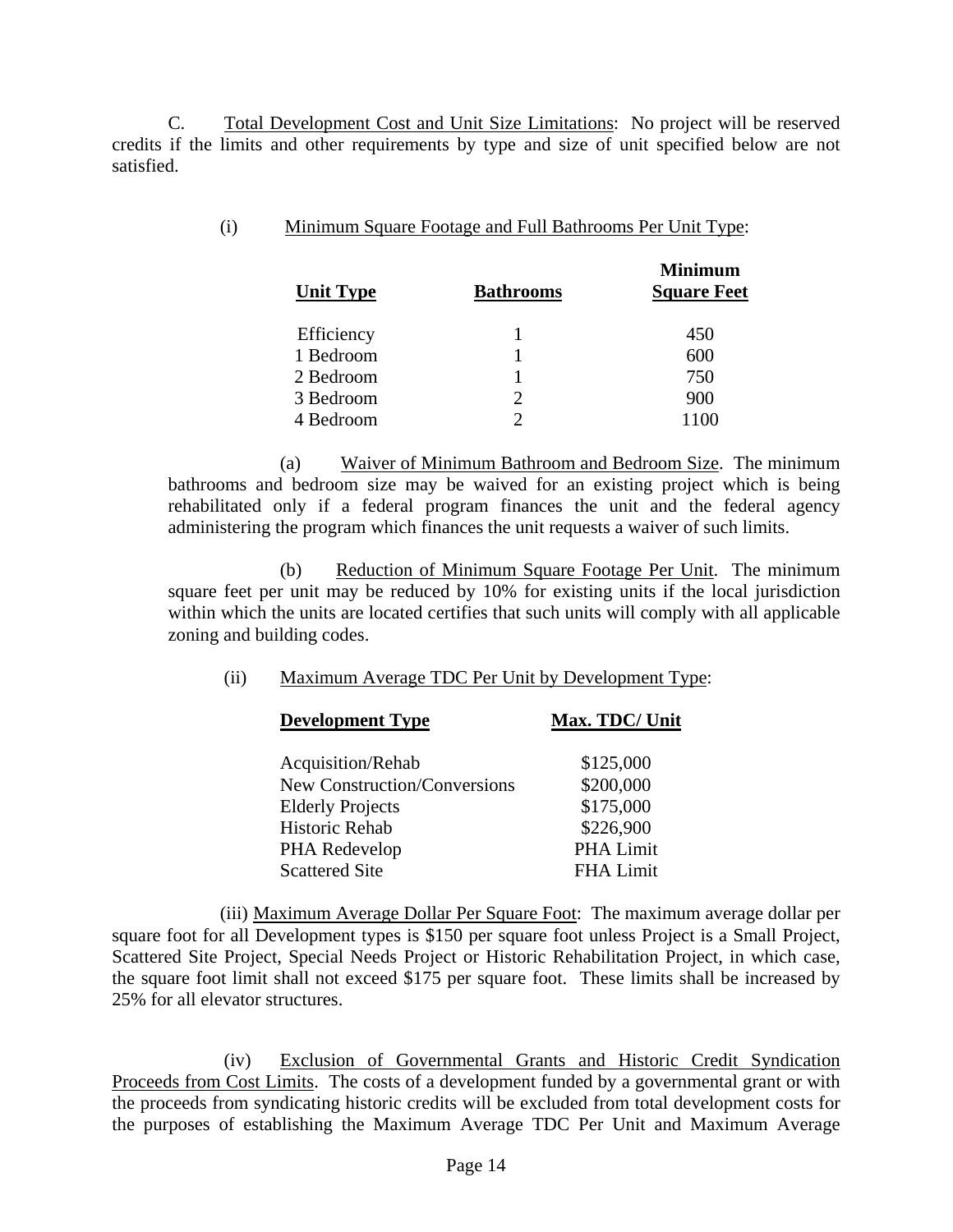C. <u>Total Development Cost and Unit Size Limitations</u>: No project will be reserved credits if the limits and other requirements by type and size of unit specified below are not satisfied.

(i) <u>Minimum Square Footage and Full Bathrooms Per Unit Type</u>:

| Unit Type | Bathrooms | Minimum Square Feet |
|---|---|---|
| Efficiency | 1 | 450 |
| 1 Bedroom | 1 | 600 |
| 2 Bedroom | 1 | 750 |
| 3 Bedroom | 2 | 900 |
| 4 Bedroom | 2 | 1100 |

(a) <u>Waiver of Minimum Bathroom and Bedroom Size</u>. The minimum bathrooms and bedroom size may be waived for an existing project which is being rehabilitated only if a federal program finances the unit and the federal agency administering the program which finances the unit requests a waiver of such limits.

(b) <u>Reduction of Minimum Square Footage Per Unit</u>. The minimum square feet per unit may be reduced by 10% for existing units if the local jurisdiction within which the units are located certifies that such units will comply with all applicable zoning and building codes.

(ii) <u>Maximum Average TDC Per Unit by Development Type</u>:

| Development Type | Max. TDC/ Unit |
|---|---|
| Acquisition/Rehab | \$125,000 |
| New Construction/Conversions | \$200,000 |
| Elderly Projects | \$175,000 |
| Historic Rehab | \$226,900 |
| PHA Redevelop | PHA Limit |
| Scattered Site | FHA Limit |

(iii) <u>Maximum Average Dollar Per Square Foot</u>: The maximum average dollar per square foot for all Development types is \$150 per square foot unless Project is a Small Project, Scattered Site Project, Special Needs Project or Historic Rehabilitation Project, in which case, the square foot limit shall not exceed \$175 per square foot. These limits shall be increased by 25% for all elevator structures.

(iv) <u>Exclusion of Governmental Grants and Historic Credit Syndication Proceeds from Cost Limits</u>. The costs of a development funded by a governmental grant or with the proceeds from syndicating historic credits will be excluded from total development costs for the purposes of establishing the Maximum Average TDC Per Unit and Maximum Average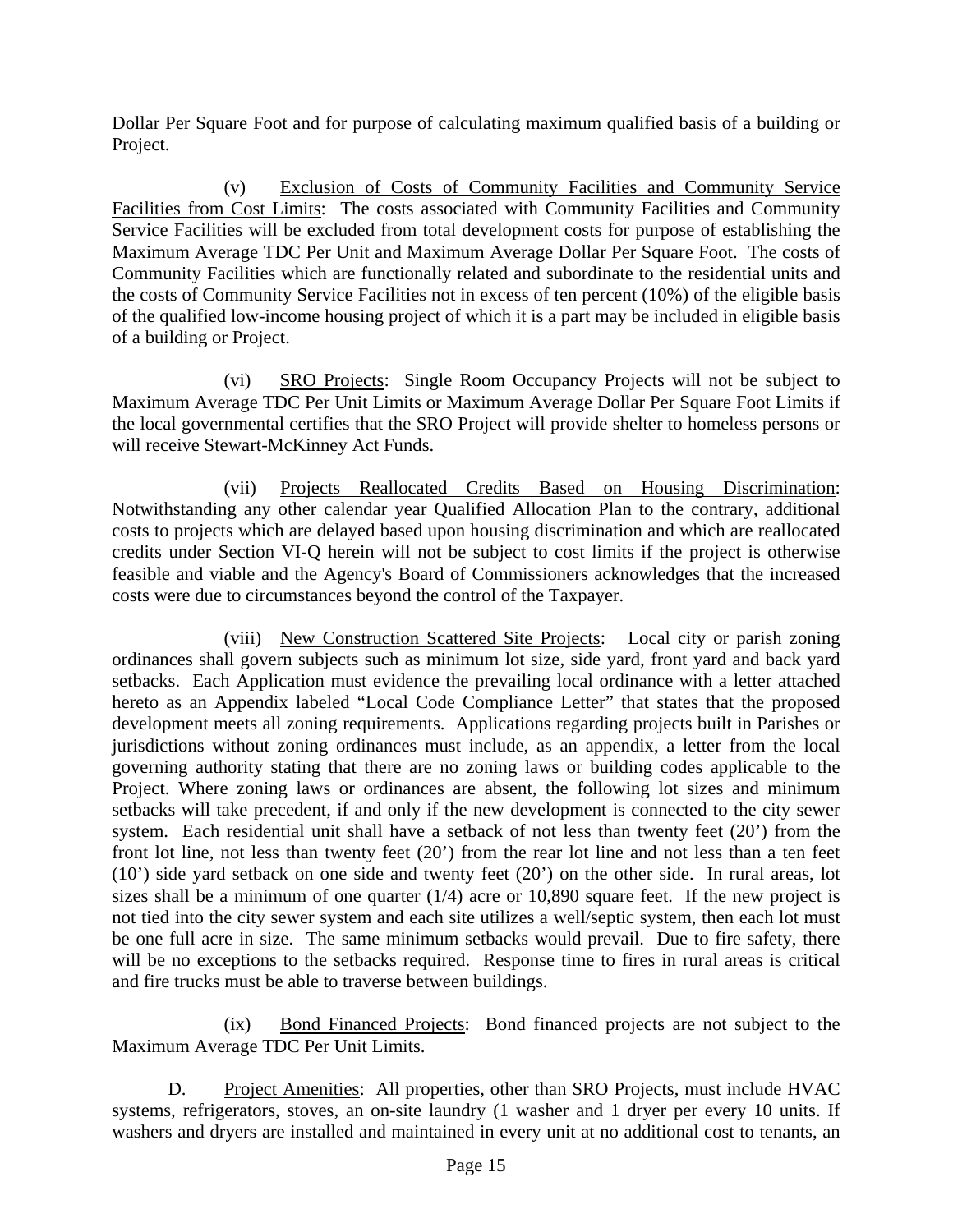Dollar Per Square Foot and for purpose of calculating maximum qualified basis of a building or Project.

(v) Exclusion of Costs of Community Facilities and Community Service Facilities from Cost Limits: The costs associated with Community Facilities and Community Service Facilities will be excluded from total development costs for purpose of establishing the Maximum Average TDC Per Unit and Maximum Average Dollar Per Square Foot. The costs of Community Facilities which are functionally related and subordinate to the residential units and the costs of Community Service Facilities not in excess of ten percent (10%) of the eligible basis of the qualified low-income housing project of which it is a part may be included in eligible basis of a building or Project.

(vi) SRO Projects: Single Room Occupancy Projects will not be subject to Maximum Average TDC Per Unit Limits or Maximum Average Dollar Per Square Foot Limits if the local governmental certifies that the SRO Project will provide shelter to homeless persons or will receive Stewart-McKinney Act Funds.

(vii) Projects Reallocated Credits Based on Housing Discrimination: Notwithstanding any other calendar year Qualified Allocation Plan to the contrary, additional costs to projects which are delayed based upon housing discrimination and which are reallocated credits under Section VI-Q herein will not be subject to cost limits if the project is otherwise feasible and viable and the Agency's Board of Commissioners acknowledges that the increased costs were due to circumstances beyond the control of the Taxpayer.

(viii) New Construction Scattered Site Projects: Local city or parish zoning ordinances shall govern subjects such as minimum lot size, side yard, front yard and back yard setbacks. Each Application must evidence the prevailing local ordinance with a letter attached hereto as an Appendix labeled "Local Code Compliance Letter" that states that the proposed development meets all zoning requirements. Applications regarding projects built in Parishes or jurisdictions without zoning ordinances must include, as an appendix, a letter from the local governing authority stating that there are no zoning laws or building codes applicable to the Project. Where zoning laws or ordinances are absent, the following lot sizes and minimum setbacks will take precedent, if and only if the new development is connected to the city sewer system. Each residential unit shall have a setback of not less than twenty feet (20') from the front lot line, not less than twenty feet (20') from the rear lot line and not less than a ten feet (10') side yard setback on one side and twenty feet (20') on the other side. In rural areas, lot sizes shall be a minimum of one quarter (1/4) acre or 10,890 square feet. If the new project is not tied into the city sewer system and each site utilizes a well/septic system, then each lot must be one full acre in size. The same minimum setbacks would prevail. Due to fire safety, there will be no exceptions to the setbacks required. Response time to fires in rural areas is critical and fire trucks must be able to traverse between buildings.

(ix) Bond Financed Projects: Bond financed projects are not subject to the Maximum Average TDC Per Unit Limits.

D. Project Amenities: All properties, other than SRO Projects, must include HVAC systems, refrigerators, stoves, an on-site laundry (1 washer and 1 dryer per every 10 units. If washers and dryers are installed and maintained in every unit at no additional cost to tenants, an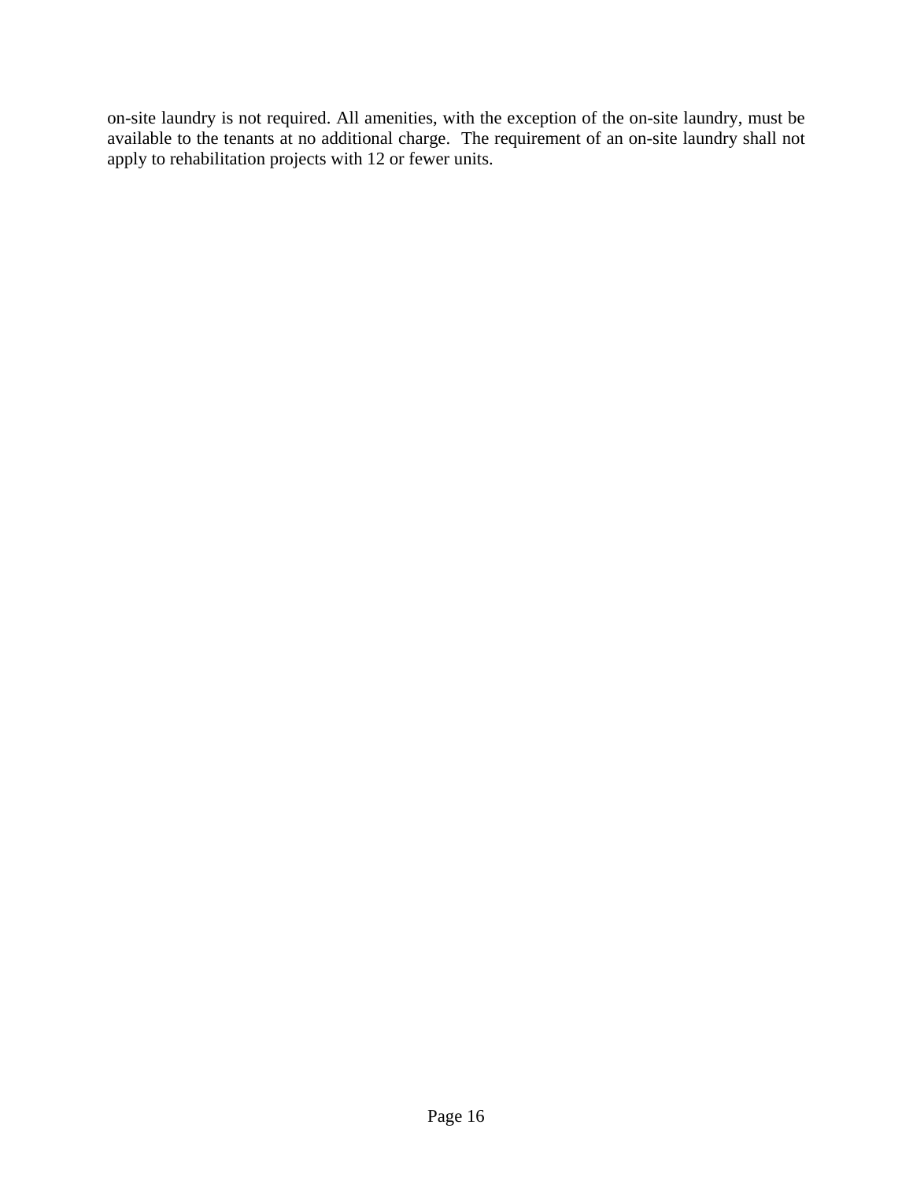on-site laundry is not required. All amenities, with the exception of the on-site laundry, must be available to the tenants at no additional charge. The requirement of an on-site laundry shall not apply to rehabilitation projects with 12 or fewer units.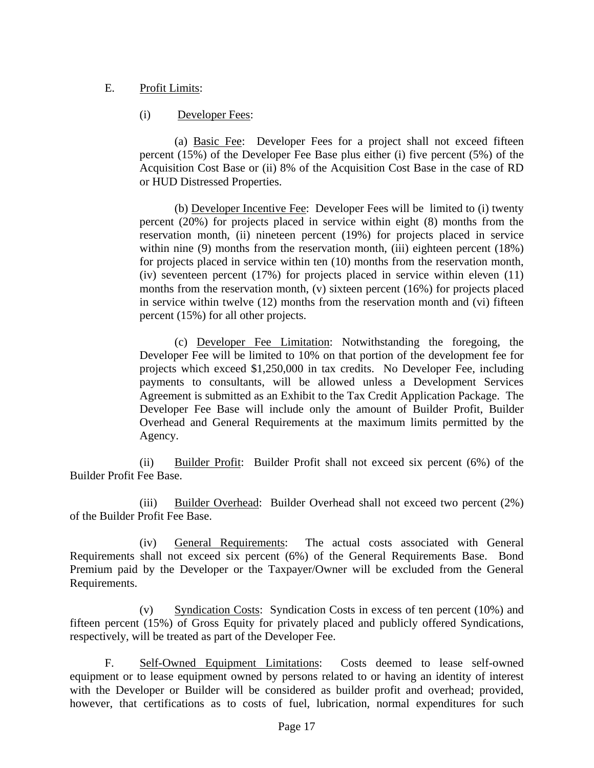E. <u>Profit Limits</u>:

(i) <u>Developer Fees</u>:

(a) <u>Basic Fee</u>: Developer Fees for a project shall not exceed fifteen percent (15%) of the Developer Fee Base plus either (i) five percent (5%) of the Acquisition Cost Base or (ii) 8% of the Acquisition Cost Base in the case of RD or HUD Distressed Properties.

(b) <u>Developer Incentive Fee</u>: Developer Fees will be limited to (i) twenty percent (20%) for projects placed in service within eight (8) months from the reservation month, (ii) nineteen percent (19%) for projects placed in service within nine (9) months from the reservation month, (iii) eighteen percent (18%) for projects placed in service within ten (10) months from the reservation month, (iv) seventeen percent (17%) for projects placed in service within eleven (11) months from the reservation month, (v) sixteen percent (16%) for projects placed in service within twelve (12) months from the reservation month and (vi) fifteen percent (15%) for all other projects.

(c) <u>Developer Fee Limitation</u>: Notwithstanding the foregoing, the Developer Fee will be limited to 10% on that portion of the development fee for projects which exceed $1,250,000 in tax credits. No Developer Fee, including payments to consultants, will be allowed unless a Development Services Agreement is submitted as an Exhibit to the Tax Credit Application Package. The Developer Fee Base will include only the amount of Builder Profit, Builder Overhead and General Requirements at the maximum limits permitted by the Agency.

(ii) <u>Builder Profit</u>: Builder Profit shall not exceed six percent (6%) of the Builder Profit Fee Base.

(iii) <u>Builder Overhead</u>: Builder Overhead shall not exceed two percent (2%) of the Builder Profit Fee Base.

(iv) <u>General Requirements</u>: The actual costs associated with General Requirements shall not exceed six percent (6%) of the General Requirements Base. Bond Premium paid by the Developer or the Taxpayer/Owner will be excluded from the General Requirements.

(v) <u>Syndication Costs</u>: Syndication Costs in excess of ten percent (10%) and fifteen percent (15%) of Gross Equity for privately placed and publicly offered Syndications, respectively, will be treated as part of the Developer Fee.

F. <u>Self-Owned Equipment Limitations</u>: Costs deemed to lease self-owned equipment or to lease equipment owned by persons related to or having an identity of interest with the Developer or Builder will be considered as builder profit and overhead; provided, however, that certifications as to costs of fuel, lubrication, normal expenditures for such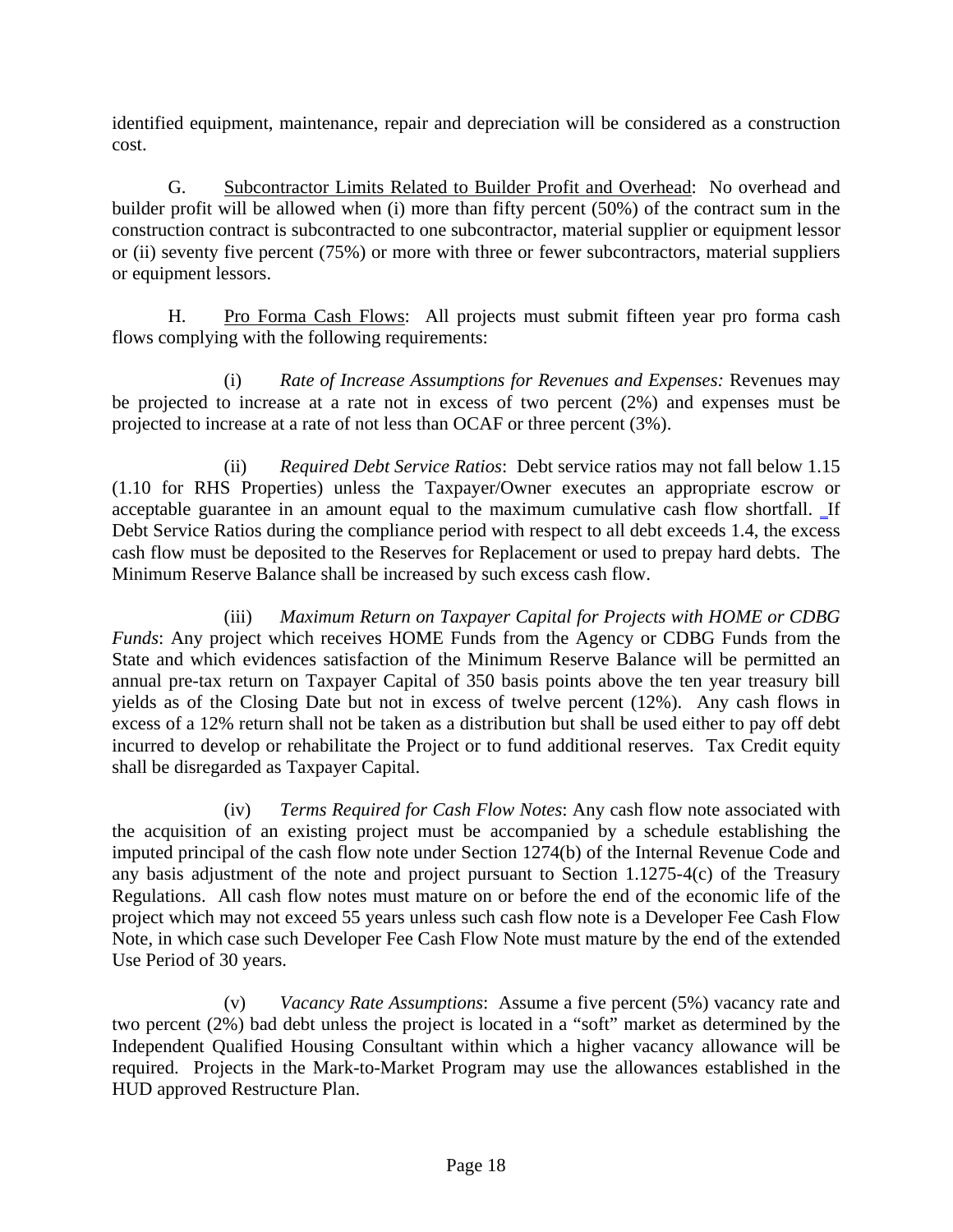identified equipment, maintenance, repair and depreciation will be considered as a construction cost.

G. Subcontractor Limits Related to Builder Profit and Overhead: No overhead and builder profit will be allowed when (i) more than fifty percent (50%) of the contract sum in the construction contract is subcontracted to one subcontractor, material supplier or equipment lessor or (ii) seventy five percent (75%) or more with three or fewer subcontractors, material suppliers or equipment lessors.

H. Pro Forma Cash Flows: All projects must submit fifteen year pro forma cash flows complying with the following requirements:

(i) *Rate of Increase Assumptions for Revenues and Expenses:* Revenues may be projected to increase at a rate not in excess of two percent (2%) and expenses must be projected to increase at a rate of not less than OCAF or three percent (3%).

(ii) *Required Debt Service Ratios*: Debt service ratios may not fall below 1.15 (1.10 for RHS Properties) unless the Taxpayer/Owner executes an appropriate escrow or acceptable guarantee in an amount equal to the maximum cumulative cash flow shortfall. If Debt Service Ratios during the compliance period with respect to all debt exceeds 1.4, the excess cash flow must be deposited to the Reserves for Replacement or used to prepay hard debts. The Minimum Reserve Balance shall be increased by such excess cash flow.

(iii) *Maximum Return on Taxpayer Capital for Projects with HOME or CDBG Funds*: Any project which receives HOME Funds from the Agency or CDBG Funds from the State and which evidences satisfaction of the Minimum Reserve Balance will be permitted an annual pre-tax return on Taxpayer Capital of 350 basis points above the ten year treasury bill yields as of the Closing Date but not in excess of twelve percent (12%). Any cash flows in excess of a 12% return shall not be taken as a distribution but shall be used either to pay off debt incurred to develop or rehabilitate the Project or to fund additional reserves. Tax Credit equity shall be disregarded as Taxpayer Capital.

(iv) *Terms Required for Cash Flow Notes*: Any cash flow note associated with the acquisition of an existing project must be accompanied by a schedule establishing the imputed principal of the cash flow note under Section 1274(b) of the Internal Revenue Code and any basis adjustment of the note and project pursuant to Section 1.1275-4(c) of the Treasury Regulations. All cash flow notes must mature on or before the end of the economic life of the project which may not exceed 55 years unless such cash flow note is a Developer Fee Cash Flow Note, in which case such Developer Fee Cash Flow Note must mature by the end of the extended Use Period of 30 years.

(v) *Vacancy Rate Assumptions*: Assume a five percent (5%) vacancy rate and two percent (2%) bad debt unless the project is located in a "soft" market as determined by the Independent Qualified Housing Consultant within which a higher vacancy allowance will be required. Projects in the Mark-to-Market Program may use the allowances established in the HUD approved Restructure Plan.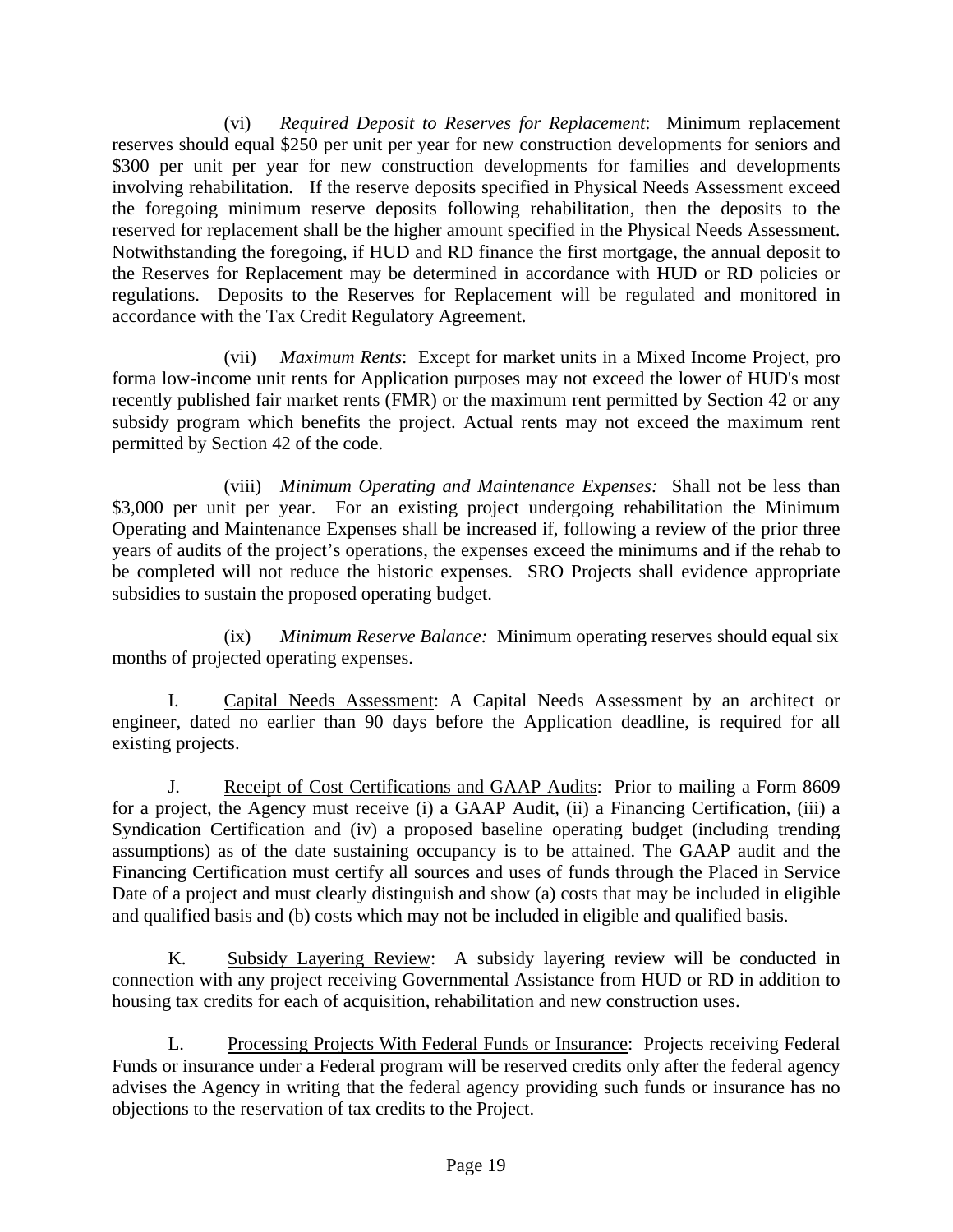(vi) *Required Deposit to Reserves for Replacement*: Minimum replacement reserves should equal $250 per unit per year for new construction developments for seniors and $300 per unit per year for new construction developments for families and developments involving rehabilitation. If the reserve deposits specified in Physical Needs Assessment exceed the foregoing minimum reserve deposits following rehabilitation, then the deposits to the reserved for replacement shall be the higher amount specified in the Physical Needs Assessment. Notwithstanding the foregoing, if HUD and RD finance the first mortgage, the annual deposit to the Reserves for Replacement may be determined in accordance with HUD or RD policies or regulations. Deposits to the Reserves for Replacement will be regulated and monitored in accordance with the Tax Credit Regulatory Agreement.

(vii) *Maximum Rents*: Except for market units in a Mixed Income Project, pro forma low-income unit rents for Application purposes may not exceed the lower of HUD's most recently published fair market rents (FMR) or the maximum rent permitted by Section 42 or any subsidy program which benefits the project. Actual rents may not exceed the maximum rent permitted by Section 42 of the code.

(viii) *Minimum Operating and Maintenance Expenses:* Shall not be less than $3,000 per unit per year. For an existing project undergoing rehabilitation the Minimum Operating and Maintenance Expenses shall be increased if, following a review of the prior three years of audits of the project's operations, the expenses exceed the minimums and if the rehab to be completed will not reduce the historic expenses. SRO Projects shall evidence appropriate subsidies to sustain the proposed operating budget.

(ix) *Minimum Reserve Balance:* Minimum operating reserves should equal six months of projected operating expenses.

I. <u>Capital Needs Assessment</u>: A Capital Needs Assessment by an architect or engineer, dated no earlier than 90 days before the Application deadline, is required for all existing projects.

J. <u>Receipt of Cost Certifications and GAAP Audits</u>: Prior to mailing a Form 8609 for a project, the Agency must receive (i) a GAAP Audit, (ii) a Financing Certification, (iii) a Syndication Certification and (iv) a proposed baseline operating budget (including trending assumptions) as of the date sustaining occupancy is to be attained. The GAAP audit and the Financing Certification must certify all sources and uses of funds through the Placed in Service Date of a project and must clearly distinguish and show (a) costs that may be included in eligible and qualified basis and (b) costs which may not be included in eligible and qualified basis.

K. <u>Subsidy Layering Review</u>: A subsidy layering review will be conducted in connection with any project receiving Governmental Assistance from HUD or RD in addition to housing tax credits for each of acquisition, rehabilitation and new construction uses.

L. <u>Processing Projects With Federal Funds or Insurance</u>: Projects receiving Federal Funds or insurance under a Federal program will be reserved credits only after the federal agency advises the Agency in writing that the federal agency providing such funds or insurance has no objections to the reservation of tax credits to the Project.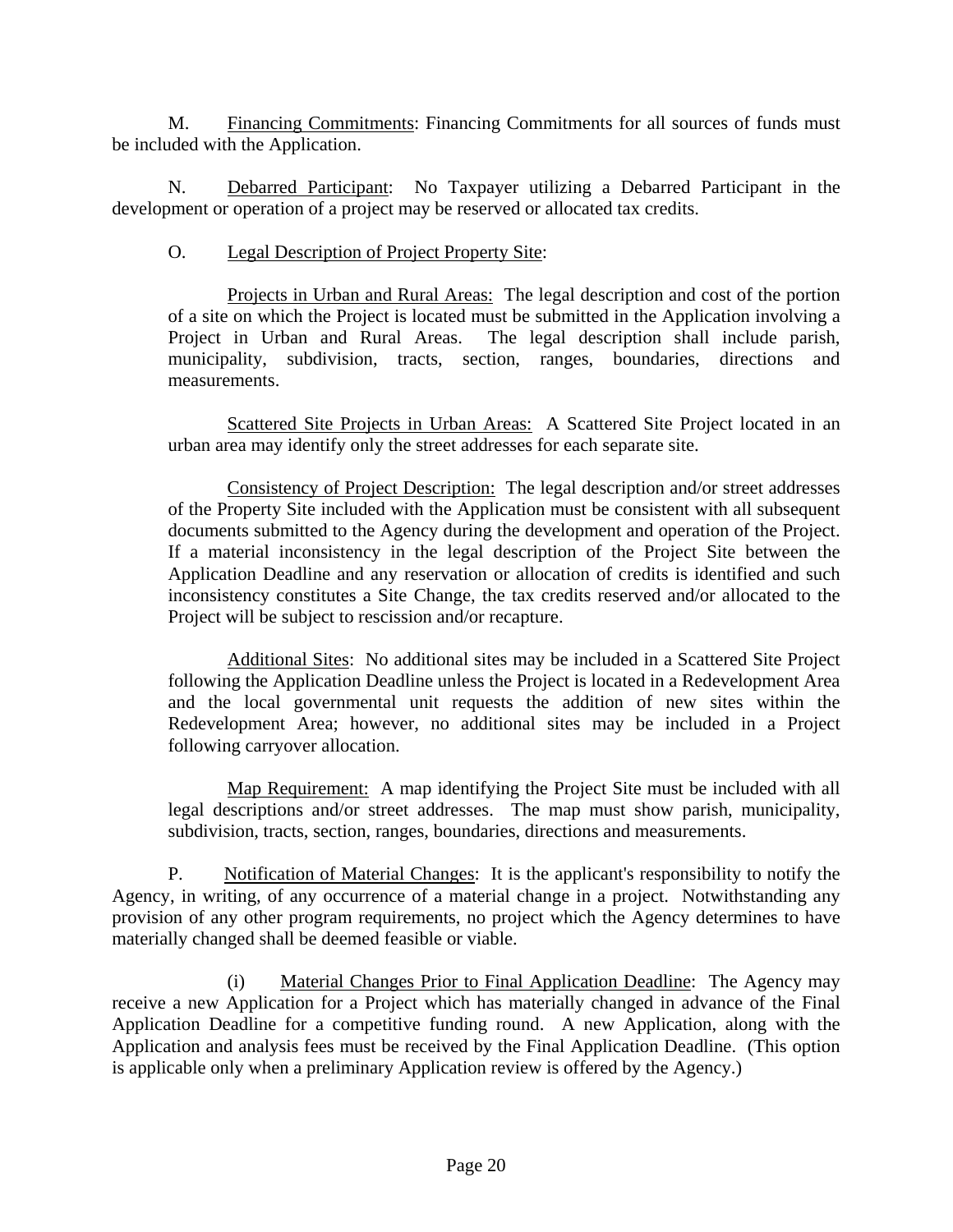M. <u>Financing Commitments</u>: Financing Commitments for all sources of funds must be included with the Application.

N. <u>Debarred Participant</u>: No Taxpayer utilizing a Debarred Participant in the development or operation of a project may be reserved or allocated tax credits.

O. <u>Legal Description of Project Property Site</u>:

<u>Projects in Urban and Rural Areas:</u> The legal description and cost of the portion of a site on which the Project is located must be submitted in the Application involving a Project in Urban and Rural Areas. The legal description shall include parish, municipality, subdivision, tracts, section, ranges, boundaries, directions and measurements.

<u>Scattered Site Projects in Urban Areas:</u> A Scattered Site Project located in an urban area may identify only the street addresses for each separate site.

<u>Consistency of Project Description:</u> The legal description and/or street addresses of the Property Site included with the Application must be consistent with all subsequent documents submitted to the Agency during the development and operation of the Project. If a material inconsistency in the legal description of the Project Site between the Application Deadline and any reservation or allocation of credits is identified and such inconsistency constitutes a Site Change, the tax credits reserved and/or allocated to the Project will be subject to rescission and/or recapture.

<u>Additional Sites</u>: No additional sites may be included in a Scattered Site Project following the Application Deadline unless the Project is located in a Redevelopment Area and the local governmental unit requests the addition of new sites within the Redevelopment Area; however, no additional sites may be included in a Project following carryover allocation.

<u>Map Requirement:</u> A map identifying the Project Site must be included with all legal descriptions and/or street addresses. The map must show parish, municipality, subdivision, tracts, section, ranges, boundaries, directions and measurements.

P. <u>Notification of Material Changes</u>: It is the applicant's responsibility to notify the Agency, in writing, of any occurrence of a material change in a project. Notwithstanding any provision of any other program requirements, no project which the Agency determines to have materially changed shall be deemed feasible or viable.

(i) <u>Material Changes Prior to Final Application Deadline</u>: The Agency may receive a new Application for a Project which has materially changed in advance of the Final Application Deadline for a competitive funding round. A new Application, along with the Application and analysis fees must be received by the Final Application Deadline. (This option is applicable only when a preliminary Application review is offered by the Agency.)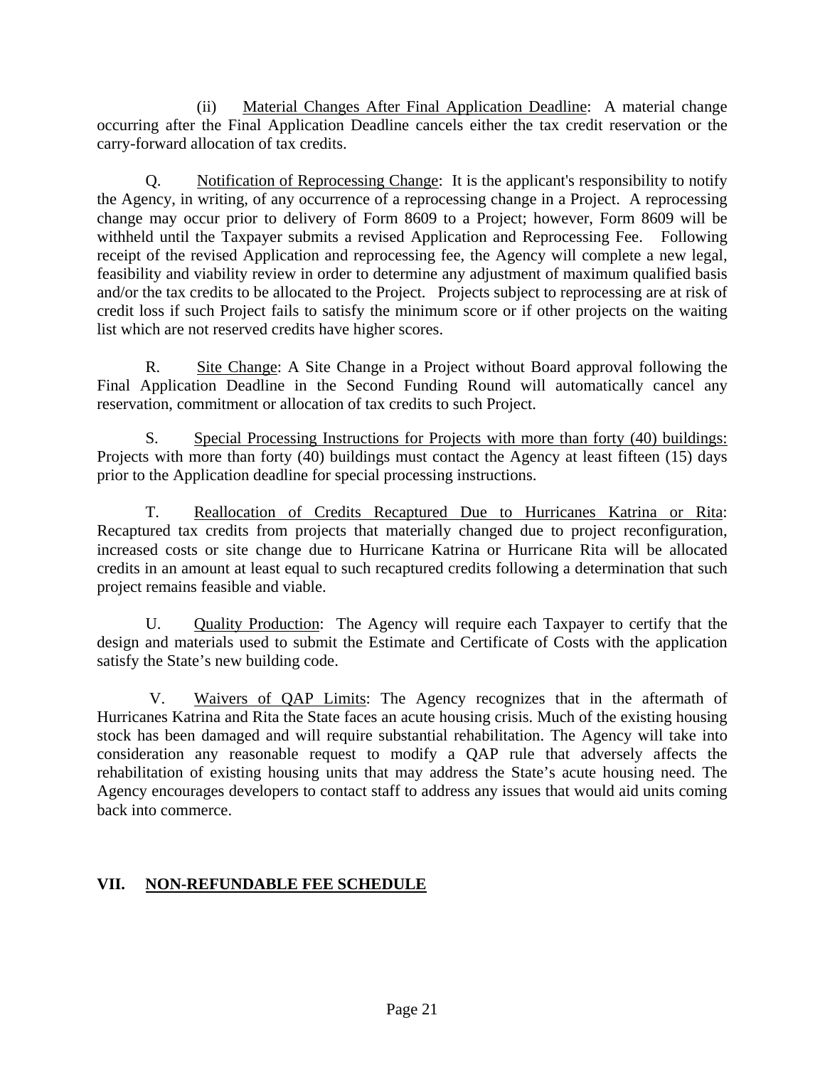(ii) Material Changes After Final Application Deadline: A material change occurring after the Final Application Deadline cancels either the tax credit reservation or the carry-forward allocation of tax credits.

Q. Notification of Reprocessing Change: It is the applicant's responsibility to notify the Agency, in writing, of any occurrence of a reprocessing change in a Project. A reprocessing change may occur prior to delivery of Form 8609 to a Project; however, Form 8609 will be withheld until the Taxpayer submits a revised Application and Reprocessing Fee. Following receipt of the revised Application and reprocessing fee, the Agency will complete a new legal, feasibility and viability review in order to determine any adjustment of maximum qualified basis and/or the tax credits to be allocated to the Project. Projects subject to reprocessing are at risk of credit loss if such Project fails to satisfy the minimum score or if other projects on the waiting list which are not reserved credits have higher scores.

R. Site Change: A Site Change in a Project without Board approval following the Final Application Deadline in the Second Funding Round will automatically cancel any reservation, commitment or allocation of tax credits to such Project.

S. Special Processing Instructions for Projects with more than forty (40) buildings: Projects with more than forty (40) buildings must contact the Agency at least fifteen (15) days prior to the Application deadline for special processing instructions.

T. Reallocation of Credits Recaptured Due to Hurricanes Katrina or Rita: Recaptured tax credits from projects that materially changed due to project reconfiguration, increased costs or site change due to Hurricane Katrina or Hurricane Rita will be allocated credits in an amount at least equal to such recaptured credits following a determination that such project remains feasible and viable.

U. Quality Production: The Agency will require each Taxpayer to certify that the design and materials used to submit the Estimate and Certificate of Costs with the application satisfy the State's new building code.

V. Waivers of QAP Limits: The Agency recognizes that in the aftermath of Hurricanes Katrina and Rita the State faces an acute housing crisis. Much of the existing housing stock has been damaged and will require substantial rehabilitation. The Agency will take into consideration any reasonable request to modify a QAP rule that adversely affects the rehabilitation of existing housing units that may address the State's acute housing need. The Agency encourages developers to contact staff to address any issues that would aid units coming back into commerce.

## VII. NON-REFUNDABLE FEE SCHEDULE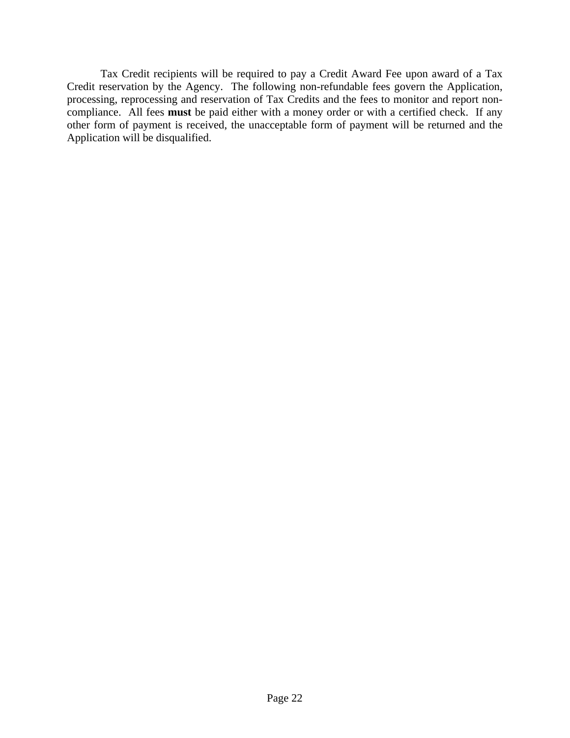Tax Credit recipients will be required to pay a Credit Award Fee upon award of a Tax Credit reservation by the Agency. The following non-refundable fees govern the Application, processing, reprocessing and reservation of Tax Credits and the fees to monitor and report non-compliance. All fees **must** be paid either with a money order or with a certified check. If any other form of payment is received, the unacceptable form of payment will be returned and the Application will be disqualified.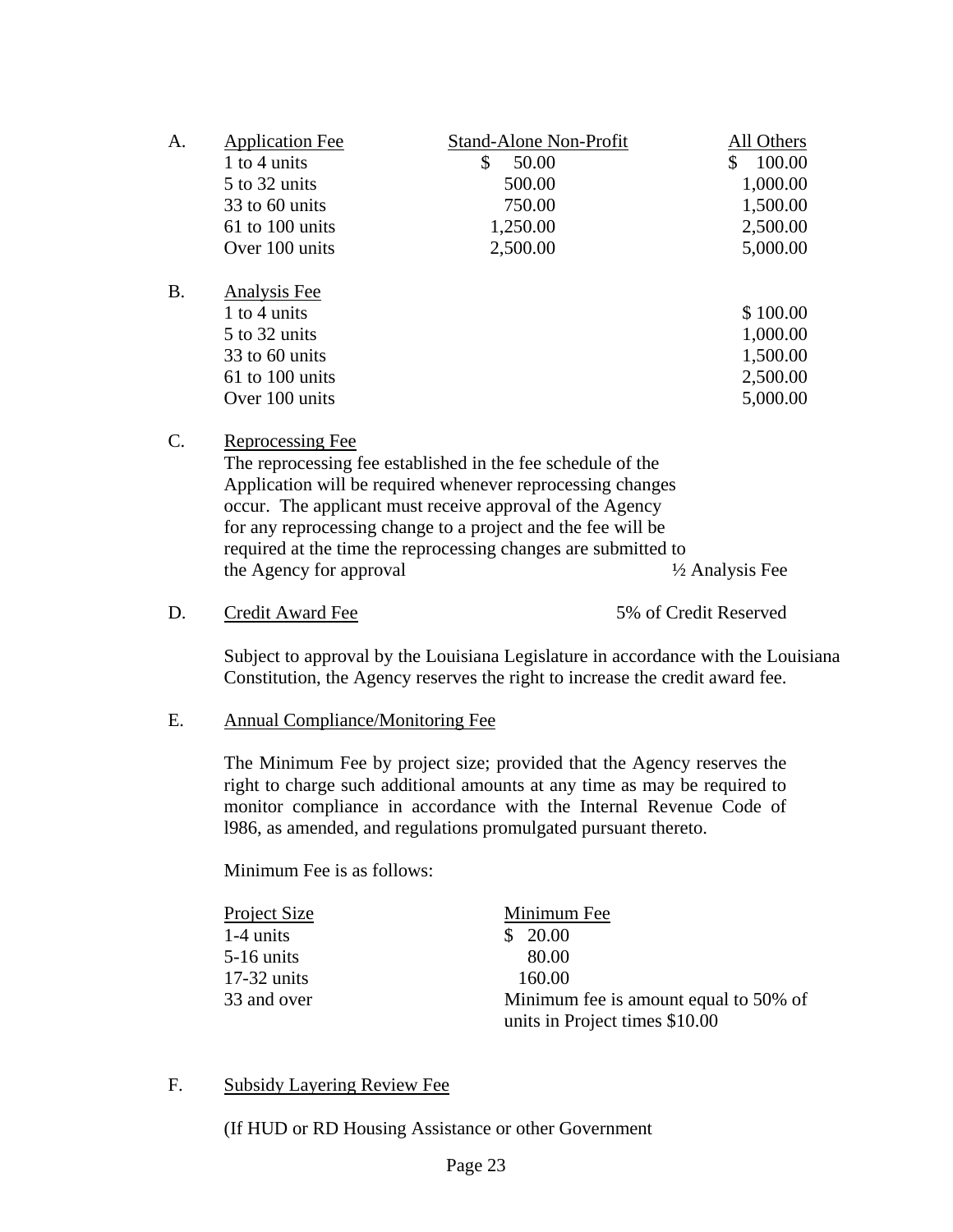A. Application Fee

| Application Fee | Stand-Alone Non-Profit | All Others |
|---|---|---|
| 1 to 4 units | $ 50.00 | $ 100.00 |
| 5 to 32 units | 500.00 | 1,000.00 |
| 33 to 60 units | 750.00 | 1,500.00 |
| 61 to 100 units | 1,250.00 | 2,500.00 |
| Over 100 units | 2,500.00 | 5,000.00 |

B. Analysis Fee

| Analysis Fee | |
|---|---|
| 1 to 4 units | $ 100.00 |
| 5 to 32 units | 1,000.00 |
| 33 to 60 units | 1,500.00 |
| 61 to 100 units | 2,500.00 |
| Over 100 units | 5,000.00 |

C. Reprocessing Fee

The reprocessing fee established in the fee schedule of the Application will be required whenever reprocessing changes occur. The applicant must receive approval of the Agency for any reprocessing change to a project and the fee will be required at the time the reprocessing changes are submitted to the Agency for approval — ½ Analysis Fee

D. Credit Award Fee — 5% of Credit Reserved

Subject to approval by the Louisiana Legislature in accordance with the Louisiana Constitution, the Agency reserves the right to increase the credit award fee.

E. Annual Compliance/Monitoring Fee

The Minimum Fee by project size; provided that the Agency reserves the right to charge such additional amounts at any time as may be required to monitor compliance in accordance with the Internal Revenue Code of l986, as amended, and regulations promulgated pursuant thereto.

Minimum Fee is as follows:

| Project Size | Minimum Fee |
|---|---|
| 1-4 units | $ 20.00 |
| 5-16 units | 80.00 |
| 17-32 units | 160.00 |
| 33 and over | Minimum fee is amount equal to 50% of units in Project times $10.00 |

F. Subsidy Layering Review Fee

(If HUD or RD Housing Assistance or other Government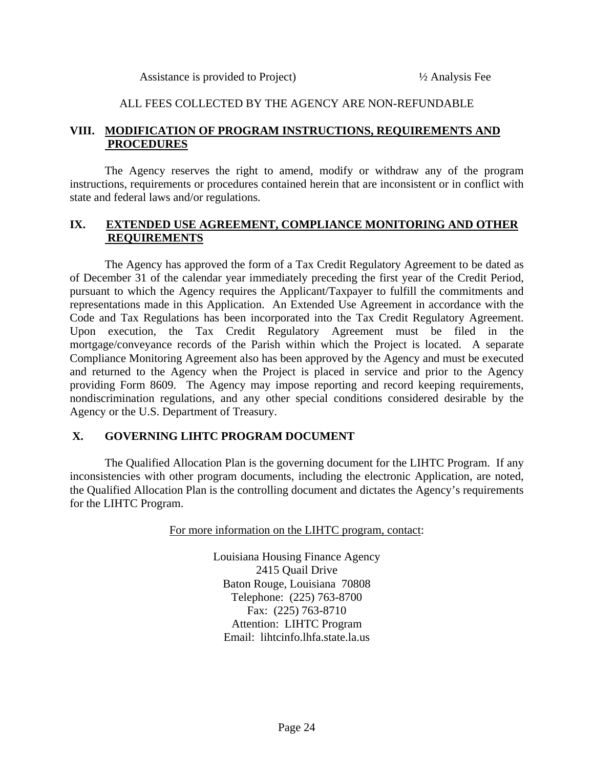Assistance is provided to Project) ½ Analysis Fee

ALL FEES COLLECTED BY THE AGENCY ARE NON-REFUNDABLE

## VIII. MODIFICATION OF PROGRAM INSTRUCTIONS, REQUIREMENTS AND PROCEDURES

The Agency reserves the right to amend, modify or withdraw any of the program instructions, requirements or procedures contained herein that are inconsistent or in conflict with state and federal laws and/or regulations.

## IX. EXTENDED USE AGREEMENT, COMPLIANCE MONITORING AND OTHER REQUIREMENTS

The Agency has approved the form of a Tax Credit Regulatory Agreement to be dated as of December 31 of the calendar year immediately preceding the first year of the Credit Period, pursuant to which the Agency requires the Applicant/Taxpayer to fulfill the commitments and representations made in this Application. An Extended Use Agreement in accordance with the Code and Tax Regulations has been incorporated into the Tax Credit Regulatory Agreement. Upon execution, the Tax Credit Regulatory Agreement must be filed in the mortgage/conveyance records of the Parish within which the Project is located. A separate Compliance Monitoring Agreement also has been approved by the Agency and must be executed and returned to the Agency when the Project is placed in service and prior to the Agency providing Form 8609. The Agency may impose reporting and record keeping requirements, nondiscrimination regulations, and any other special conditions considered desirable by the Agency or the U.S. Department of Treasury.

## X. GOVERNING LIHTC PROGRAM DOCUMENT

The Qualified Allocation Plan is the governing document for the LIHTC Program. If any inconsistencies with other program documents, including the electronic Application, are noted, the Qualified Allocation Plan is the controlling document and dictates the Agency's requirements for the LIHTC Program.

For more information on the LIHTC program, contact:

Louisiana Housing Finance Agency
2415 Quail Drive
Baton Rouge, Louisiana 70808
Telephone: (225) 763-8700
Fax: (225) 763-8710
Attention: LIHTC Program
Email: lihtcinfo.lhfa.state.la.us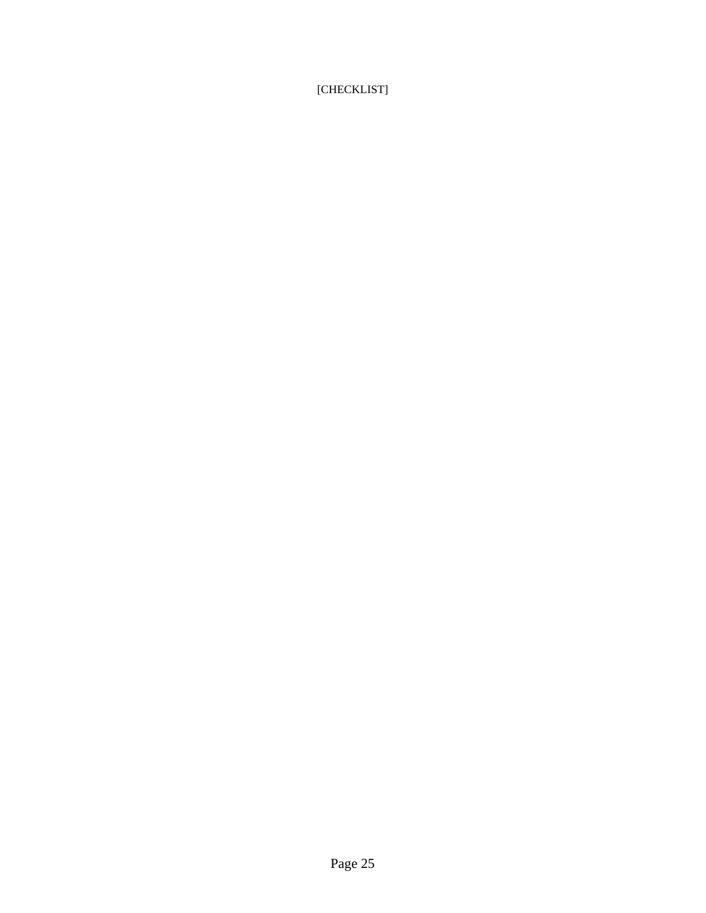[CHECKLIST]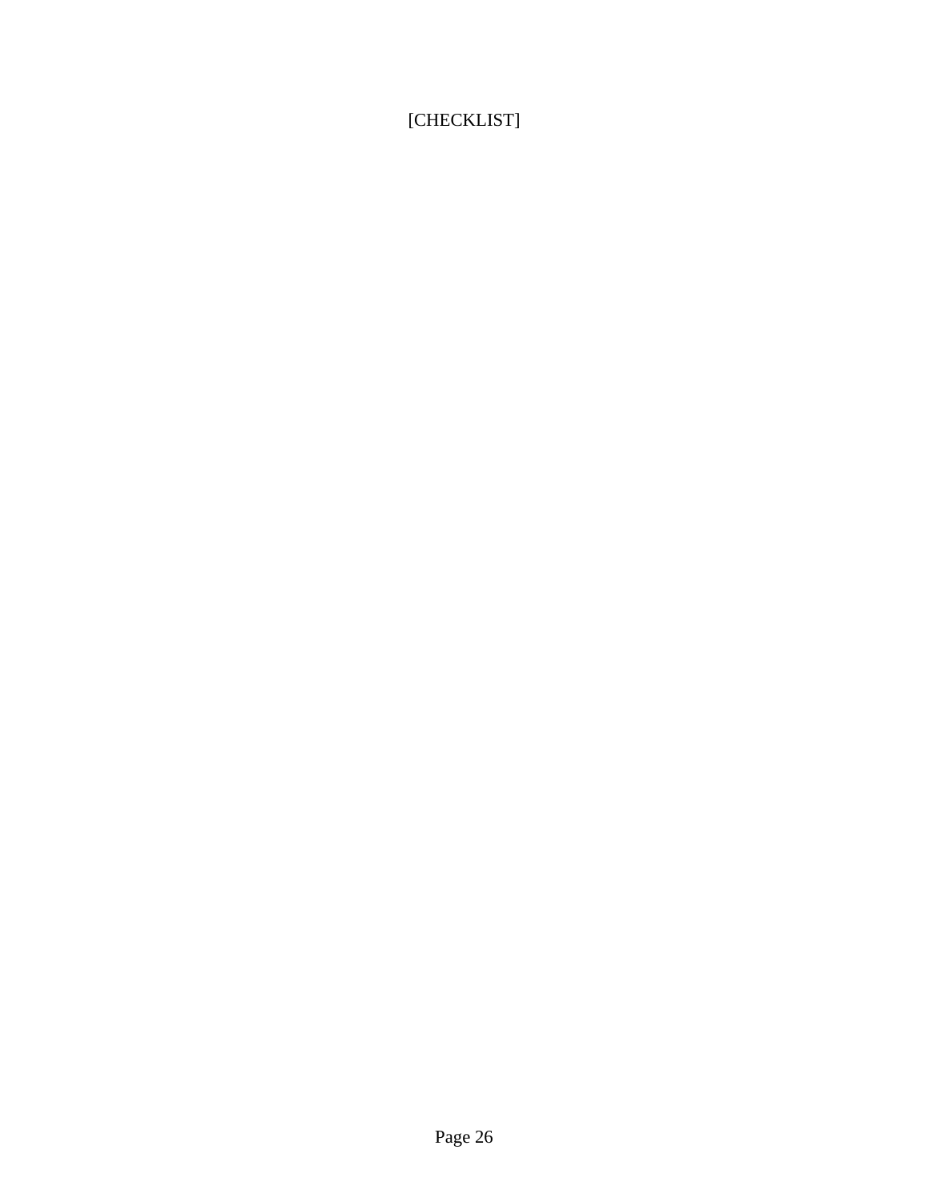[CHECKLIST]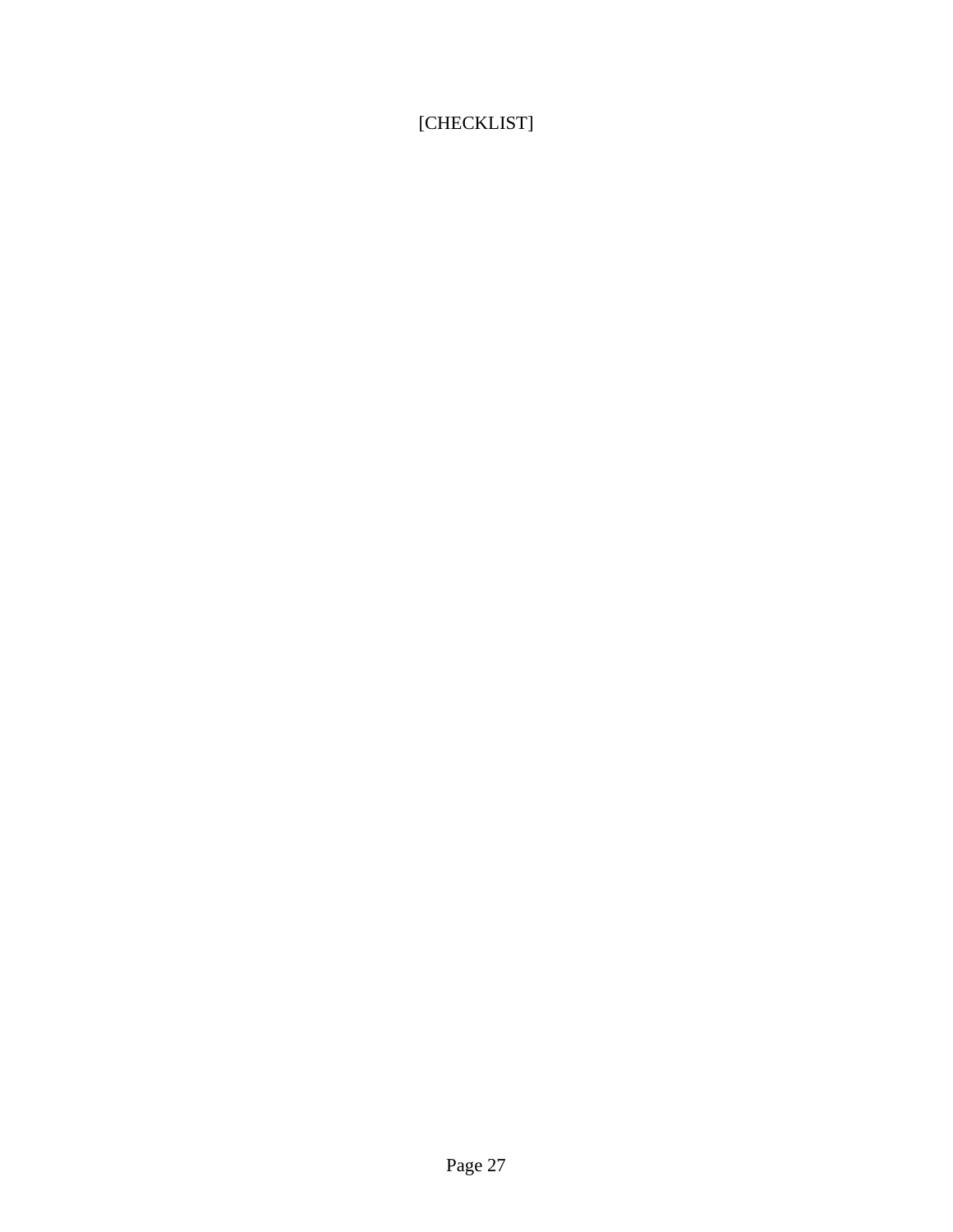[CHECKLIST]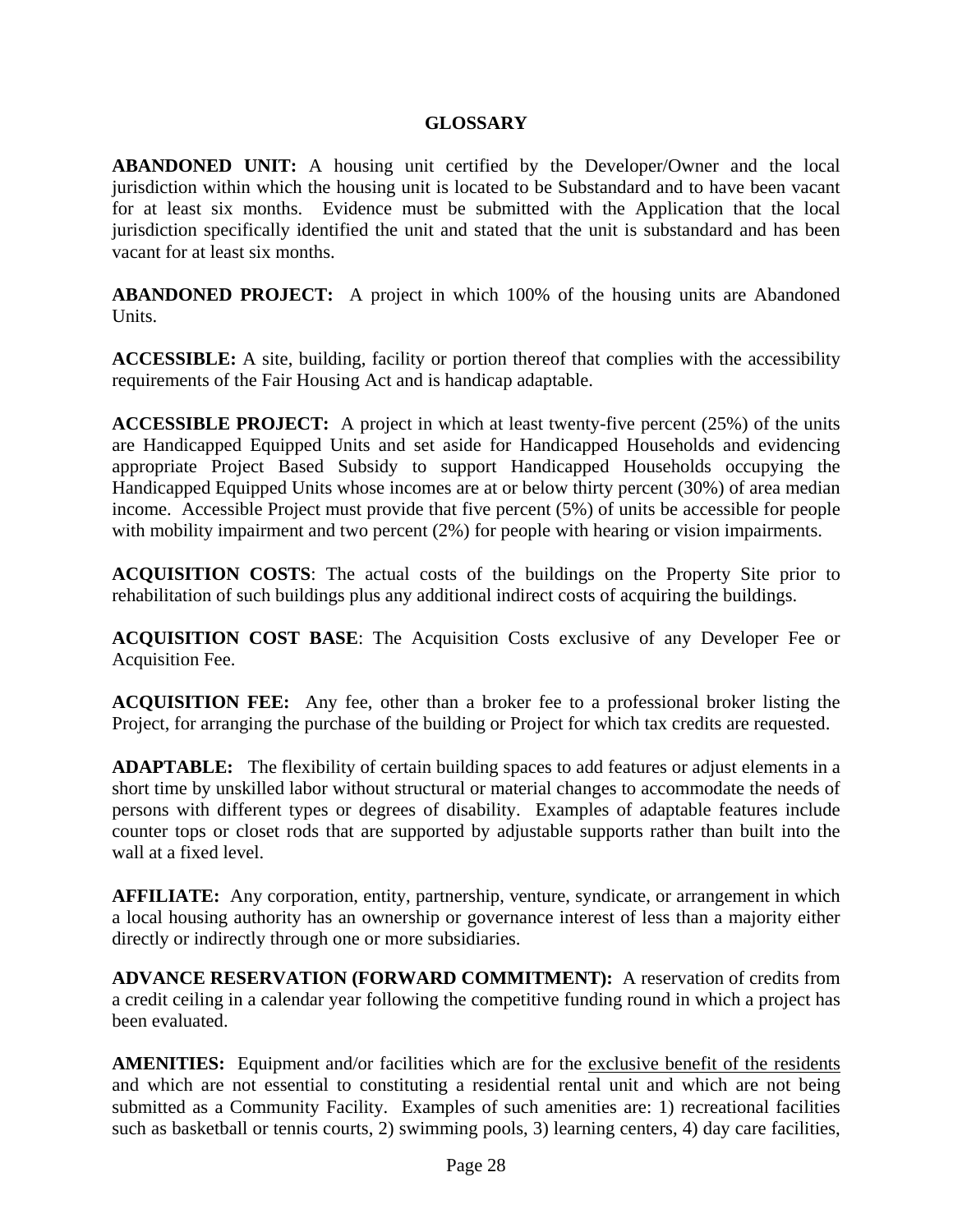# GLOSSARY

**ABANDONED UNIT:** A housing unit certified by the Developer/Owner and the local jurisdiction within which the housing unit is located to be Substandard and to have been vacant for at least six months. Evidence must be submitted with the Application that the local jurisdiction specifically identified the unit and stated that the unit is substandard and has been vacant for at least six months.

**ABANDONED PROJECT:** A project in which 100% of the housing units are Abandoned Units.

**ACCESSIBLE:** A site, building, facility or portion thereof that complies with the accessibility requirements of the Fair Housing Act and is handicap adaptable.

**ACCESSIBLE PROJECT:** A project in which at least twenty-five percent (25%) of the units are Handicapped Equipped Units and set aside for Handicapped Households and evidencing appropriate Project Based Subsidy to support Handicapped Households occupying the Handicapped Equipped Units whose incomes are at or below thirty percent (30%) of area median income. Accessible Project must provide that five percent (5%) of units be accessible for people with mobility impairment and two percent (2%) for people with hearing or vision impairments.

**ACQUISITION COSTS**: The actual costs of the buildings on the Property Site prior to rehabilitation of such buildings plus any additional indirect costs of acquiring the buildings.

**ACQUISITION COST BASE**: The Acquisition Costs exclusive of any Developer Fee or Acquisition Fee.

**ACQUISITION FEE:** Any fee, other than a broker fee to a professional broker listing the Project, for arranging the purchase of the building or Project for which tax credits are requested.

**ADAPTABLE:** The flexibility of certain building spaces to add features or adjust elements in a short time by unskilled labor without structural or material changes to accommodate the needs of persons with different types or degrees of disability. Examples of adaptable features include counter tops or closet rods that are supported by adjustable supports rather than built into the wall at a fixed level.

**AFFILIATE:** Any corporation, entity, partnership, venture, syndicate, or arrangement in which a local housing authority has an ownership or governance interest of less than a majority either directly or indirectly through one or more subsidiaries.

**ADVANCE RESERVATION (FORWARD COMMITMENT):** A reservation of credits from a credit ceiling in a calendar year following the competitive funding round in which a project has been evaluated.

**AMENITIES:** Equipment and/or facilities which are for the exclusive benefit of the residents and which are not essential to constituting a residential rental unit and which are not being submitted as a Community Facility. Examples of such amenities are: 1) recreational facilities such as basketball or tennis courts, 2) swimming pools, 3) learning centers, 4) day care facilities,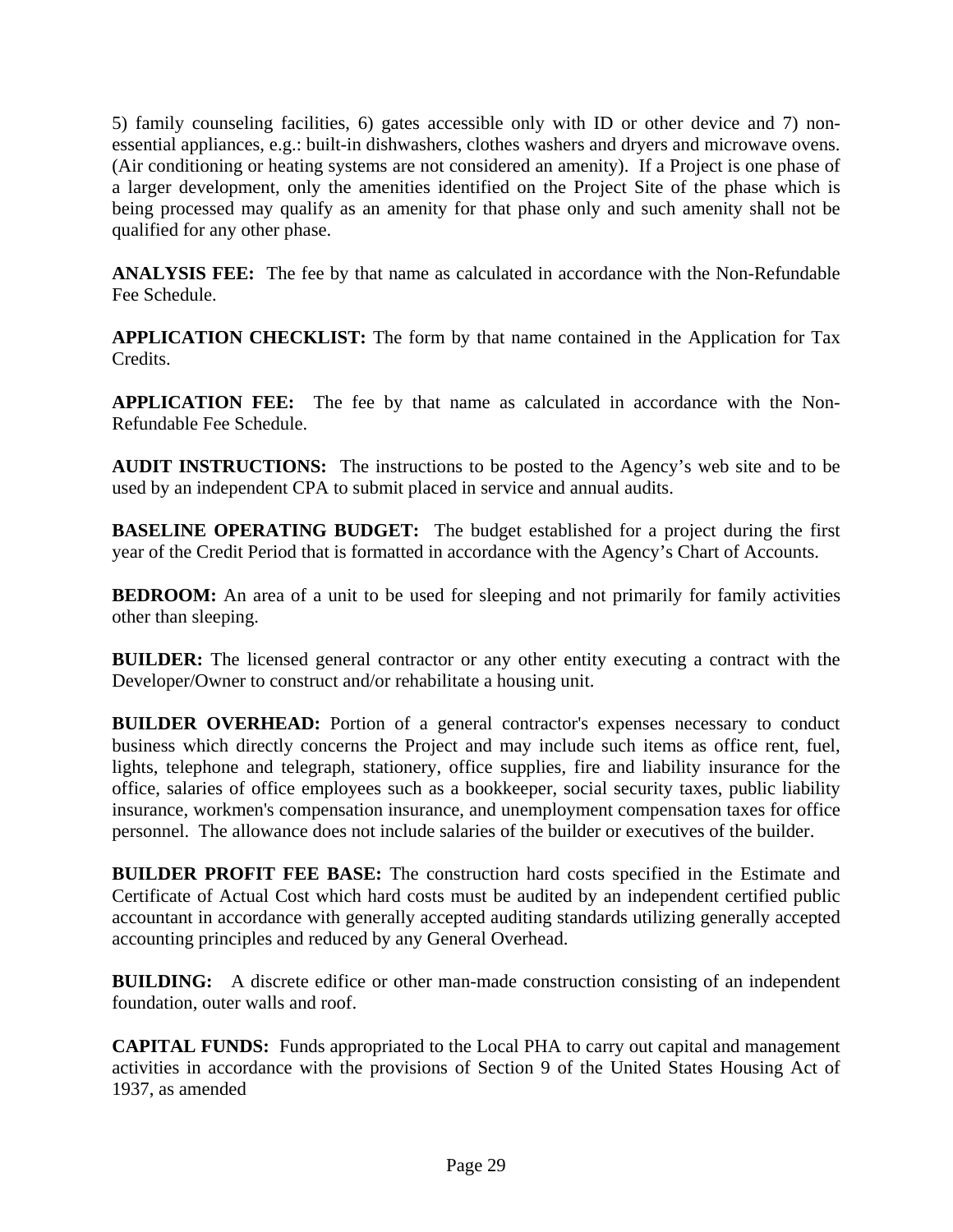5) family counseling facilities, 6) gates accessible only with ID or other device and 7) non-essential appliances, e.g.: built-in dishwashers, clothes washers and dryers and microwave ovens. (Air conditioning or heating systems are not considered an amenity). If a Project is one phase of a larger development, only the amenities identified on the Project Site of the phase which is being processed may qualify as an amenity for that phase only and such amenity shall not be qualified for any other phase.

**ANALYSIS FEE:** The fee by that name as calculated in accordance with the Non-Refundable Fee Schedule.

**APPLICATION CHECKLIST:** The form by that name contained in the Application for Tax Credits.

**APPLICATION FEE:** The fee by that name as calculated in accordance with the Non-Refundable Fee Schedule.

**AUDIT INSTRUCTIONS:** The instructions to be posted to the Agency's web site and to be used by an independent CPA to submit placed in service and annual audits.

**BASELINE OPERATING BUDGET:** The budget established for a project during the first year of the Credit Period that is formatted in accordance with the Agency's Chart of Accounts.

**BEDROOM:** An area of a unit to be used for sleeping and not primarily for family activities other than sleeping.

**BUILDER:** The licensed general contractor or any other entity executing a contract with the Developer/Owner to construct and/or rehabilitate a housing unit.

**BUILDER OVERHEAD:** Portion of a general contractor's expenses necessary to conduct business which directly concerns the Project and may include such items as office rent, fuel, lights, telephone and telegraph, stationery, office supplies, fire and liability insurance for the office, salaries of office employees such as a bookkeeper, social security taxes, public liability insurance, workmen's compensation insurance, and unemployment compensation taxes for office personnel. The allowance does not include salaries of the builder or executives of the builder.

**BUILDER PROFIT FEE BASE:** The construction hard costs specified in the Estimate and Certificate of Actual Cost which hard costs must be audited by an independent certified public accountant in accordance with generally accepted auditing standards utilizing generally accepted accounting principles and reduced by any General Overhead.

**BUILDING:** A discrete edifice or other man-made construction consisting of an independent foundation, outer walls and roof.

**CAPITAL FUNDS:** Funds appropriated to the Local PHA to carry out capital and management activities in accordance with the provisions of Section 9 of the United States Housing Act of 1937, as amended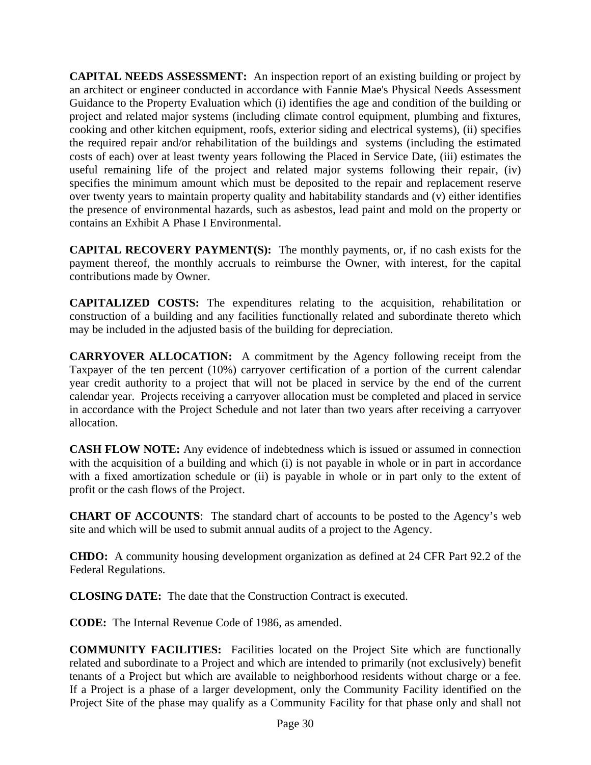**CAPITAL NEEDS ASSESSMENT:** An inspection report of an existing building or project by an architect or engineer conducted in accordance with Fannie Mae's Physical Needs Assessment Guidance to the Property Evaluation which (i) identifies the age and condition of the building or project and related major systems (including climate control equipment, plumbing and fixtures, cooking and other kitchen equipment, roofs, exterior siding and electrical systems), (ii) specifies the required repair and/or rehabilitation of the buildings and systems (including the estimated costs of each) over at least twenty years following the Placed in Service Date, (iii) estimates the useful remaining life of the project and related major systems following their repair, (iv) specifies the minimum amount which must be deposited to the repair and replacement reserve over twenty years to maintain property quality and habitability standards and (v) either identifies the presence of environmental hazards, such as asbestos, lead paint and mold on the property or contains an Exhibit A Phase I Environmental.

**CAPITAL RECOVERY PAYMENT(S):** The monthly payments, or, if no cash exists for the payment thereof, the monthly accruals to reimburse the Owner, with interest, for the capital contributions made by Owner.

**CAPITALIZED COSTS:** The expenditures relating to the acquisition, rehabilitation or construction of a building and any facilities functionally related and subordinate thereto which may be included in the adjusted basis of the building for depreciation.

**CARRYOVER ALLOCATION:** A commitment by the Agency following receipt from the Taxpayer of the ten percent (10%) carryover certification of a portion of the current calendar year credit authority to a project that will not be placed in service by the end of the current calendar year. Projects receiving a carryover allocation must be completed and placed in service in accordance with the Project Schedule and not later than two years after receiving a carryover allocation.

**CASH FLOW NOTE:** Any evidence of indebtedness which is issued or assumed in connection with the acquisition of a building and which (i) is not payable in whole or in part in accordance with a fixed amortization schedule or (ii) is payable in whole or in part only to the extent of profit or the cash flows of the Project.

**CHART OF ACCOUNTS**: The standard chart of accounts to be posted to the Agency's web site and which will be used to submit annual audits of a project to the Agency.

**CHDO:** A community housing development organization as defined at 24 CFR Part 92.2 of the Federal Regulations.

**CLOSING DATE:** The date that the Construction Contract is executed.

**CODE:** The Internal Revenue Code of 1986, as amended.

**COMMUNITY FACILITIES:** Facilities located on the Project Site which are functionally related and subordinate to a Project and which are intended to primarily (not exclusively) benefit tenants of a Project but which are available to neighborhood residents without charge or a fee. If a Project is a phase of a larger development, only the Community Facility identified on the Project Site of the phase may qualify as a Community Facility for that phase only and shall not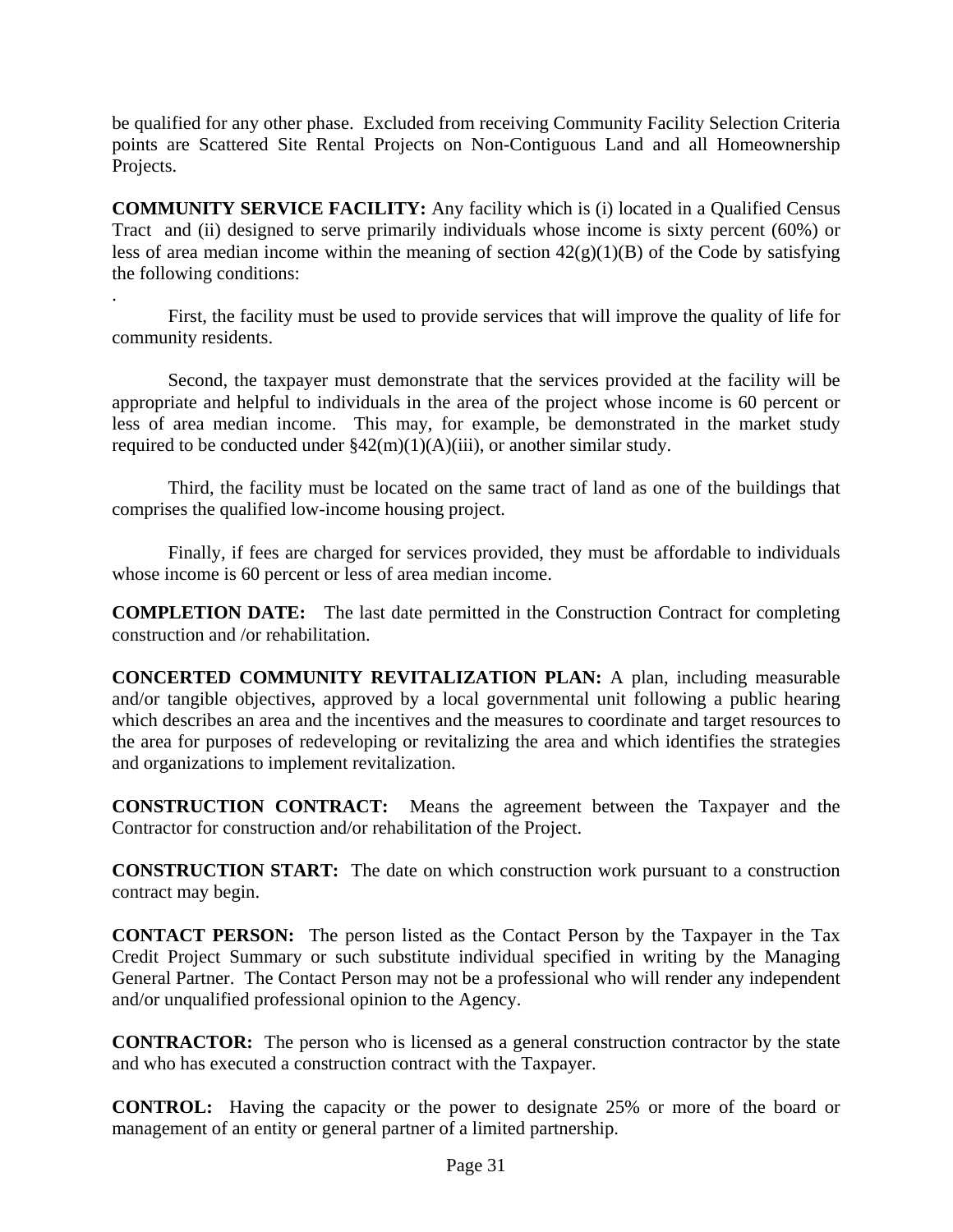be qualified for any other phase. Excluded from receiving Community Facility Selection Criteria points are Scattered Site Rental Projects on Non-Contiguous Land and all Homeownership Projects.

**COMMUNITY SERVICE FACILITY:** Any facility which is (i) located in a Qualified Census Tract and (ii) designed to serve primarily individuals whose income is sixty percent (60%) or less of area median income within the meaning of section 42(g)(1)(B) of the Code by satisfying the following conditions:

.

First, the facility must be used to provide services that will improve the quality of life for community residents.

Second, the taxpayer must demonstrate that the services provided at the facility will be appropriate and helpful to individuals in the area of the project whose income is 60 percent or less of area median income. This may, for example, be demonstrated in the market study required to be conducted under §42(m)(1)(A)(iii), or another similar study.

Third, the facility must be located on the same tract of land as one of the buildings that comprises the qualified low-income housing project.

Finally, if fees are charged for services provided, they must be affordable to individuals whose income is 60 percent or less of area median income.

**COMPLETION DATE:** The last date permitted in the Construction Contract for completing construction and /or rehabilitation.

**CONCERTED COMMUNITY REVITALIZATION PLAN:** A plan, including measurable and/or tangible objectives, approved by a local governmental unit following a public hearing which describes an area and the incentives and the measures to coordinate and target resources to the area for purposes of redeveloping or revitalizing the area and which identifies the strategies and organizations to implement revitalization.

**CONSTRUCTION CONTRACT:** Means the agreement between the Taxpayer and the Contractor for construction and/or rehabilitation of the Project.

**CONSTRUCTION START:** The date on which construction work pursuant to a construction contract may begin.

**CONTACT PERSON:** The person listed as the Contact Person by the Taxpayer in the Tax Credit Project Summary or such substitute individual specified in writing by the Managing General Partner. The Contact Person may not be a professional who will render any independent and/or unqualified professional opinion to the Agency.

**CONTRACTOR:** The person who is licensed as a general construction contractor by the state and who has executed a construction contract with the Taxpayer.

**CONTROL:** Having the capacity or the power to designate 25% or more of the board or management of an entity or general partner of a limited partnership.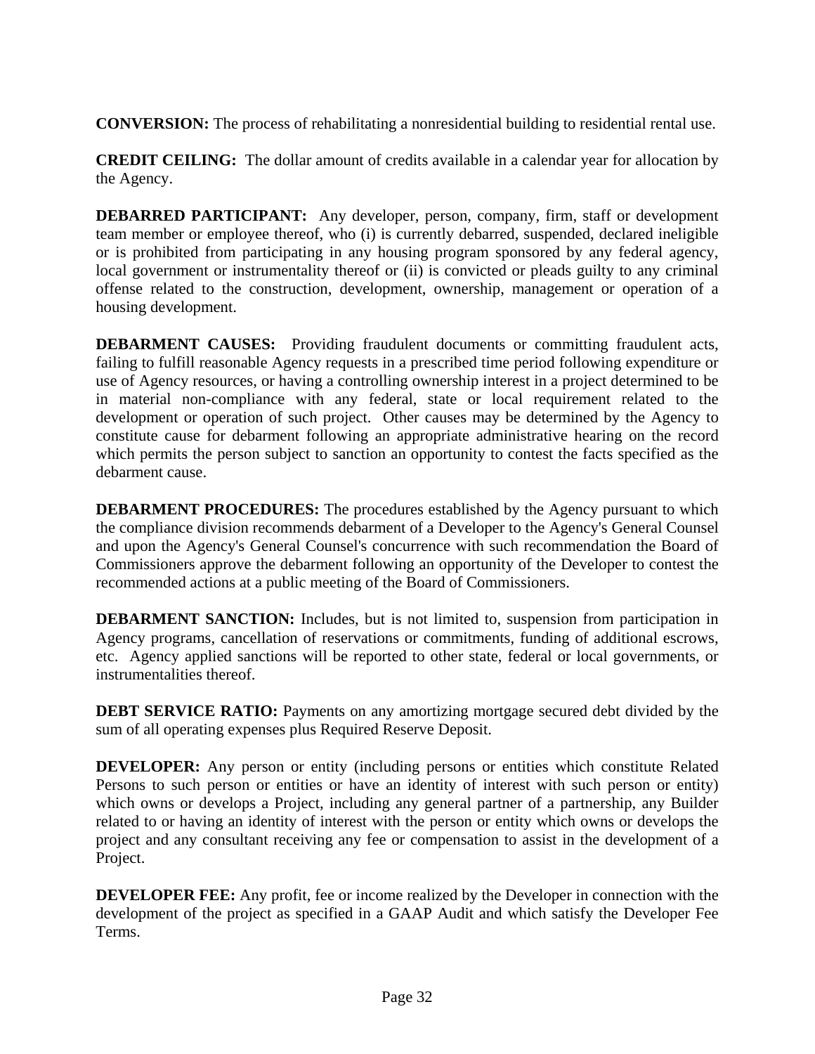**CONVERSION:** The process of rehabilitating a nonresidential building to residential rental use.

**CREDIT CEILING:** The dollar amount of credits available in a calendar year for allocation by the Agency.

**DEBARRED PARTICIPANT:** Any developer, person, company, firm, staff or development team member or employee thereof, who (i) is currently debarred, suspended, declared ineligible or is prohibited from participating in any housing program sponsored by any federal agency, local government or instrumentality thereof or (ii) is convicted or pleads guilty to any criminal offense related to the construction, development, ownership, management or operation of a housing development.

**DEBARMENT CAUSES:** Providing fraudulent documents or committing fraudulent acts, failing to fulfill reasonable Agency requests in a prescribed time period following expenditure or use of Agency resources, or having a controlling ownership interest in a project determined to be in material non-compliance with any federal, state or local requirement related to the development or operation of such project. Other causes may be determined by the Agency to constitute cause for debarment following an appropriate administrative hearing on the record which permits the person subject to sanction an opportunity to contest the facts specified as the debarment cause.

**DEBARMENT PROCEDURES:** The procedures established by the Agency pursuant to which the compliance division recommends debarment of a Developer to the Agency's General Counsel and upon the Agency's General Counsel's concurrence with such recommendation the Board of Commissioners approve the debarment following an opportunity of the Developer to contest the recommended actions at a public meeting of the Board of Commissioners.

**DEBARMENT SANCTION:** Includes, but is not limited to, suspension from participation in Agency programs, cancellation of reservations or commitments, funding of additional escrows, etc. Agency applied sanctions will be reported to other state, federal or local governments, or instrumentalities thereof.

**DEBT SERVICE RATIO:** Payments on any amortizing mortgage secured debt divided by the sum of all operating expenses plus Required Reserve Deposit.

**DEVELOPER:** Any person or entity (including persons or entities which constitute Related Persons to such person or entities or have an identity of interest with such person or entity) which owns or develops a Project, including any general partner of a partnership, any Builder related to or having an identity of interest with the person or entity which owns or develops the project and any consultant receiving any fee or compensation to assist in the development of a Project.

**DEVELOPER FEE:** Any profit, fee or income realized by the Developer in connection with the development of the project as specified in a GAAP Audit and which satisfy the Developer Fee Terms.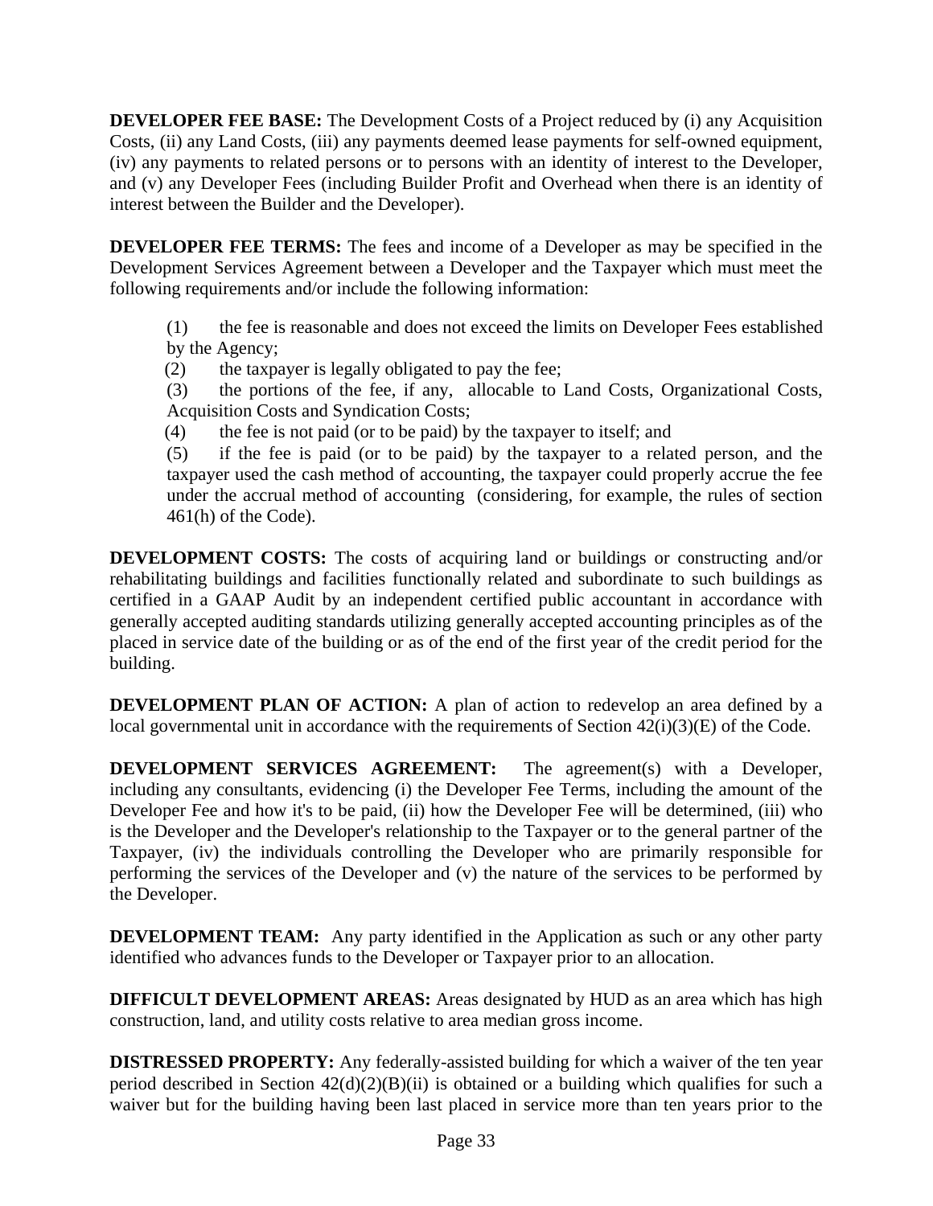**DEVELOPER FEE BASE:** The Development Costs of a Project reduced by (i) any Acquisition Costs, (ii) any Land Costs, (iii) any payments deemed lease payments for self-owned equipment, (iv) any payments to related persons or to persons with an identity of interest to the Developer, and (v) any Developer Fees (including Builder Profit and Overhead when there is an identity of interest between the Builder and the Developer).

**DEVELOPER FEE TERMS:** The fees and income of a Developer as may be specified in the Development Services Agreement between a Developer and the Taxpayer which must meet the following requirements and/or include the following information:

(1) the fee is reasonable and does not exceed the limits on Developer Fees established by the Agency;
(2) the taxpayer is legally obligated to pay the fee;
(3) the portions of the fee, if any, allocable to Land Costs, Organizational Costs, Acquisition Costs and Syndication Costs;
(4) the fee is not paid (or to be paid) by the taxpayer to itself; and
(5) if the fee is paid (or to be paid) by the taxpayer to a related person, and the taxpayer used the cash method of accounting, the taxpayer could properly accrue the fee under the accrual method of accounting (considering, for example, the rules of section 461(h) of the Code).

**DEVELOPMENT COSTS:** The costs of acquiring land or buildings or constructing and/or rehabilitating buildings and facilities functionally related and subordinate to such buildings as certified in a GAAP Audit by an independent certified public accountant in accordance with generally accepted auditing standards utilizing generally accepted accounting principles as of the placed in service date of the building or as of the end of the first year of the credit period for the building.

**DEVELOPMENT PLAN OF ACTION:** A plan of action to redevelop an area defined by a local governmental unit in accordance with the requirements of Section 42(i)(3)(E) of the Code.

**DEVELOPMENT SERVICES AGREEMENT:** The agreement(s) with a Developer, including any consultants, evidencing (i) the Developer Fee Terms, including the amount of the Developer Fee and how it's to be paid, (ii) how the Developer Fee will be determined, (iii) who is the Developer and the Developer's relationship to the Taxpayer or to the general partner of the Taxpayer, (iv) the individuals controlling the Developer who are primarily responsible for performing the services of the Developer and (v) the nature of the services to be performed by the Developer.

**DEVELOPMENT TEAM:** Any party identified in the Application as such or any other party identified who advances funds to the Developer or Taxpayer prior to an allocation.

**DIFFICULT DEVELOPMENT AREAS:** Areas designated by HUD as an area which has high construction, land, and utility costs relative to area median gross income.

**DISTRESSED PROPERTY:** Any federally-assisted building for which a waiver of the ten year period described in Section 42(d)(2)(B)(ii) is obtained or a building which qualifies for such a waiver but for the building having been last placed in service more than ten years prior to the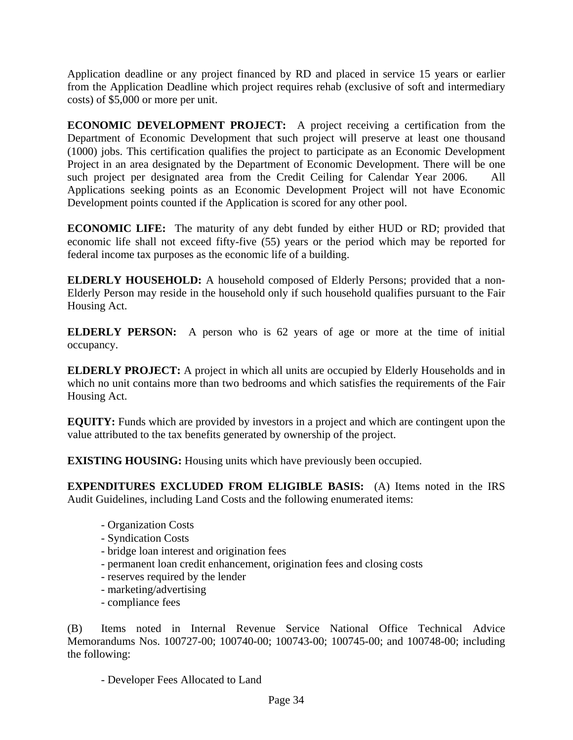Application deadline or any project financed by RD and placed in service 15 years or earlier from the Application Deadline which project requires rehab (exclusive of soft and intermediary costs) of $5,000 or more per unit.

**ECONOMIC DEVELOPMENT PROJECT:** A project receiving a certification from the Department of Economic Development that such project will preserve at least one thousand (1000) jobs. This certification qualifies the project to participate as an Economic Development Project in an area designated by the Department of Economic Development. There will be one such project per designated area from the Credit Ceiling for Calendar Year 2006. All Applications seeking points as an Economic Development Project will not have Economic Development points counted if the Application is scored for any other pool.

**ECONOMIC LIFE:** The maturity of any debt funded by either HUD or RD; provided that economic life shall not exceed fifty-five (55) years or the period which may be reported for federal income tax purposes as the economic life of a building.

**ELDERLY HOUSEHOLD:** A household composed of Elderly Persons; provided that a non-Elderly Person may reside in the household only if such household qualifies pursuant to the Fair Housing Act.

**ELDERLY PERSON:** A person who is 62 years of age or more at the time of initial occupancy.

**ELDERLY PROJECT:** A project in which all units are occupied by Elderly Households and in which no unit contains more than two bedrooms and which satisfies the requirements of the Fair Housing Act.

**EQUITY:** Funds which are provided by investors in a project and which are contingent upon the value attributed to the tax benefits generated by ownership of the project.

**EXISTING HOUSING:** Housing units which have previously been occupied.

**EXPENDITURES EXCLUDED FROM ELIGIBLE BASIS:** (A) Items noted in the IRS Audit Guidelines, including Land Costs and the following enumerated items:

- Organization Costs
- Syndication Costs
- bridge loan interest and origination fees
- permanent loan credit enhancement, origination fees and closing costs
- reserves required by the lender
- marketing/advertising
- compliance fees

(B) Items noted in Internal Revenue Service National Office Technical Advice Memorandums Nos. 100727-00; 100740-00; 100743-00; 100745-00; and 100748-00; including the following:

- Developer Fees Allocated to Land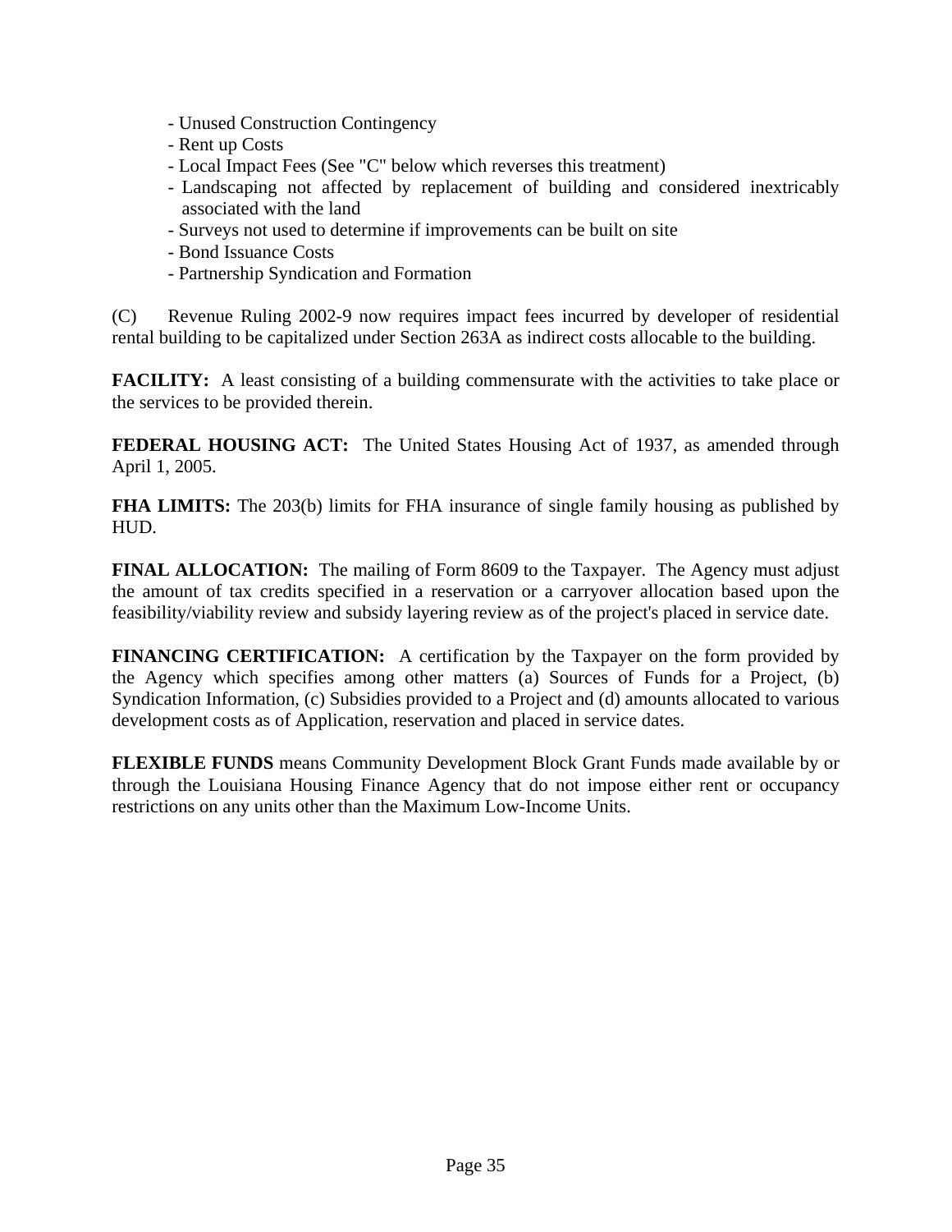- Unused Construction Contingency
- Rent up Costs
- Local Impact Fees (See "C" below which reverses this treatment)
- Landscaping not affected by replacement of building and considered inextricably associated with the land
- Surveys not used to determine if improvements can be built on site
- Bond Issuance Costs
- Partnership Syndication and Formation

(C) Revenue Ruling 2002-9 now requires impact fees incurred by developer of residential rental building to be capitalized under Section 263A as indirect costs allocable to the building.

**FACILITY:** A least consisting of a building commensurate with the activities to take place or the services to be provided therein.

**FEDERAL HOUSING ACT:** The United States Housing Act of 1937, as amended through April 1, 2005.

**FHA LIMITS:** The 203(b) limits for FHA insurance of single family housing as published by HUD.

**FINAL ALLOCATION:** The mailing of Form 8609 to the Taxpayer. The Agency must adjust the amount of tax credits specified in a reservation or a carryover allocation based upon the feasibility/viability review and subsidy layering review as of the project's placed in service date.

**FINANCING CERTIFICATION:** A certification by the Taxpayer on the form provided by the Agency which specifies among other matters (a) Sources of Funds for a Project, (b) Syndication Information, (c) Subsidies provided to a Project and (d) amounts allocated to various development costs as of Application, reservation and placed in service dates.

**FLEXIBLE FUNDS** means Community Development Block Grant Funds made available by or through the Louisiana Housing Finance Agency that do not impose either rent or occupancy restrictions on any units other than the Maximum Low-Income Units.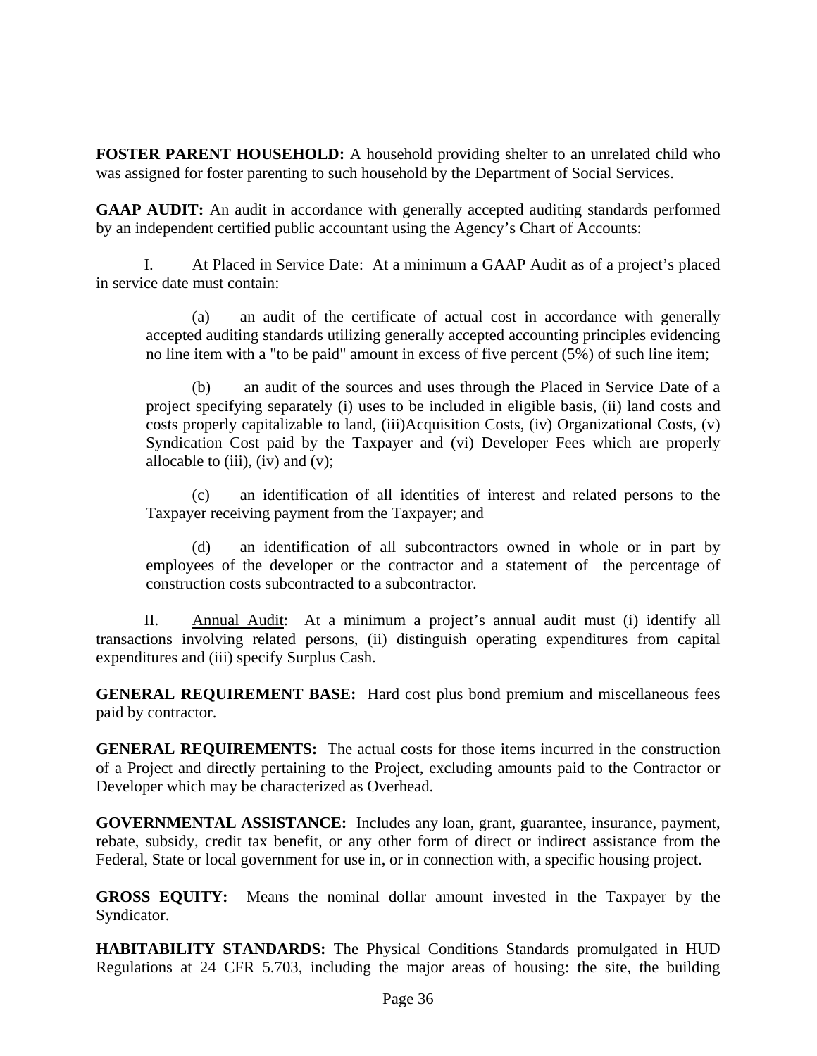**FOSTER PARENT HOUSEHOLD:** A household providing shelter to an unrelated child who was assigned for foster parenting to such household by the Department of Social Services.

**GAAP AUDIT:** An audit in accordance with generally accepted auditing standards performed by an independent certified public accountant using the Agency's Chart of Accounts:

I. At Placed in Service Date: At a minimum a GAAP Audit as of a project's placed in service date must contain:

(a) an audit of the certificate of actual cost in accordance with generally accepted auditing standards utilizing generally accepted accounting principles evidencing no line item with a "to be paid" amount in excess of five percent (5%) of such line item;

(b) an audit of the sources and uses through the Placed in Service Date of a project specifying separately (i) uses to be included in eligible basis, (ii) land costs and costs properly capitalizable to land, (iii)Acquisition Costs, (iv) Organizational Costs, (v) Syndication Cost paid by the Taxpayer and (vi) Developer Fees which are properly allocable to (iii), (iv) and (v);

(c) an identification of all identities of interest and related persons to the Taxpayer receiving payment from the Taxpayer; and

(d) an identification of all subcontractors owned in whole or in part by employees of the developer or the contractor and a statement of the percentage of construction costs subcontracted to a subcontractor.

II. Annual Audit: At a minimum a project's annual audit must (i) identify all transactions involving related persons, (ii) distinguish operating expenditures from capital expenditures and (iii) specify Surplus Cash.

**GENERAL REQUIREMENT BASE:** Hard cost plus bond premium and miscellaneous fees paid by contractor.

**GENERAL REQUIREMENTS:** The actual costs for those items incurred in the construction of a Project and directly pertaining to the Project, excluding amounts paid to the Contractor or Developer which may be characterized as Overhead.

**GOVERNMENTAL ASSISTANCE:** Includes any loan, grant, guarantee, insurance, payment, rebate, subsidy, credit tax benefit, or any other form of direct or indirect assistance from the Federal, State or local government for use in, or in connection with, a specific housing project.

**GROSS EQUITY:** Means the nominal dollar amount invested in the Taxpayer by the Syndicator.

**HABITABILITY STANDARDS:** The Physical Conditions Standards promulgated in HUD Regulations at 24 CFR 5.703, including the major areas of housing: the site, the building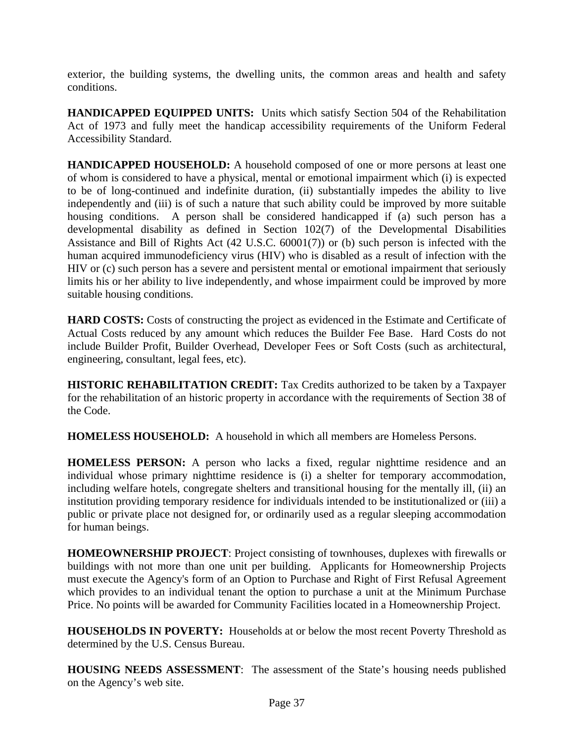exterior, the building systems, the dwelling units, the common areas and health and safety conditions.

**HANDICAPPED EQUIPPED UNITS:** Units which satisfy Section 504 of the Rehabilitation Act of 1973 and fully meet the handicap accessibility requirements of the Uniform Federal Accessibility Standard.

**HANDICAPPED HOUSEHOLD:** A household composed of one or more persons at least one of whom is considered to have a physical, mental or emotional impairment which (i) is expected to be of long-continued and indefinite duration, (ii) substantially impedes the ability to live independently and (iii) is of such a nature that such ability could be improved by more suitable housing conditions. A person shall be considered handicapped if (a) such person has a developmental disability as defined in Section 102(7) of the Developmental Disabilities Assistance and Bill of Rights Act (42 U.S.C. 60001(7)) or (b) such person is infected with the human acquired immunodeficiency virus (HIV) who is disabled as a result of infection with the HIV or (c) such person has a severe and persistent mental or emotional impairment that seriously limits his or her ability to live independently, and whose impairment could be improved by more suitable housing conditions.

**HARD COSTS:** Costs of constructing the project as evidenced in the Estimate and Certificate of Actual Costs reduced by any amount which reduces the Builder Fee Base. Hard Costs do not include Builder Profit, Builder Overhead, Developer Fees or Soft Costs (such as architectural, engineering, consultant, legal fees, etc).

**HISTORIC REHABILITATION CREDIT:** Tax Credits authorized to be taken by a Taxpayer for the rehabilitation of an historic property in accordance with the requirements of Section 38 of the Code.

**HOMELESS HOUSEHOLD:** A household in which all members are Homeless Persons.

**HOMELESS PERSON:** A person who lacks a fixed, regular nighttime residence and an individual whose primary nighttime residence is (i) a shelter for temporary accommodation, including welfare hotels, congregate shelters and transitional housing for the mentally ill, (ii) an institution providing temporary residence for individuals intended to be institutionalized or (iii) a public or private place not designed for, or ordinarily used as a regular sleeping accommodation for human beings.

**HOMEOWNERSHIP PROJECT**: Project consisting of townhouses, duplexes with firewalls or buildings with not more than one unit per building. Applicants for Homeownership Projects must execute the Agency's form of an Option to Purchase and Right of First Refusal Agreement which provides to an individual tenant the option to purchase a unit at the Minimum Purchase Price. No points will be awarded for Community Facilities located in a Homeownership Project.

**HOUSEHOLDS IN POVERTY:** Households at or below the most recent Poverty Threshold as determined by the U.S. Census Bureau.

**HOUSING NEEDS ASSESSMENT**: The assessment of the State's housing needs published on the Agency's web site.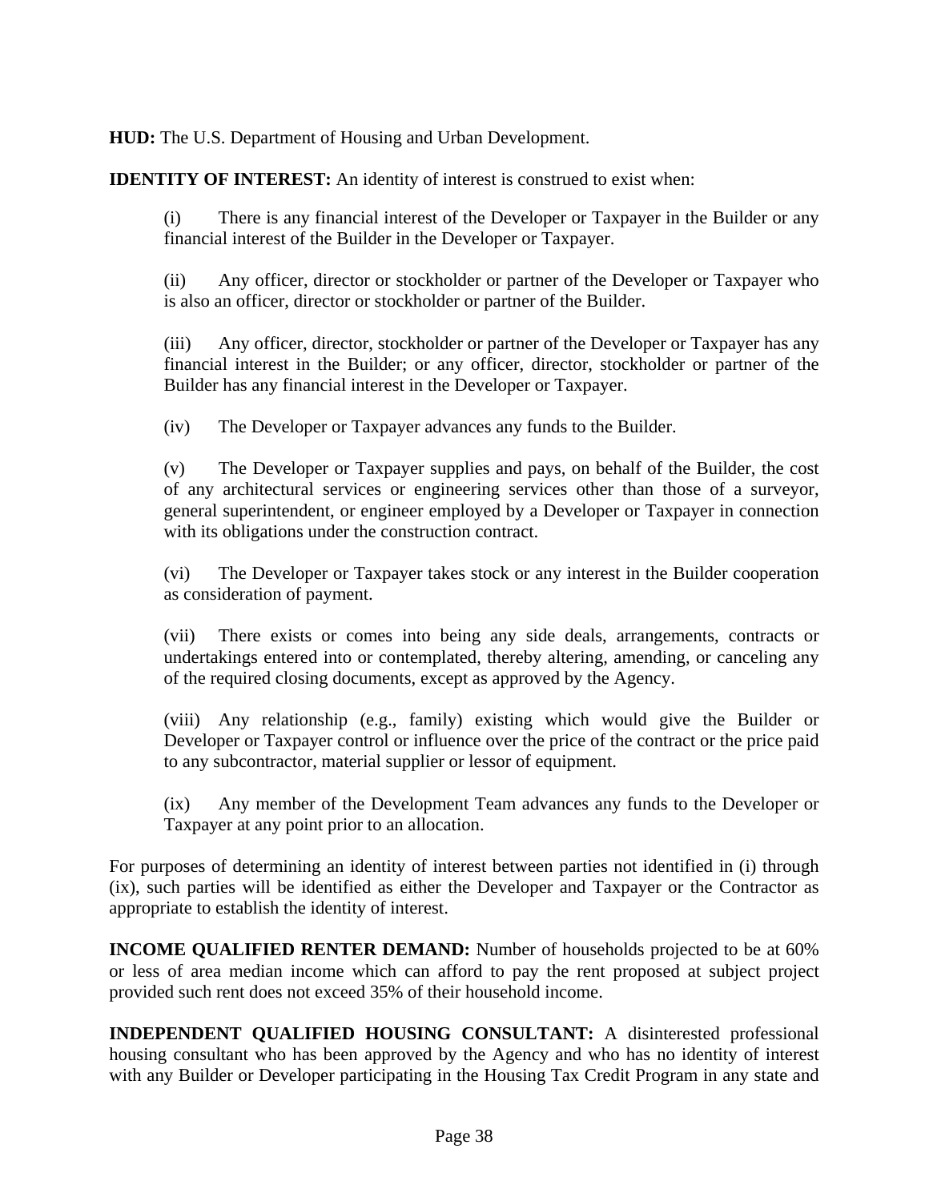**HUD:** The U.S. Department of Housing and Urban Development.

**IDENTITY OF INTEREST:** An identity of interest is construed to exist when:

(i) There is any financial interest of the Developer or Taxpayer in the Builder or any financial interest of the Builder in the Developer or Taxpayer.

(ii) Any officer, director or stockholder or partner of the Developer or Taxpayer who is also an officer, director or stockholder or partner of the Builder.

(iii) Any officer, director, stockholder or partner of the Developer or Taxpayer has any financial interest in the Builder; or any officer, director, stockholder or partner of the Builder has any financial interest in the Developer or Taxpayer.

(iv) The Developer or Taxpayer advances any funds to the Builder.

(v) The Developer or Taxpayer supplies and pays, on behalf of the Builder, the cost of any architectural services or engineering services other than those of a surveyor, general superintendent, or engineer employed by a Developer or Taxpayer in connection with its obligations under the construction contract.

(vi) The Developer or Taxpayer takes stock or any interest in the Builder cooperation as consideration of payment.

(vii) There exists or comes into being any side deals, arrangements, contracts or undertakings entered into or contemplated, thereby altering, amending, or canceling any of the required closing documents, except as approved by the Agency.

(viii) Any relationship (e.g., family) existing which would give the Builder or Developer or Taxpayer control or influence over the price of the contract or the price paid to any subcontractor, material supplier or lessor of equipment.

(ix) Any member of the Development Team advances any funds to the Developer or Taxpayer at any point prior to an allocation.

For purposes of determining an identity of interest between parties not identified in (i) through (ix), such parties will be identified as either the Developer and Taxpayer or the Contractor as appropriate to establish the identity of interest.

**INCOME QUALIFIED RENTER DEMAND:** Number of households projected to be at 60% or less of area median income which can afford to pay the rent proposed at subject project provided such rent does not exceed 35% of their household income.

**INDEPENDENT QUALIFIED HOUSING CONSULTANT:** A disinterested professional housing consultant who has been approved by the Agency and who has no identity of interest with any Builder or Developer participating in the Housing Tax Credit Program in any state and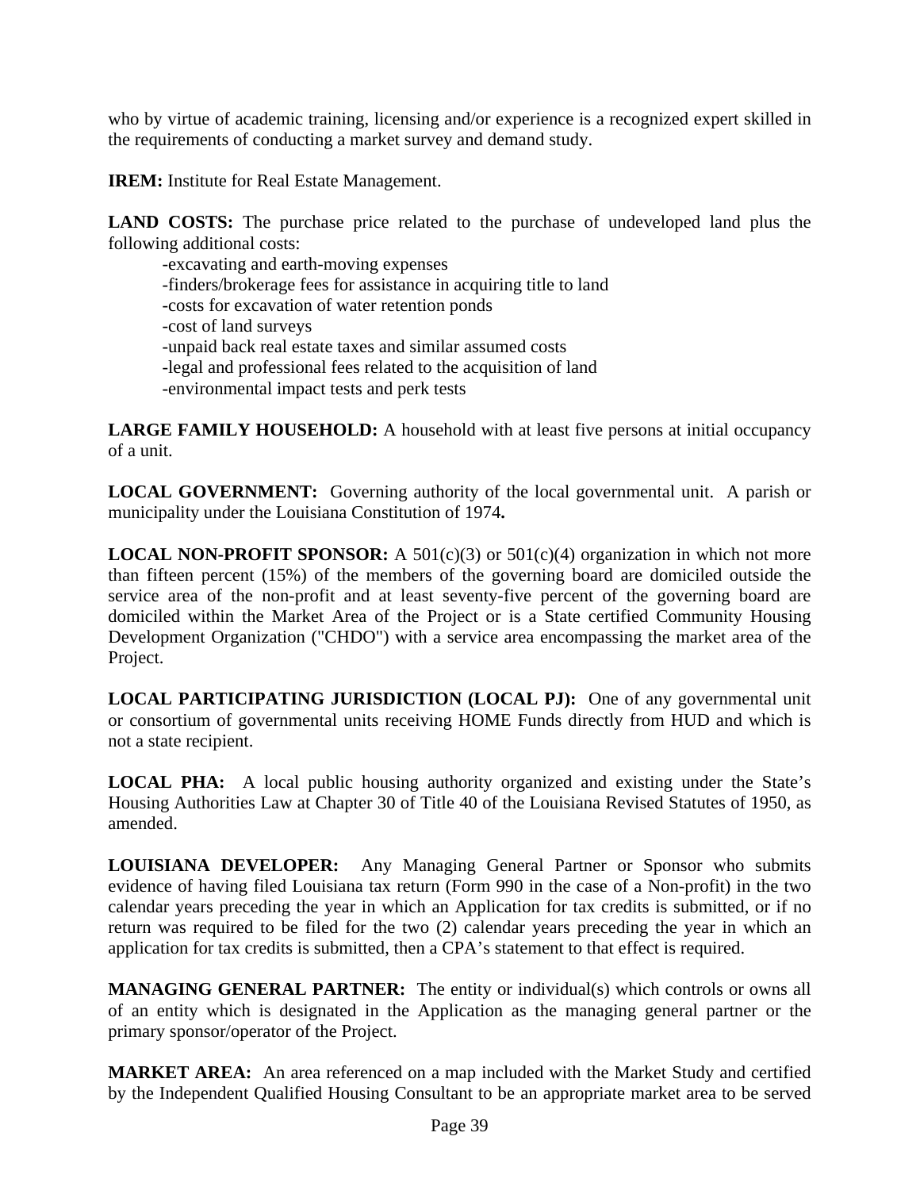who by virtue of academic training, licensing and/or experience is a recognized expert skilled in the requirements of conducting a market survey and demand study.

**IREM:** Institute for Real Estate Management.

**LAND COSTS:** The purchase price related to the purchase of undeveloped land plus the following additional costs:

-excavating and earth-moving expenses
-finders/brokerage fees for assistance in acquiring title to land
-costs for excavation of water retention ponds
-cost of land surveys
-unpaid back real estate taxes and similar assumed costs
-legal and professional fees related to the acquisition of land
-environmental impact tests and perk tests

**LARGE FAMILY HOUSEHOLD:** A household with at least five persons at initial occupancy of a unit.

**LOCAL GOVERNMENT:** Governing authority of the local governmental unit. A parish or municipality under the Louisiana Constitution of 1974**.**

**LOCAL NON-PROFIT SPONSOR:** A 501(c)(3) or 501(c)(4) organization in which not more than fifteen percent (15%) of the members of the governing board are domiciled outside the service area of the non-profit and at least seventy-five percent of the governing board are domiciled within the Market Area of the Project or is a State certified Community Housing Development Organization ("CHDO") with a service area encompassing the market area of the Project.

**LOCAL PARTICIPATING JURISDICTION (LOCAL PJ):** One of any governmental unit or consortium of governmental units receiving HOME Funds directly from HUD and which is not a state recipient.

**LOCAL PHA:** A local public housing authority organized and existing under the State's Housing Authorities Law at Chapter 30 of Title 40 of the Louisiana Revised Statutes of 1950, as amended.

**LOUISIANA DEVELOPER:** Any Managing General Partner or Sponsor who submits evidence of having filed Louisiana tax return (Form 990 in the case of a Non-profit) in the two calendar years preceding the year in which an Application for tax credits is submitted, or if no return was required to be filed for the two (2) calendar years preceding the year in which an application for tax credits is submitted, then a CPA's statement to that effect is required.

**MANAGING GENERAL PARTNER:** The entity or individual(s) which controls or owns all of an entity which is designated in the Application as the managing general partner or the primary sponsor/operator of the Project.

**MARKET AREA:** An area referenced on a map included with the Market Study and certified by the Independent Qualified Housing Consultant to be an appropriate market area to be served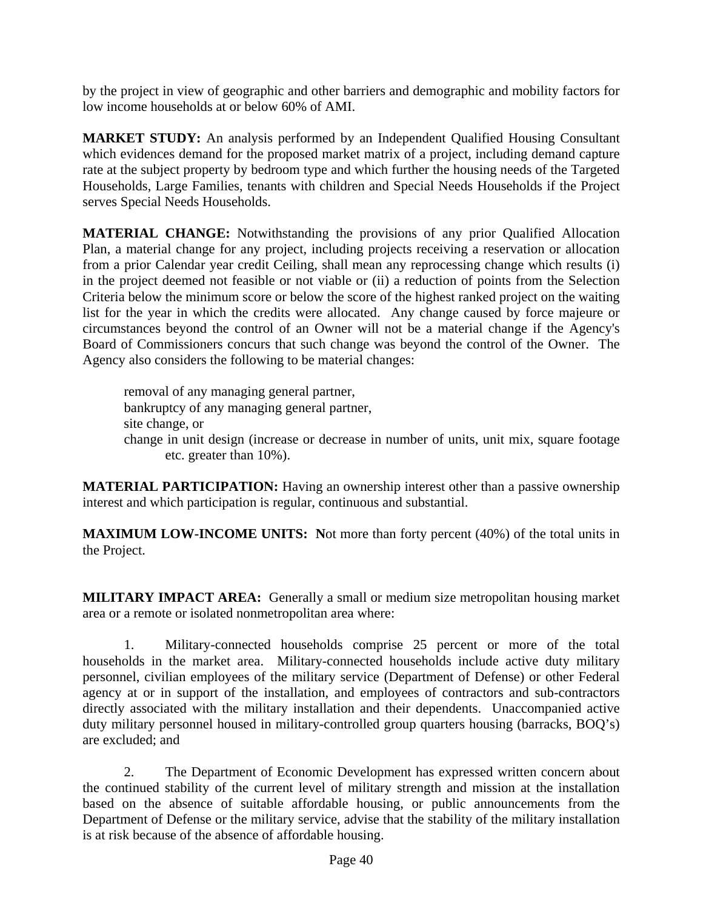by the project in view of geographic and other barriers and demographic and mobility factors for low income households at or below 60% of AMI.

**MARKET STUDY:** An analysis performed by an Independent Qualified Housing Consultant which evidences demand for the proposed market matrix of a project, including demand capture rate at the subject property by bedroom type and which further the housing needs of the Targeted Households, Large Families, tenants with children and Special Needs Households if the Project serves Special Needs Households.

**MATERIAL CHANGE:** Notwithstanding the provisions of any prior Qualified Allocation Plan, a material change for any project, including projects receiving a reservation or allocation from a prior Calendar year credit Ceiling, shall mean any reprocessing change which results (i) in the project deemed not feasible or not viable or (ii) a reduction of points from the Selection Criteria below the minimum score or below the score of the highest ranked project on the waiting list for the year in which the credits were allocated. Any change caused by force majeure or circumstances beyond the control of an Owner will not be a material change if the Agency's Board of Commissioners concurs that such change was beyond the control of the Owner. The Agency also considers the following to be material changes:

removal of any managing general partner,
bankruptcy of any managing general partner,
site change, or
change in unit design (increase or decrease in number of units, unit mix, square footage etc. greater than 10%).

**MATERIAL PARTICIPATION:** Having an ownership interest other than a passive ownership interest and which participation is regular, continuous and substantial.

**MAXIMUM LOW-INCOME UNITS: N**ot more than forty percent (40%) of the total units in the Project.

**MILITARY IMPACT AREA:** Generally a small or medium size metropolitan housing market area or a remote or isolated nonmetropolitan area where:

1. Military-connected households comprise 25 percent or more of the total households in the market area. Military-connected households include active duty military personnel, civilian employees of the military service (Department of Defense) or other Federal agency at or in support of the installation, and employees of contractors and sub-contractors directly associated with the military installation and their dependents. Unaccompanied active duty military personnel housed in military-controlled group quarters housing (barracks, BOQ's) are excluded; and

2. The Department of Economic Development has expressed written concern about the continued stability of the current level of military strength and mission at the installation based on the absence of suitable affordable housing, or public announcements from the Department of Defense or the military service, advise that the stability of the military installation is at risk because of the absence of affordable housing.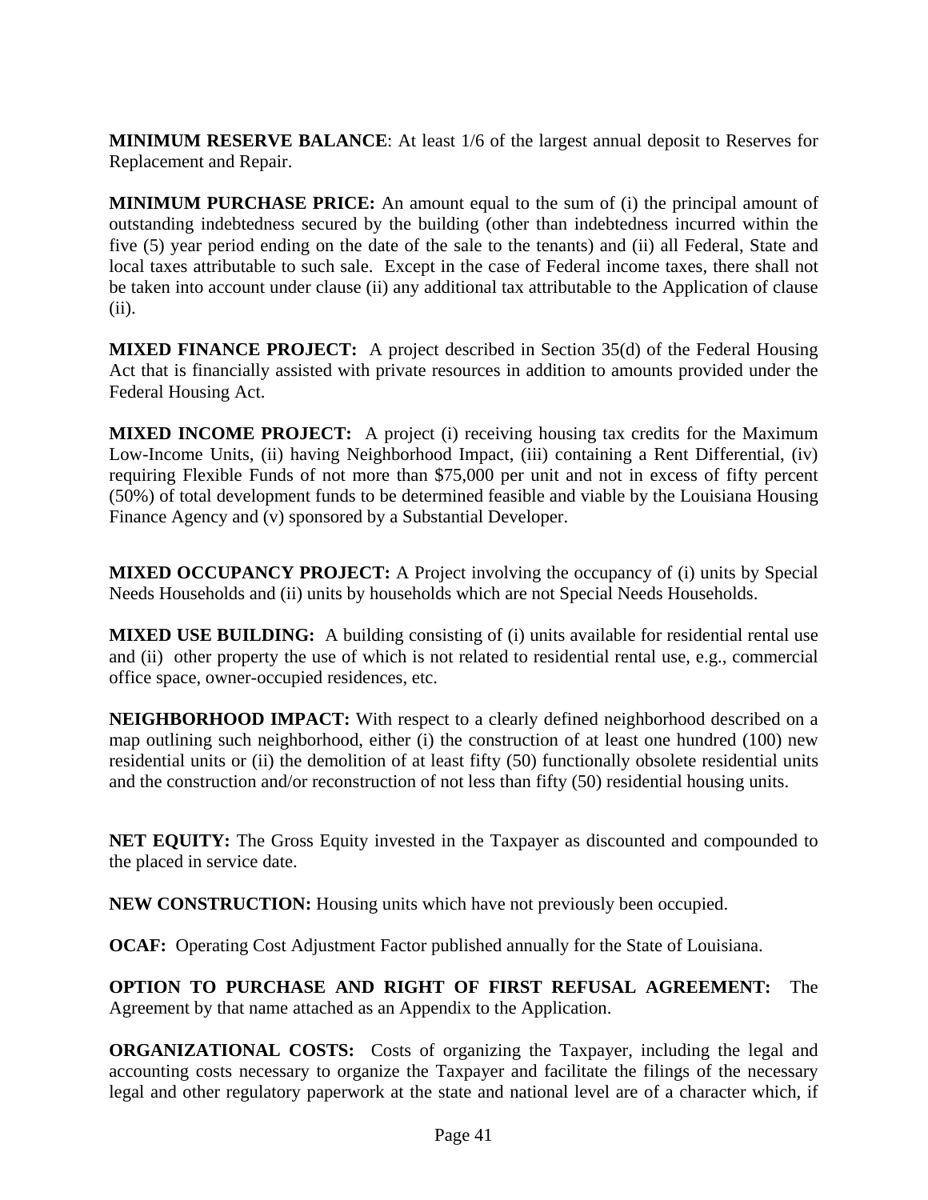**MINIMUM RESERVE BALANCE**: At least 1/6 of the largest annual deposit to Reserves for Replacement and Repair.

**MINIMUM PURCHASE PRICE:** An amount equal to the sum of (i) the principal amount of outstanding indebtedness secured by the building (other than indebtedness incurred within the five (5) year period ending on the date of the sale to the tenants) and (ii) all Federal, State and local taxes attributable to such sale. Except in the case of Federal income taxes, there shall not be taken into account under clause (ii) any additional tax attributable to the Application of clause (ii).

**MIXED FINANCE PROJECT:** A project described in Section 35(d) of the Federal Housing Act that is financially assisted with private resources in addition to amounts provided under the Federal Housing Act.

**MIXED INCOME PROJECT:** A project (i) receiving housing tax credits for the Maximum Low-Income Units, (ii) having Neighborhood Impact, (iii) containing a Rent Differential, (iv) requiring Flexible Funds of not more than $75,000 per unit and not in excess of fifty percent (50%) of total development funds to be determined feasible and viable by the Louisiana Housing Finance Agency and (v) sponsored by a Substantial Developer.

**MIXED OCCUPANCY PROJECT:** A Project involving the occupancy of (i) units by Special Needs Households and (ii) units by households which are not Special Needs Households.

**MIXED USE BUILDING:** A building consisting of (i) units available for residential rental use and (ii) other property the use of which is not related to residential rental use, e.g., commercial office space, owner-occupied residences, etc.

**NEIGHBORHOOD IMPACT:** With respect to a clearly defined neighborhood described on a map outlining such neighborhood, either (i) the construction of at least one hundred (100) new residential units or (ii) the demolition of at least fifty (50) functionally obsolete residential units and the construction and/or reconstruction of not less than fifty (50) residential housing units.

**NET EQUITY:** The Gross Equity invested in the Taxpayer as discounted and compounded to the placed in service date.

**NEW CONSTRUCTION:** Housing units which have not previously been occupied.

**OCAF:** Operating Cost Adjustment Factor published annually for the State of Louisiana.

**OPTION TO PURCHASE AND RIGHT OF FIRST REFUSAL AGREEMENT:** The Agreement by that name attached as an Appendix to the Application.

**ORGANIZATIONAL COSTS:** Costs of organizing the Taxpayer, including the legal and accounting costs necessary to organize the Taxpayer and facilitate the filings of the necessary legal and other regulatory paperwork at the state and national level are of a character which, if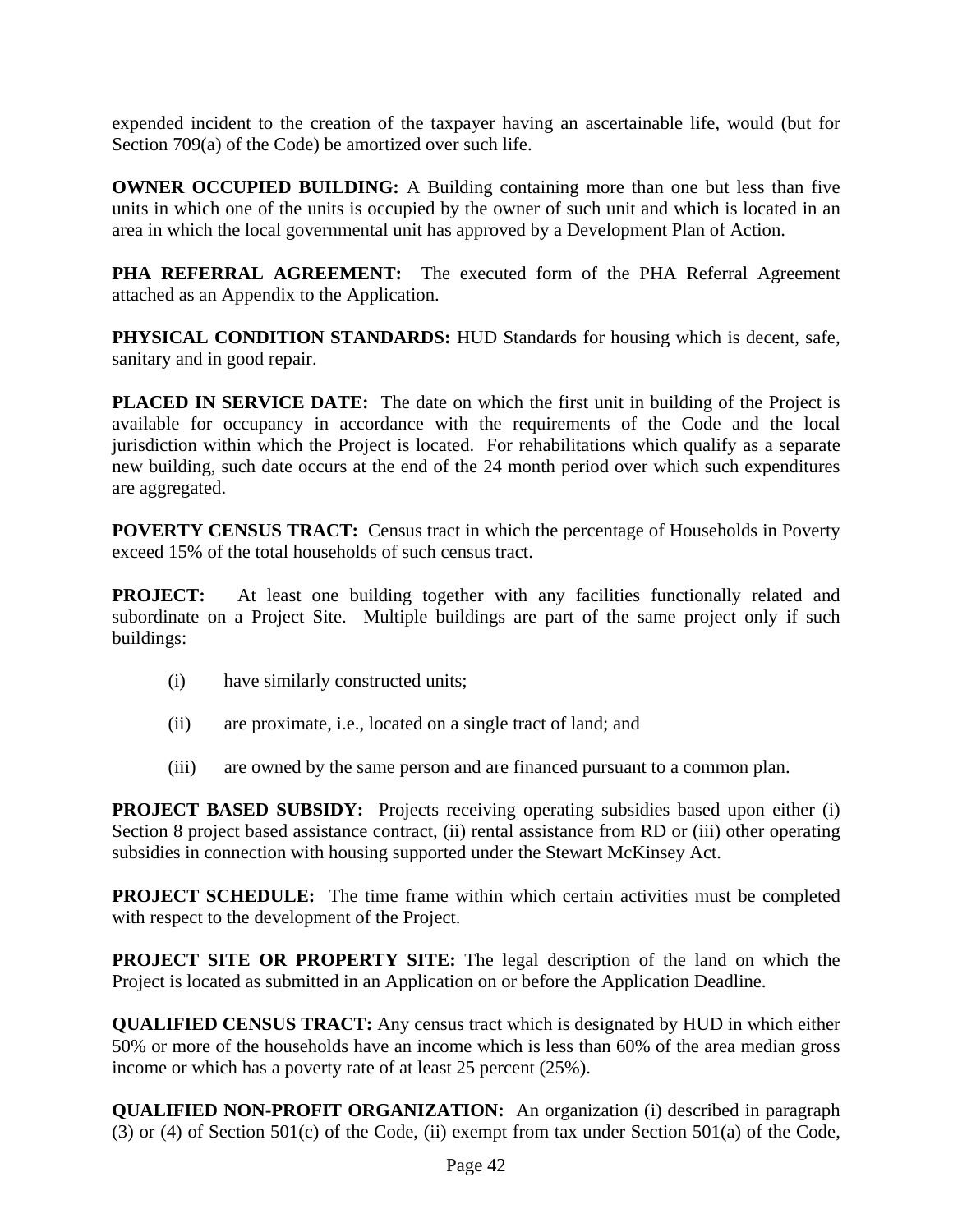expended incident to the creation of the taxpayer having an ascertainable life, would (but for Section 709(a) of the Code) be amortized over such life.

**OWNER OCCUPIED BUILDING:** A Building containing more than one but less than five units in which one of the units is occupied by the owner of such unit and which is located in an area in which the local governmental unit has approved by a Development Plan of Action.

**PHA REFERRAL AGREEMENT:** The executed form of the PHA Referral Agreement attached as an Appendix to the Application.

**PHYSICAL CONDITION STANDARDS:** HUD Standards for housing which is decent, safe, sanitary and in good repair.

**PLACED IN SERVICE DATE:** The date on which the first unit in building of the Project is available for occupancy in accordance with the requirements of the Code and the local jurisdiction within which the Project is located. For rehabilitations which qualify as a separate new building, such date occurs at the end of the 24 month period over which such expenditures are aggregated.

**POVERTY CENSUS TRACT:** Census tract in which the percentage of Households in Poverty exceed 15% of the total households of such census tract.

**PROJECT:** At least one building together with any facilities functionally related and subordinate on a Project Site. Multiple buildings are part of the same project only if such buildings:

(i) have similarly constructed units;

(ii) are proximate, i.e., located on a single tract of land; and

(iii) are owned by the same person and are financed pursuant to a common plan.

**PROJECT BASED SUBSIDY:** Projects receiving operating subsidies based upon either (i) Section 8 project based assistance contract, (ii) rental assistance from RD or (iii) other operating subsidies in connection with housing supported under the Stewart McKinsey Act.

**PROJECT SCHEDULE:** The time frame within which certain activities must be completed with respect to the development of the Project.

**PROJECT SITE OR PROPERTY SITE:** The legal description of the land on which the Project is located as submitted in an Application on or before the Application Deadline.

**QUALIFIED CENSUS TRACT:** Any census tract which is designated by HUD in which either 50% or more of the households have an income which is less than 60% of the area median gross income or which has a poverty rate of at least 25 percent (25%).

**QUALIFIED NON-PROFIT ORGANIZATION:** An organization (i) described in paragraph (3) or (4) of Section 501(c) of the Code, (ii) exempt from tax under Section 501(a) of the Code,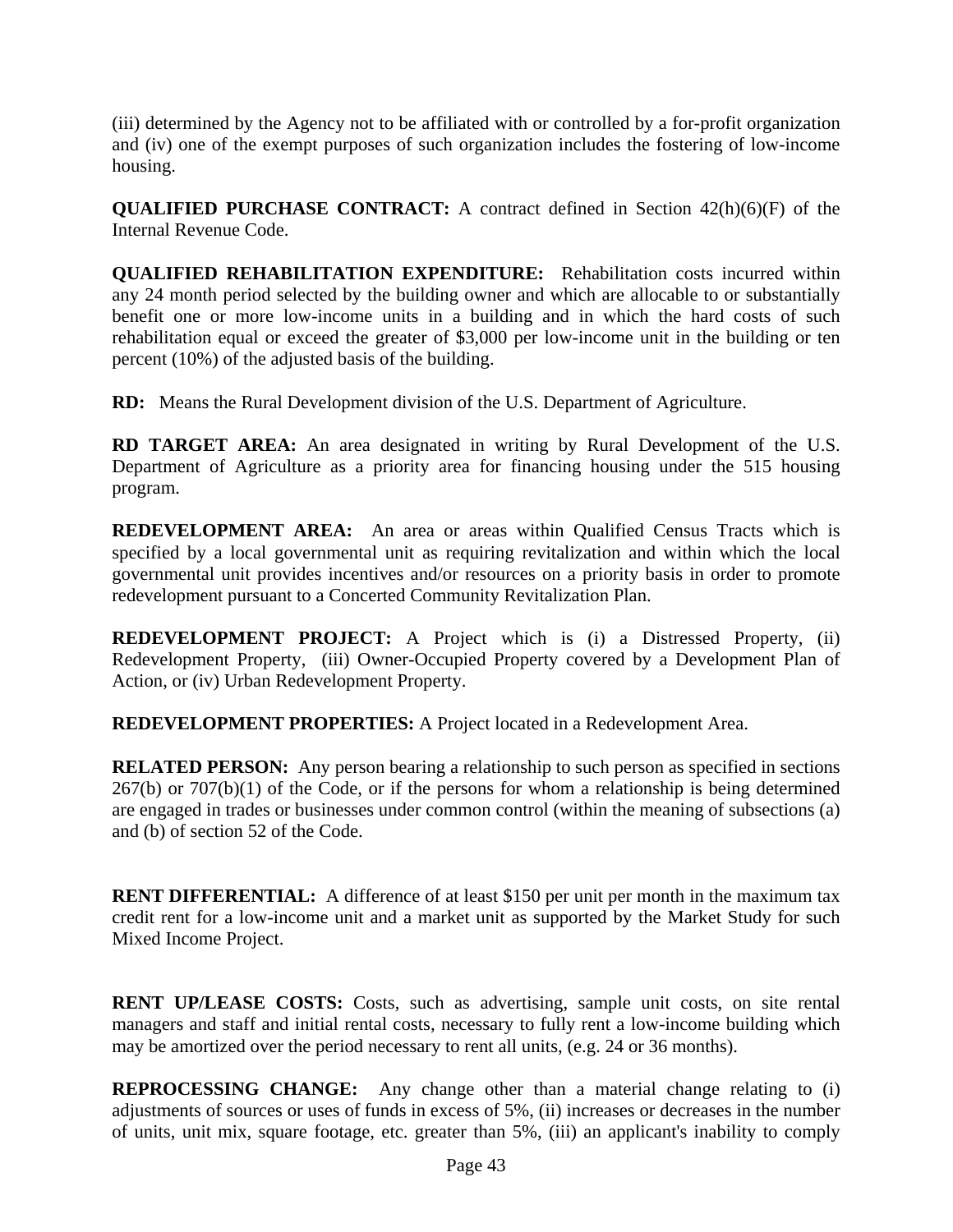(iii) determined by the Agency not to be affiliated with or controlled by a for-profit organization and (iv) one of the exempt purposes of such organization includes the fostering of low-income housing.

**QUALIFIED PURCHASE CONTRACT:** A contract defined in Section 42(h)(6)(F) of the Internal Revenue Code.

**QUALIFIED REHABILITATION EXPENDITURE:** Rehabilitation costs incurred within any 24 month period selected by the building owner and which are allocable to or substantially benefit one or more low-income units in a building and in which the hard costs of such rehabilitation equal or exceed the greater of $3,000 per low-income unit in the building or ten percent (10%) of the adjusted basis of the building.

**RD:** Means the Rural Development division of the U.S. Department of Agriculture.

**RD TARGET AREA:** An area designated in writing by Rural Development of the U.S. Department of Agriculture as a priority area for financing housing under the 515 housing program.

**REDEVELOPMENT AREA:** An area or areas within Qualified Census Tracts which is specified by a local governmental unit as requiring revitalization and within which the local governmental unit provides incentives and/or resources on a priority basis in order to promote redevelopment pursuant to a Concerted Community Revitalization Plan.

**REDEVELOPMENT PROJECT:** A Project which is (i) a Distressed Property, (ii) Redevelopment Property, (iii) Owner-Occupied Property covered by a Development Plan of Action, or (iv) Urban Redevelopment Property.

**REDEVELOPMENT PROPERTIES:** A Project located in a Redevelopment Area.

**RELATED PERSON:** Any person bearing a relationship to such person as specified in sections 267(b) or 707(b)(1) of the Code, or if the persons for whom a relationship is being determined are engaged in trades or businesses under common control (within the meaning of subsections (a) and (b) of section 52 of the Code.

**RENT DIFFERENTIAL:** A difference of at least $150 per unit per month in the maximum tax credit rent for a low-income unit and a market unit as supported by the Market Study for such Mixed Income Project.

**RENT UP/LEASE COSTS:** Costs, such as advertising, sample unit costs, on site rental managers and staff and initial rental costs, necessary to fully rent a low-income building which may be amortized over the period necessary to rent all units, (e.g. 24 or 36 months).

**REPROCESSING CHANGE:** Any change other than a material change relating to (i) adjustments of sources or uses of funds in excess of 5%, (ii) increases or decreases in the number of units, unit mix, square footage, etc. greater than 5%, (iii) an applicant's inability to comply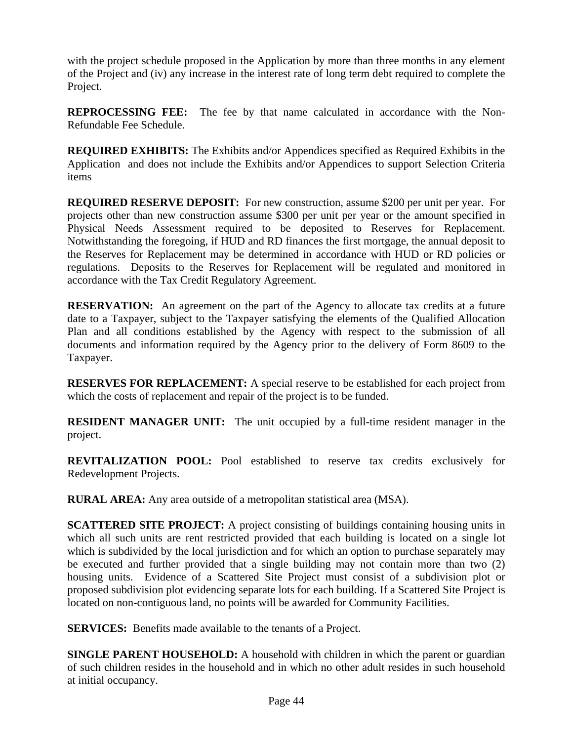with the project schedule proposed in the Application by more than three months in any element of the Project and (iv) any increase in the interest rate of long term debt required to complete the Project.

**REPROCESSING FEE:** The fee by that name calculated in accordance with the Non-Refundable Fee Schedule.

**REQUIRED EXHIBITS:** The Exhibits and/or Appendices specified as Required Exhibits in the Application and does not include the Exhibits and/or Appendices to support Selection Criteria items

**REQUIRED RESERVE DEPOSIT:** For new construction, assume $200 per unit per year. For projects other than new construction assume $300 per unit per year or the amount specified in Physical Needs Assessment required to be deposited to Reserves for Replacement. Notwithstanding the foregoing, if HUD and RD finances the first mortgage, the annual deposit to the Reserves for Replacement may be determined in accordance with HUD or RD policies or regulations. Deposits to the Reserves for Replacement will be regulated and monitored in accordance with the Tax Credit Regulatory Agreement.

**RESERVATION:** An agreement on the part of the Agency to allocate tax credits at a future date to a Taxpayer, subject to the Taxpayer satisfying the elements of the Qualified Allocation Plan and all conditions established by the Agency with respect to the submission of all documents and information required by the Agency prior to the delivery of Form 8609 to the Taxpayer.

**RESERVES FOR REPLACEMENT:** A special reserve to be established for each project from which the costs of replacement and repair of the project is to be funded.

**RESIDENT MANAGER UNIT:** The unit occupied by a full-time resident manager in the project.

**REVITALIZATION POOL:** Pool established to reserve tax credits exclusively for Redevelopment Projects.

**RURAL AREA:** Any area outside of a metropolitan statistical area (MSA).

**SCATTERED SITE PROJECT:** A project consisting of buildings containing housing units in which all such units are rent restricted provided that each building is located on a single lot which is subdivided by the local jurisdiction and for which an option to purchase separately may be executed and further provided that a single building may not contain more than two (2) housing units. Evidence of a Scattered Site Project must consist of a subdivision plot or proposed subdivision plot evidencing separate lots for each building. If a Scattered Site Project is located on non-contiguous land, no points will be awarded for Community Facilities.

**SERVICES:** Benefits made available to the tenants of a Project.

**SINGLE PARENT HOUSEHOLD:** A household with children in which the parent or guardian of such children resides in the household and in which no other adult resides in such household at initial occupancy.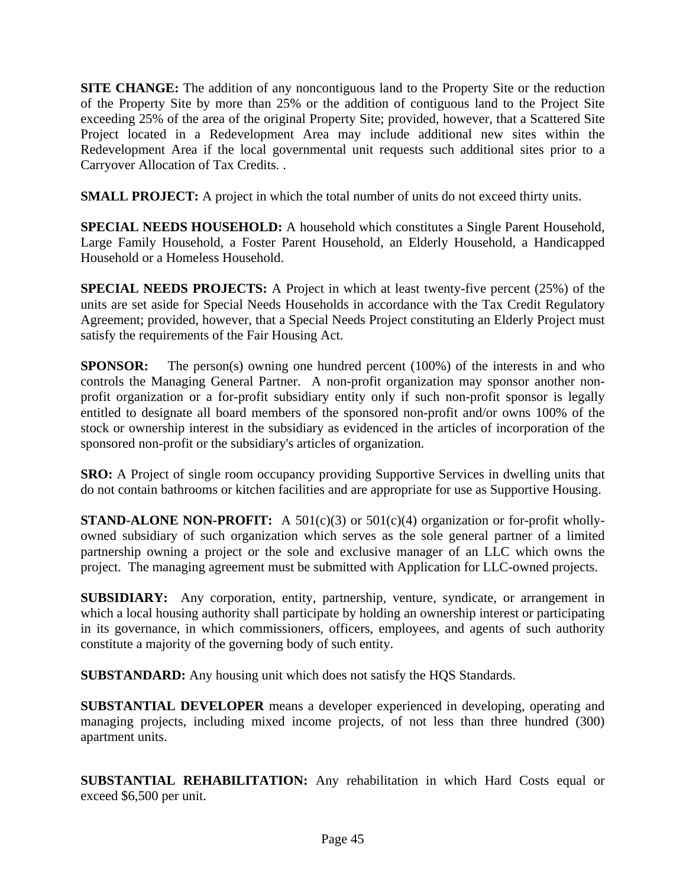**SITE CHANGE:** The addition of any noncontiguous land to the Property Site or the reduction of the Property Site by more than 25% or the addition of contiguous land to the Project Site exceeding 25% of the area of the original Property Site; provided, however, that a Scattered Site Project located in a Redevelopment Area may include additional new sites within the Redevelopment Area if the local governmental unit requests such additional sites prior to a Carryover Allocation of Tax Credits. .

**SMALL PROJECT:** A project in which the total number of units do not exceed thirty units.

**SPECIAL NEEDS HOUSEHOLD:** A household which constitutes a Single Parent Household, Large Family Household, a Foster Parent Household, an Elderly Household, a Handicapped Household or a Homeless Household.

**SPECIAL NEEDS PROJECTS:** A Project in which at least twenty-five percent (25%) of the units are set aside for Special Needs Households in accordance with the Tax Credit Regulatory Agreement; provided, however, that a Special Needs Project constituting an Elderly Project must satisfy the requirements of the Fair Housing Act.

**SPONSOR:** The person(s) owning one hundred percent (100%) of the interests in and who controls the Managing General Partner. A non-profit organization may sponsor another non-profit organization or a for-profit subsidiary entity only if such non-profit sponsor is legally entitled to designate all board members of the sponsored non-profit and/or owns 100% of the stock or ownership interest in the subsidiary as evidenced in the articles of incorporation of the sponsored non-profit or the subsidiary's articles of organization.

**SRO:** A Project of single room occupancy providing Supportive Services in dwelling units that do not contain bathrooms or kitchen facilities and are appropriate for use as Supportive Housing.

**STAND-ALONE NON-PROFIT:** A 501(c)(3) or 501(c)(4) organization or for-profit wholly-owned subsidiary of such organization which serves as the sole general partner of a limited partnership owning a project or the sole and exclusive manager of an LLC which owns the project. The managing agreement must be submitted with Application for LLC-owned projects.

**SUBSIDIARY:** Any corporation, entity, partnership, venture, syndicate, or arrangement in which a local housing authority shall participate by holding an ownership interest or participating in its governance, in which commissioners, officers, employees, and agents of such authority constitute a majority of the governing body of such entity.

**SUBSTANDARD:** Any housing unit which does not satisfy the HQS Standards.

**SUBSTANTIAL DEVELOPER** means a developer experienced in developing, operating and managing projects, including mixed income projects, of not less than three hundred (300) apartment units.

**SUBSTANTIAL REHABILITATION:** Any rehabilitation in which Hard Costs equal or exceed $6,500 per unit.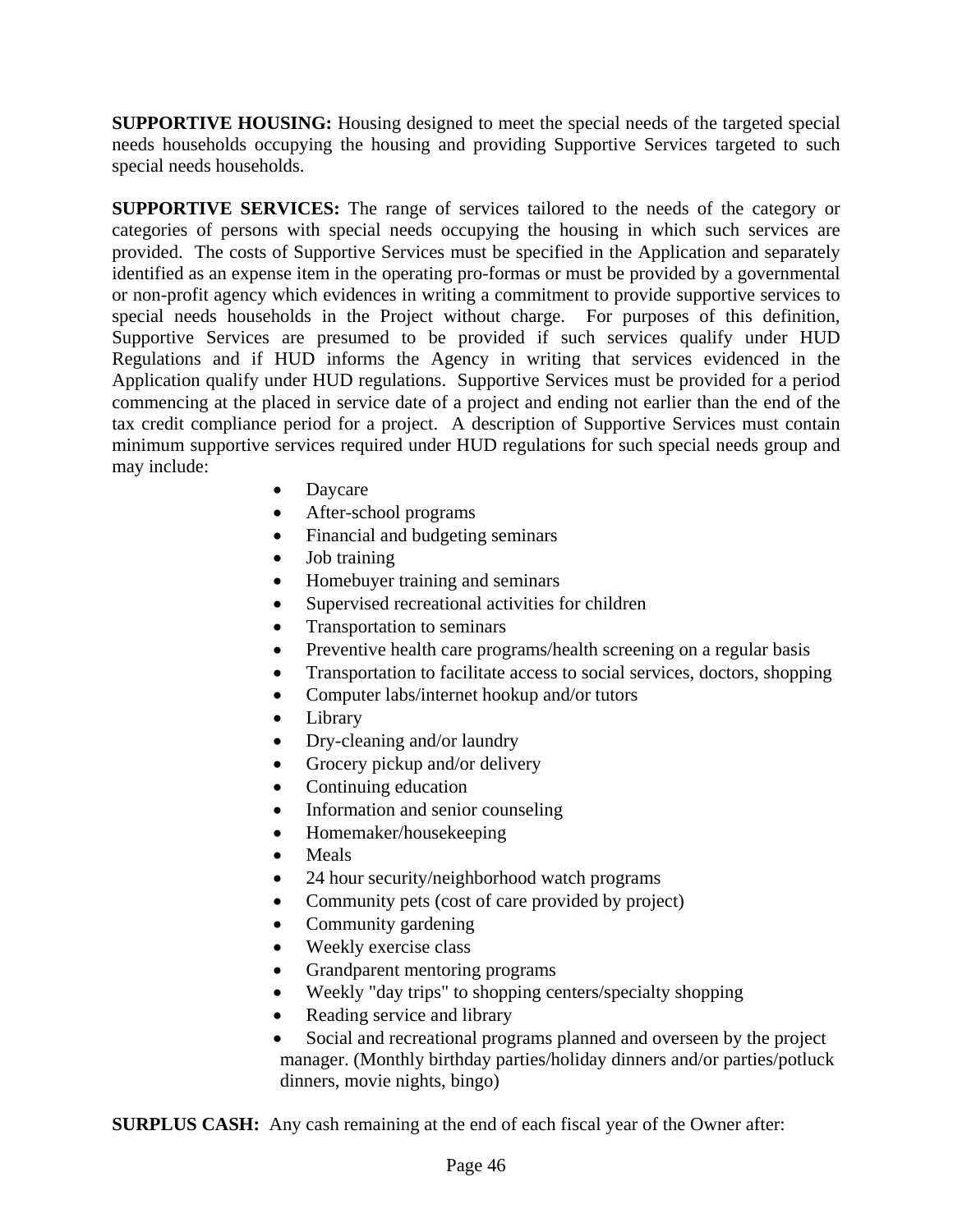**SUPPORTIVE HOUSING:** Housing designed to meet the special needs of the targeted special needs households occupying the housing and providing Supportive Services targeted to such special needs households.

**SUPPORTIVE SERVICES:** The range of services tailored to the needs of the category or categories of persons with special needs occupying the housing in which such services are provided. The costs of Supportive Services must be specified in the Application and separately identified as an expense item in the operating pro-formas or must be provided by a governmental or non-profit agency which evidences in writing a commitment to provide supportive services to special needs households in the Project without charge. For purposes of this definition, Supportive Services are presumed to be provided if such services qualify under HUD Regulations and if HUD informs the Agency in writing that services evidenced in the Application qualify under HUD regulations. Supportive Services must be provided for a period commencing at the placed in service date of a project and ending not earlier than the end of the tax credit compliance period for a project. A description of Supportive Services must contain minimum supportive services required under HUD regulations for such special needs group and may include:

- Daycare
- After-school programs
- Financial and budgeting seminars
- Job training
- Homebuyer training and seminars
- Supervised recreational activities for children
- Transportation to seminars
- Preventive health care programs/health screening on a regular basis
- Transportation to facilitate access to social services, doctors, shopping
- Computer labs/internet hookup and/or tutors
- Library
- Dry-cleaning and/or laundry
- Grocery pickup and/or delivery
- Continuing education
- Information and senior counseling
- Homemaker/housekeeping
- Meals
- 24 hour security/neighborhood watch programs
- Community pets (cost of care provided by project)
- Community gardening
- Weekly exercise class
- Grandparent mentoring programs
- Weekly "day trips" to shopping centers/specialty shopping
- Reading service and library
- Social and recreational programs planned and overseen by the project manager. (Monthly birthday parties/holiday dinners and/or parties/potluck dinners, movie nights, bingo)

**SURPLUS CASH:** Any cash remaining at the end of each fiscal year of the Owner after: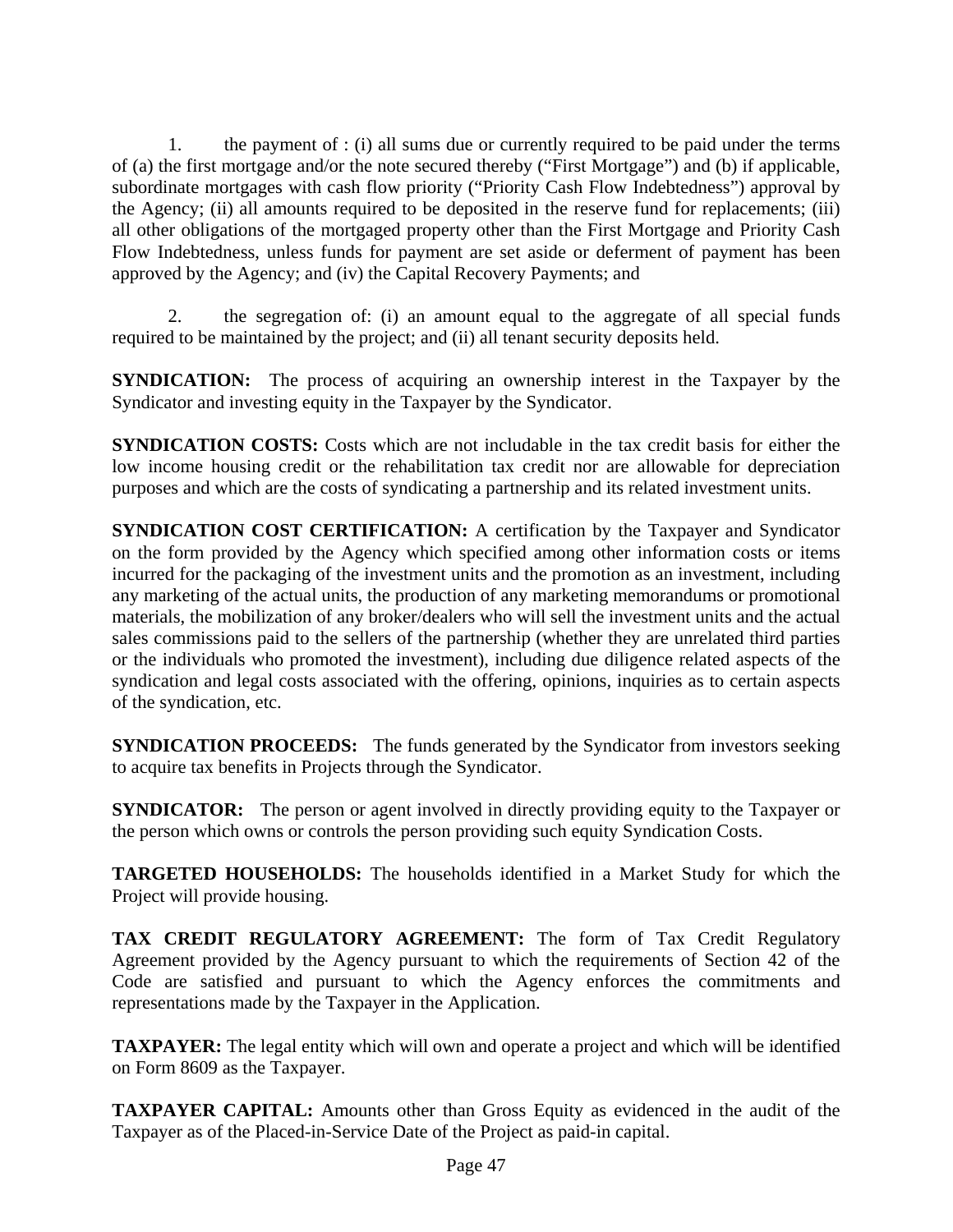1. the payment of : (i) all sums due or currently required to be paid under the terms of (a) the first mortgage and/or the note secured thereby ("First Mortgage") and (b) if applicable, subordinate mortgages with cash flow priority ("Priority Cash Flow Indebtedness") approval by the Agency; (ii) all amounts required to be deposited in the reserve fund for replacements; (iii) all other obligations of the mortgaged property other than the First Mortgage and Priority Cash Flow Indebtedness, unless funds for payment are set aside or deferment of payment has been approved by the Agency; and (iv) the Capital Recovery Payments; and

2. the segregation of: (i) an amount equal to the aggregate of all special funds required to be maintained by the project; and (ii) all tenant security deposits held.

**SYNDICATION:** The process of acquiring an ownership interest in the Taxpayer by the Syndicator and investing equity in the Taxpayer by the Syndicator.

**SYNDICATION COSTS:** Costs which are not includable in the tax credit basis for either the low income housing credit or the rehabilitation tax credit nor are allowable for depreciation purposes and which are the costs of syndicating a partnership and its related investment units.

**SYNDICATION COST CERTIFICATION:** A certification by the Taxpayer and Syndicator on the form provided by the Agency which specified among other information costs or items incurred for the packaging of the investment units and the promotion as an investment, including any marketing of the actual units, the production of any marketing memorandums or promotional materials, the mobilization of any broker/dealers who will sell the investment units and the actual sales commissions paid to the sellers of the partnership (whether they are unrelated third parties or the individuals who promoted the investment), including due diligence related aspects of the syndication and legal costs associated with the offering, opinions, inquiries as to certain aspects of the syndication, etc.

**SYNDICATION PROCEEDS:** The funds generated by the Syndicator from investors seeking to acquire tax benefits in Projects through the Syndicator.

**SYNDICATOR:** The person or agent involved in directly providing equity to the Taxpayer or the person which owns or controls the person providing such equity Syndication Costs.

**TARGETED HOUSEHOLDS:** The households identified in a Market Study for which the Project will provide housing.

**TAX CREDIT REGULATORY AGREEMENT:** The form of Tax Credit Regulatory Agreement provided by the Agency pursuant to which the requirements of Section 42 of the Code are satisfied and pursuant to which the Agency enforces the commitments and representations made by the Taxpayer in the Application.

**TAXPAYER:** The legal entity which will own and operate a project and which will be identified on Form 8609 as the Taxpayer.

**TAXPAYER CAPITAL:** Amounts other than Gross Equity as evidenced in the audit of the Taxpayer as of the Placed-in-Service Date of the Project as paid-in capital.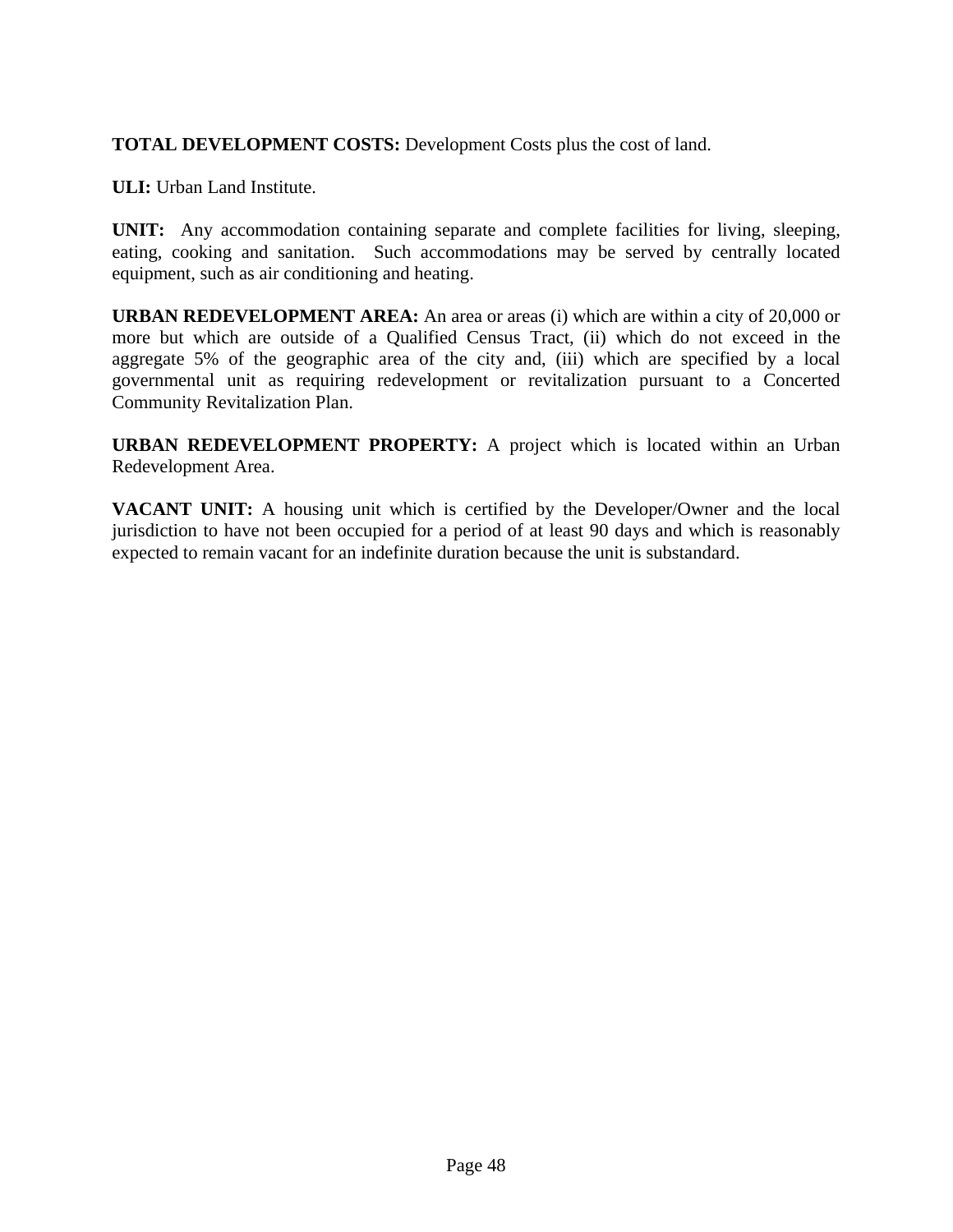**TOTAL DEVELOPMENT COSTS:** Development Costs plus the cost of land.

**ULI:** Urban Land Institute.

**UNIT:** Any accommodation containing separate and complete facilities for living, sleeping, eating, cooking and sanitation. Such accommodations may be served by centrally located equipment, such as air conditioning and heating.

**URBAN REDEVELOPMENT AREA:** An area or areas (i) which are within a city of 20,000 or more but which are outside of a Qualified Census Tract, (ii) which do not exceed in the aggregate 5% of the geographic area of the city and, (iii) which are specified by a local governmental unit as requiring redevelopment or revitalization pursuant to a Concerted Community Revitalization Plan.

**URBAN REDEVELOPMENT PROPERTY:** A project which is located within an Urban Redevelopment Area.

**VACANT UNIT:** A housing unit which is certified by the Developer/Owner and the local jurisdiction to have not been occupied for a period of at least 90 days and which is reasonably expected to remain vacant for an indefinite duration because the unit is substandard.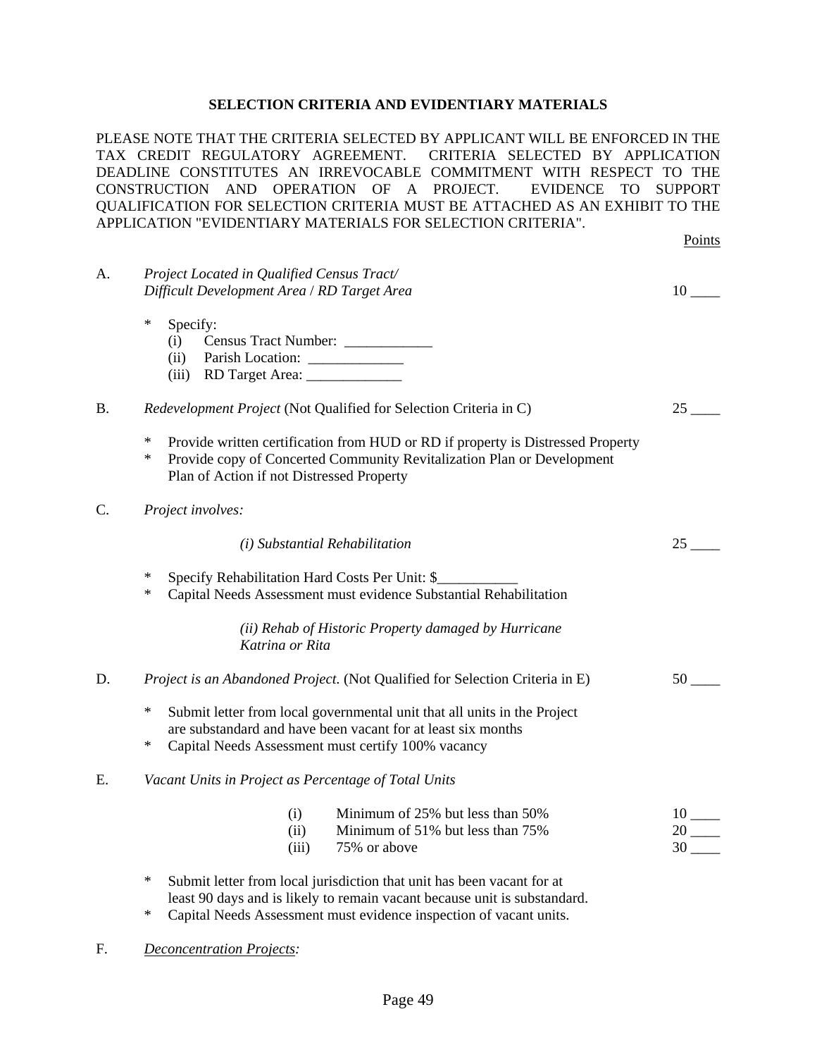## SELECTION CRITERIA AND EVIDENTIARY MATERIALS

PLEASE NOTE THAT THE CRITERIA SELECTED BY APPLICANT WILL BE ENFORCED IN THE TAX CREDIT REGULATORY AGREEMENT. CRITERIA SELECTED BY APPLICATION DEADLINE CONSTITUTES AN IRREVOCABLE COMMITMENT WITH RESPECT TO THE CONSTRUCTION AND OPERATION OF A PROJECT. EVIDENCE TO SUPPORT QUALIFICATION FOR SELECTION CRITERIA MUST BE ATTACHED AS AN EXHIBIT TO THE APPLICATION "EVIDENTIARY MATERIALS FOR SELECTION CRITERIA".

<u>Points</u>

A. *Project Located in Qualified Census Tract/ Difficult Development Area* / *RD Target Area* — 10 ____

- \* Specify:
  - (i) Census Tract Number: ____________
  - (ii) Parish Location: _____________
  - (iii) RD Target Area: _____________

B. *Redevelopment Project* (Not Qualified for Selection Criteria in C) — 25 ____

- \* Provide written certification from HUD or RD if property is Distressed Property
- \* Provide copy of Concerted Community Revitalization Plan or Development Plan of Action if not Distressed Property

C. *Project involves:*

*(i) Substantial Rehabilitation* — 25 ____

- \* Specify Rehabilitation Hard Costs Per Unit: $___________
- \* Capital Needs Assessment must evidence Substantial Rehabilitation

*(ii) Rehab of Historic Property damaged by Hurricane Katrina or Rita*

D. *Project is an Abandoned Project.* (Not Qualified for Selection Criteria in E) — 50 ____

- \* Submit letter from local governmental unit that all units in the Project are substandard and have been vacant for at least six months
- \* Capital Needs Assessment must certify 100% vacancy

E. *Vacant Units in Project as Percentage of Total Units*

- (i) Minimum of 25% but less than 50% — 10 ____
- (ii) Minimum of 51% but less than 75% — 20 ____
- (iii) 75% or above — 30 ____

- \* Submit letter from local jurisdiction that unit has been vacant for at least 90 days and is likely to remain vacant because unit is substandard.
- \* Capital Needs Assessment must evidence inspection of vacant units.

F. *<u>Deconcentration Projects</u>:*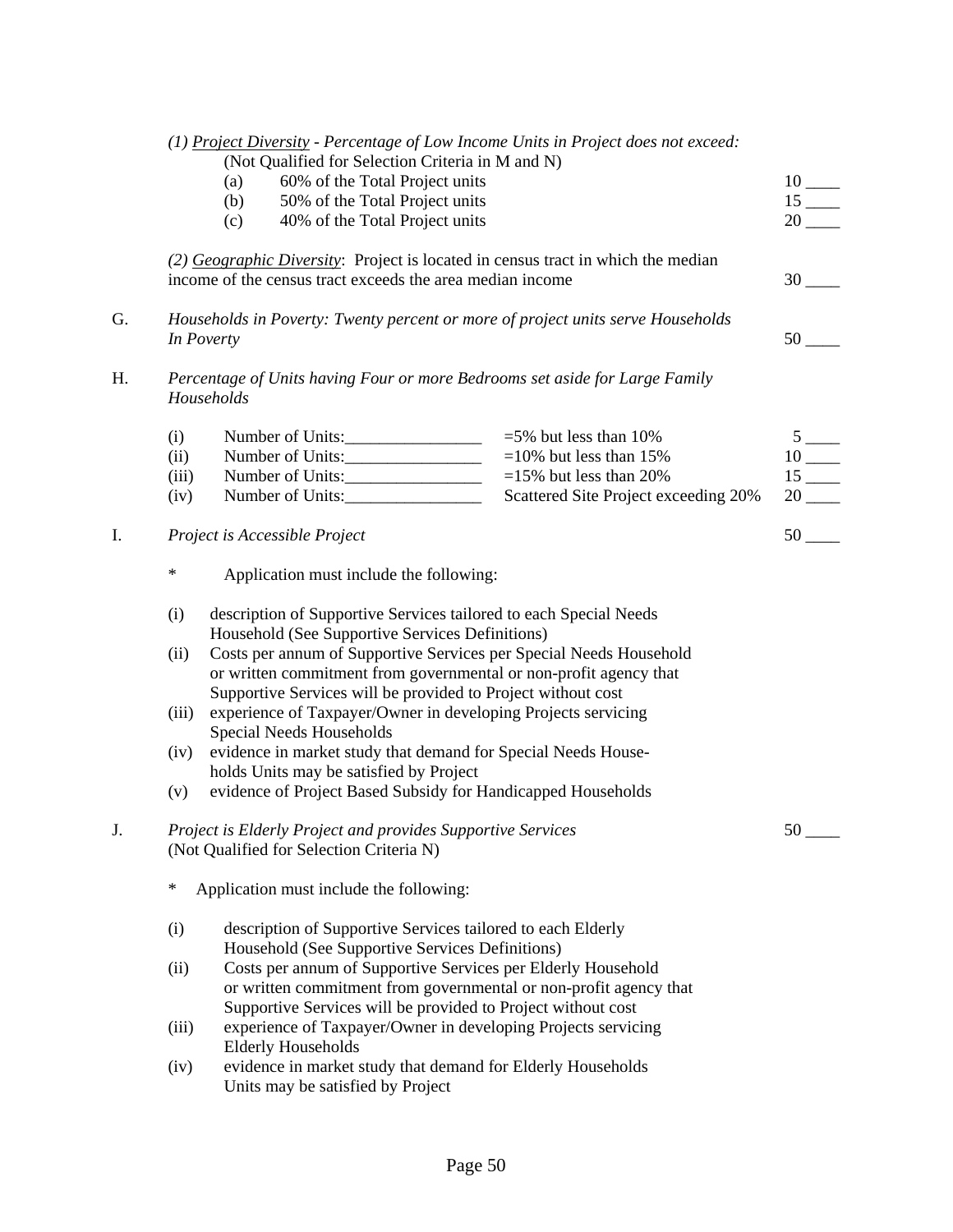*(1) <u>Project Diversity</u> - Percentage of Low Income Units in Project does not exceed:*
(Not Qualified for Selection Criteria in M and N)

(a) 60% of the Total Project units 10 ____
(b) 50% of the Total Project units 15 ____
(c) 40% of the Total Project units 20 ____

*(2) <u>Geographic Diversity</u>*: Project is located in census tract in which the median income of the census tract exceeds the area median income 30 ____

G. *Households in Poverty: Twenty percent or more of project units serve Households In Poverty* 50 ____

H. *Percentage of Units having Four or more Bedrooms set aside for Large Family Households*

| | | | |
|---|---|---|---|
| (i) | Number of Units:________________ | =5% but less than 10% | 5 ____ |
| (ii) | Number of Units:________________ | =10% but less than 15% | 10 ____ |
| (iii) | Number of Units:________________ | =15% but less than 20% | 15 ____ |
| (iv) | Number of Units:________________ | Scattered Site Project exceeding 20% | 20 ____ |

I. *Project is Accessible Project* 50 ____

\* Application must include the following:

(i) description of Supportive Services tailored to each Special Needs Household (See Supportive Services Definitions)
(ii) Costs per annum of Supportive Services per Special Needs Household or written commitment from governmental or non-profit agency that Supportive Services will be provided to Project without cost
(iii) experience of Taxpayer/Owner in developing Projects servicing Special Needs Households
(iv) evidence in market study that demand for Special Needs Households Units may be satisfied by Project
(v) evidence of Project Based Subsidy for Handicapped Households

J. *Project is Elderly Project and provides Supportive Services* 50 ____
(Not Qualified for Selection Criteria N)

\* Application must include the following:

(i) description of Supportive Services tailored to each Elderly Household (See Supportive Services Definitions)
(ii) Costs per annum of Supportive Services per Elderly Household or written commitment from governmental or non-profit agency that Supportive Services will be provided to Project without cost
(iii) experience of Taxpayer/Owner in developing Projects servicing Elderly Households
(iv) evidence in market study that demand for Elderly Households Units may be satisfied by Project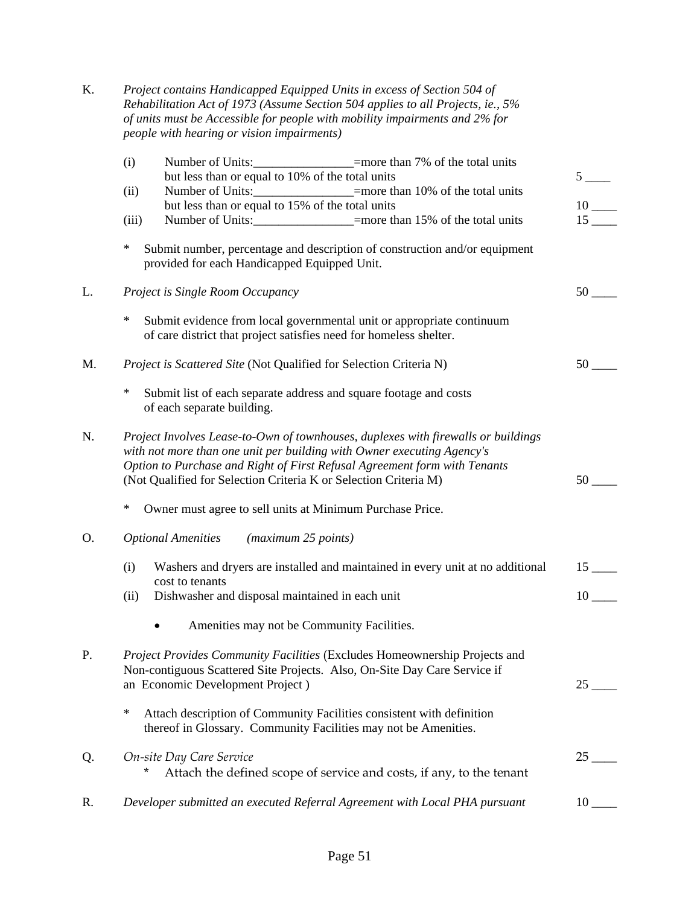K. *Project contains Handicapped Equipped Units in excess of Section 504 of Rehabilitation Act of 1973 (Assume Section 504 applies to all Projects, ie., 5% of units must be Accessible for people with mobility impairments and 2% for people with hearing or vision impairments)*

(i) Number of Units:________________=more than 7% of the total units but less than or equal to 10% of the total units — 5 ____

(ii) Number of Units:________________=more than 10% of the total units but less than or equal to 15% of the total units — 10 ____

(iii) Number of Units:________________=more than 15% of the total units — 15 ____

\* Submit number, percentage and description of construction and/or equipment provided for each Handicapped Equipped Unit.

L. *Project is Single Room Occupancy* — 50 ____

\* Submit evidence from local governmental unit or appropriate continuum of care district that project satisfies need for homeless shelter.

M. *Project is Scattered Site* (Not Qualified for Selection Criteria N) — 50 ____

\* Submit list of each separate address and square footage and costs of each separate building.

N. *Project Involves Lease-to-Own of townhouses, duplexes with firewalls or buildings with not more than one unit per building with Owner executing Agency's Option to Purchase and Right of First Refusal Agreement form with Tenants* (Not Qualified for Selection Criteria K or Selection Criteria M) — 50 ____

\* Owner must agree to sell units at Minimum Purchase Price.

O. *Optional Amenities* *(maximum 25 points)*

(i) Washers and dryers are installed and maintained in every unit at no additional cost to tenants — 15 ____

(ii) Dishwasher and disposal maintained in each unit — 10 ____

- Amenities may not be Community Facilities.

P. *Project Provides Community Facilities* (Excludes Homeownership Projects and Non-contiguous Scattered Site Projects. Also, On-Site Day Care Service if an Economic Development Project ) — 25 ____

\* Attach description of Community Facilities consistent with definition thereof in Glossary. Community Facilities may not be Amenities.

Q. *On-site Day Care Service* — 25 ____

\* Attach the defined scope of service and costs, if any, to the tenant

R. *Developer submitted an executed Referral Agreement with Local PHA pursuant* — 10 ____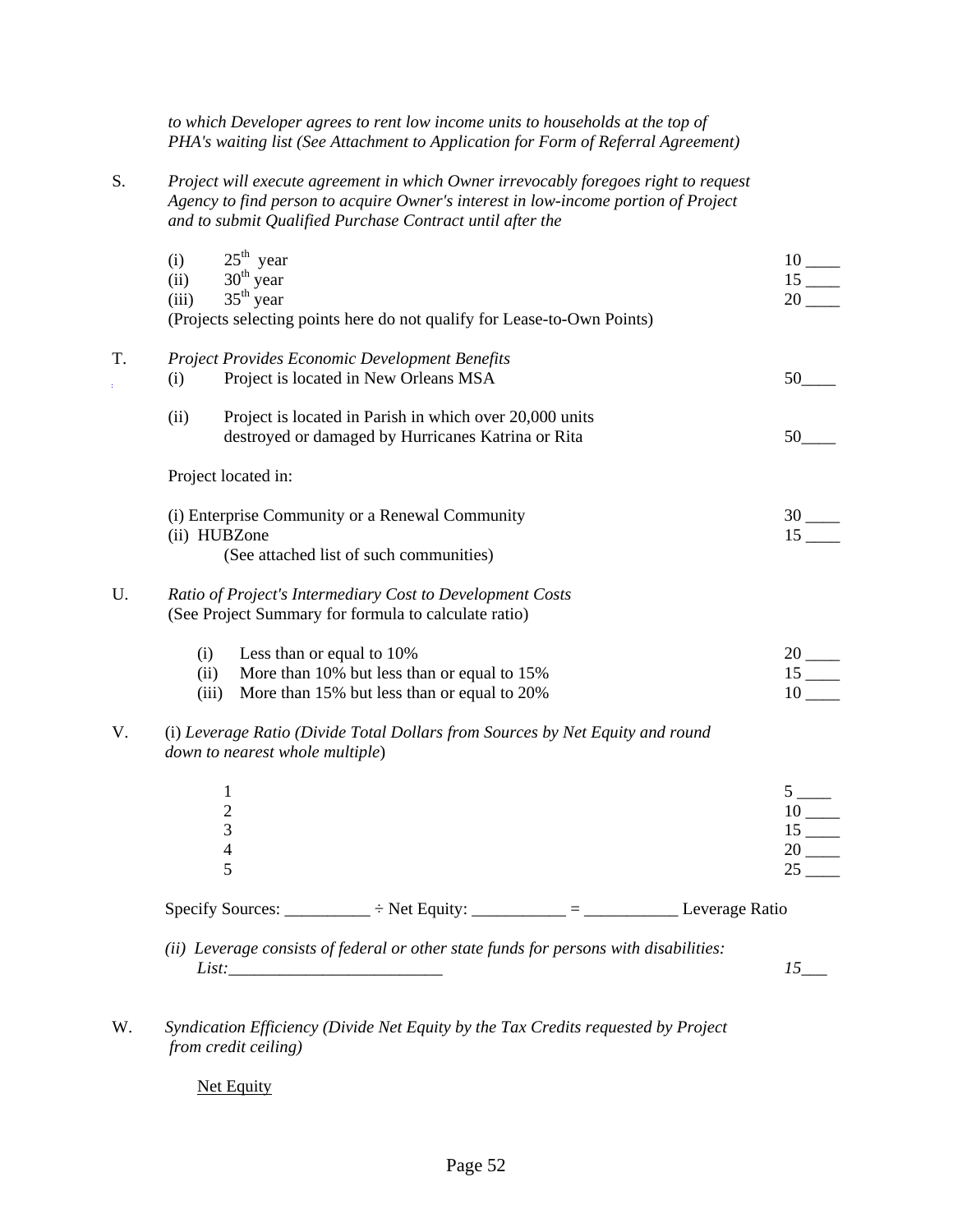*to which Developer agrees to rent low income units to households at the top of PHA's waiting list (See Attachment to Application for Form of Referral Agreement)*

S. *Project will execute agreement in which Owner irrevocably foregoes right to request Agency to find person to acquire Owner's interest in low-income portion of Project and to submit Qualified Purchase Contract until after the*

(i) 25th year — 10 ____
(ii) 30th year — 15 ____
(iii) 35th year — 20 ____
(Projects selecting points here do not qualify for Lease-to-Own Points)

T. *Project Provides Economic Development Benefits*

(i) Project is located in New Orleans MSA — 50____

(ii) Project is located in Parish in which over 20,000 units destroyed or damaged by Hurricanes Katrina or Rita — 50____

Project located in:

(i) Enterprise Community or a Renewal Community — 30 ____
(ii) HUBZone — 15 ____
(See attached list of such communities)

U. *Ratio of Project's Intermediary Cost to Development Costs*
(See Project Summary for formula to calculate ratio)

(i) Less than or equal to 10% — 20 ____
(ii) More than 10% but less than or equal to 15% — 15 ____
(iii) More than 15% but less than or equal to 20% — 10 ____

V. (i) *Leverage Ratio (Divide Total Dollars from Sources by Net Equity and round down to nearest whole multiple*)

1 — 5 ____
2 — 10 ____
3 — 15 ____
4 — 20 ____
5 — 25 ____

Specify Sources: __________ ÷ Net Equity: ___________ = ___________ Leverage Ratio

*(ii) Leverage consists of federal or other state funds for persons with disabilities: List:_________________________* — *15___*

W. *Syndication Efficiency (Divide Net Equity by the Tax Credits requested by Project from credit ceiling)*

Net Equity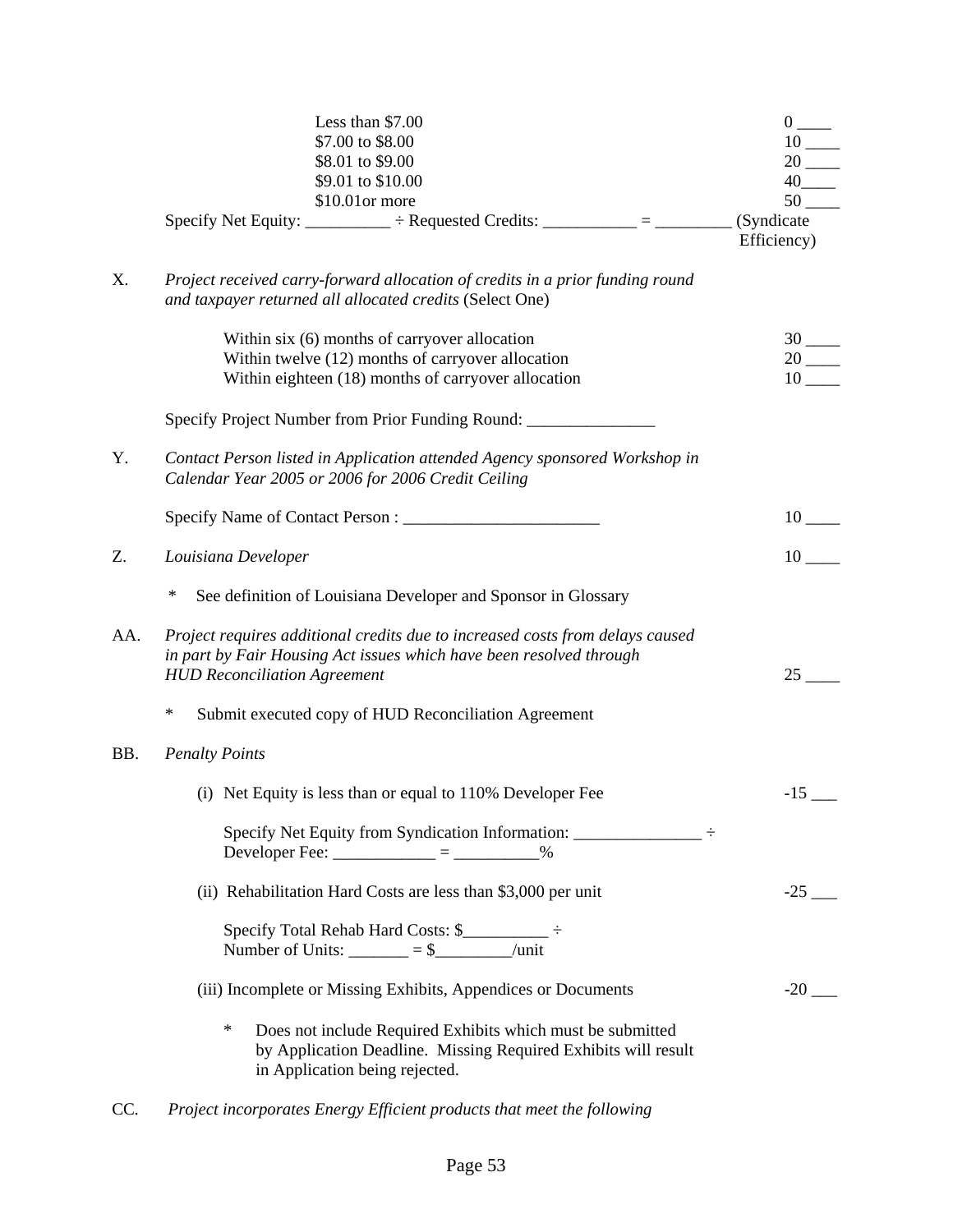| | |
|---|---|
| Less than $7.00 | 0 ____ |
| $7.00 to $8.00 | 10 ____ |
| $8.01 to $9.00 | 20 ____ |
| $9.01 to $10.00 | 40____ |
| $10.01or more | 50 ____ |

Specify Net Equity: __________ ÷ Requested Credits: ___________ = _________ (Syndicate Efficiency)

X. *Project received carry-forward allocation of credits in a prior funding round and taxpayer returned all allocated credits* (Select One)

| | |
|---|---|
| Within six (6) months of carryover allocation | 30 ____ |
| Within twelve (12) months of carryover allocation | 20 ____ |
| Within eighteen (18) months of carryover allocation | 10 ____ |

Specify Project Number from Prior Funding Round: _______________

Y. *Contact Person listed in Application attended Agency sponsored Workshop in Calendar Year 2005 or 2006 for 2006 Credit Ceiling*

Specify Name of Contact Person : _______________________ 10 ____

Z. *Louisiana Developer* 10 ____

\* See definition of Louisiana Developer and Sponsor in Glossary

AA. *Project requires additional credits due to increased costs from delays caused in part by Fair Housing Act issues which have been resolved through HUD Reconciliation Agreement* 25 ____

\* Submit executed copy of HUD Reconciliation Agreement

BB. *Penalty Points*

(i) Net Equity is less than or equal to 110% Developer Fee -15 ___

Specify Net Equity from Syndication Information: _______________ ÷ Developer Fee: ____________ = __________%

(ii) Rehabilitation Hard Costs are less than $3,000 per unit -25 ___

Specify Total Rehab Hard Costs: $__________ ÷ Number of Units: _______ = $_________/unit

(iii) Incomplete or Missing Exhibits, Appendices or Documents -20 ___

\* Does not include Required Exhibits which must be submitted by Application Deadline. Missing Required Exhibits will result in Application being rejected.

CC. *Project incorporates Energy Efficient products that meet the following*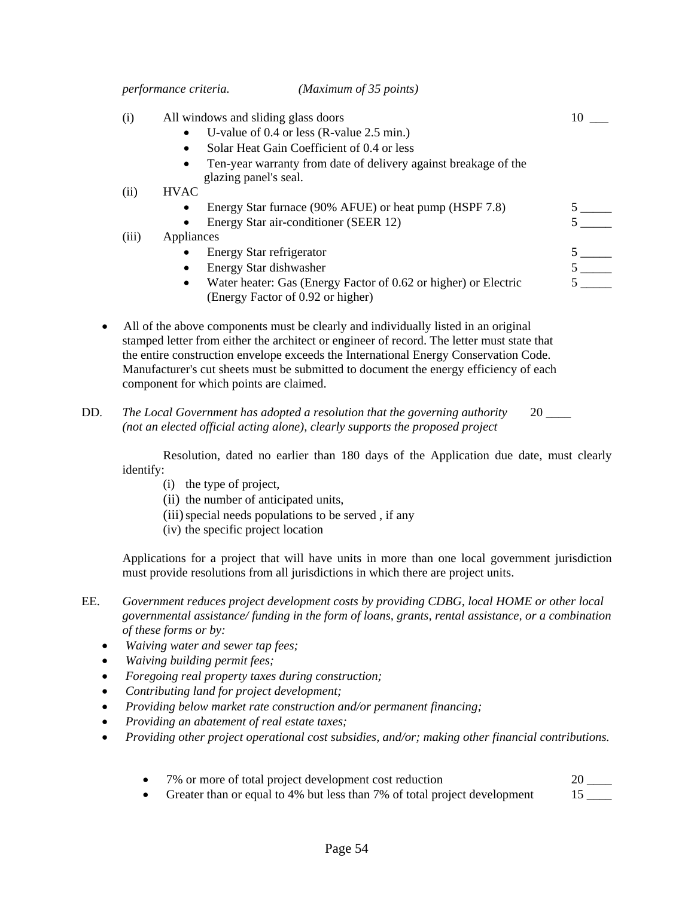*performance criteria.* *(Maximum of 35 points)*

(i) All windows and sliding glass doors — 10 ___

- U-value of 0.4 or less (R-value 2.5 min.)
- Solar Heat Gain Coefficient of 0.4 or less
- Ten-year warranty from date of delivery against breakage of the glazing panel's seal.

(ii) HVAC

- Energy Star furnace (90% AFUE) or heat pump (HSPF 7.8) — 5 _____
- Energy Star air-conditioner (SEER 12) — 5 _____

(iii) Appliances

- Energy Star refrigerator — 5 _____
- Energy Star dishwasher — 5 _____
- Water heater: Gas (Energy Factor of 0.62 or higher) or Electric (Energy Factor of 0.92 or higher) — 5 _____

- All of the above components must be clearly and individually listed in an original stamped letter from either the architect or engineer of record. The letter must state that the entire construction envelope exceeds the International Energy Conservation Code. Manufacturer's cut sheets must be submitted to document the energy efficiency of each component for which points are claimed.

DD. *The Local Government has adopted a resolution that the governing authority (not an elected official acting alone), clearly supports the proposed project* — 20 ____

Resolution, dated no earlier than 180 days of the Application due date, must clearly identify:

(i) the type of project,
(ii) the number of anticipated units,
(iii) special needs populations to be served , if any
(iv) the specific project location

Applications for a project that will have units in more than one local government jurisdiction must provide resolutions from all jurisdictions in which there are project units.

EE. *Government reduces project development costs by providing CDBG, local HOME or other local governmental assistance/ funding in the form of loans, grants, rental assistance, or a combination of these forms or by:*

- *Waiving water and sewer tap fees;*
- *Waiving building permit fees;*
- *Foregoing real property taxes during construction;*
- *Contributing land for project development;*
- *Providing below market rate construction and/or permanent financing;*
- *Providing an abatement of real estate taxes;*
- *Providing other project operational cost subsidies, and/or; making other financial contributions.*

- 7% or more of total project development cost reduction — 20 ____
- Greater than or equal to 4% but less than 7% of total project development — 15 ____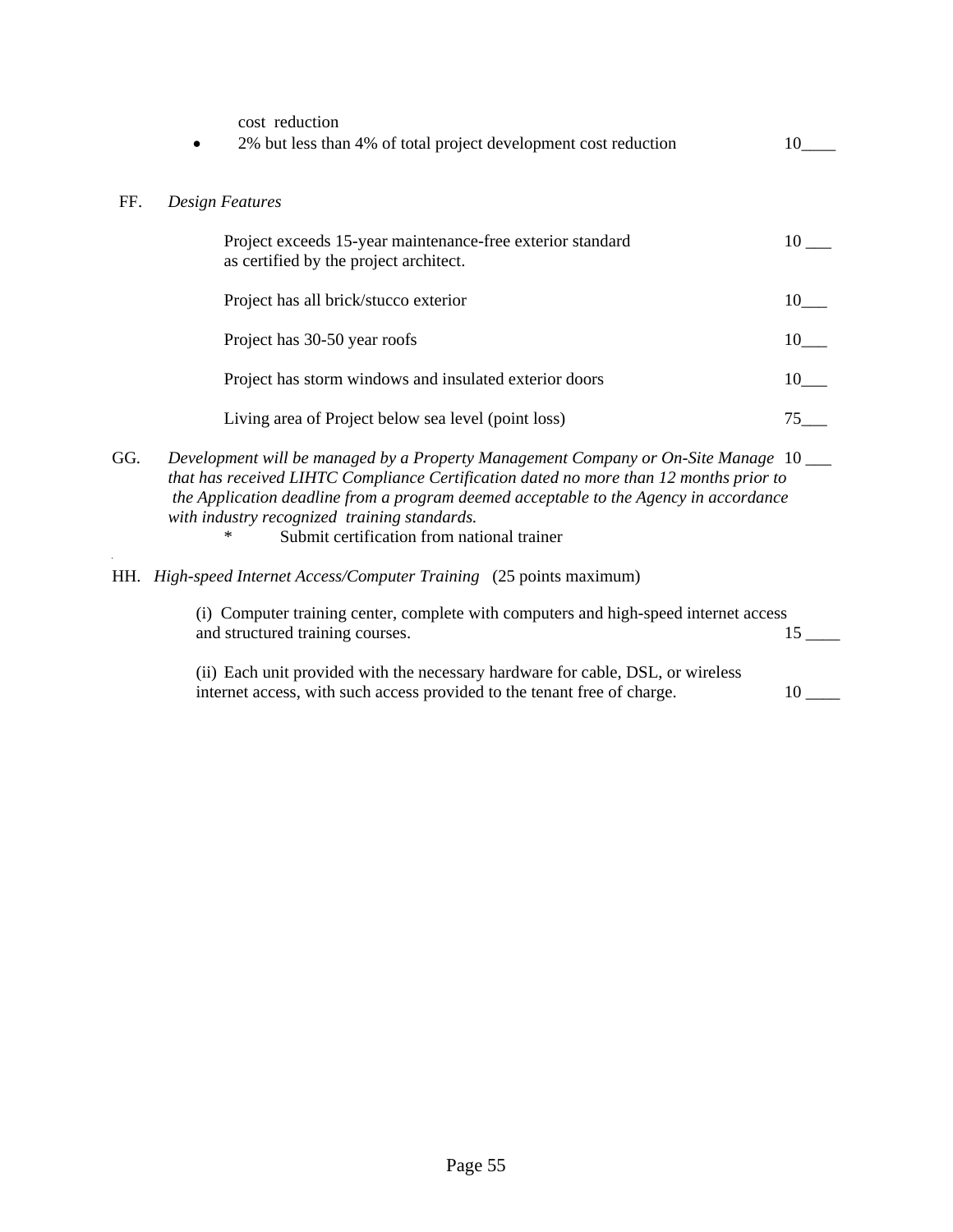cost reduction

- 2% but less than 4% of total project development cost reduction 10____

FF. *Design Features*

Project exceeds 15-year maintenance-free exterior standard as certified by the project architect. 10 ___

Project has all brick/stucco exterior 10___

Project has 30-50 year roofs 10___

Project has storm windows and insulated exterior doors 10___

Living area of Project below sea level (point loss) 75___

GG. *Development will be managed by a Property Management Company or On-Site Manage that has received LIHTC Compliance Certification dated no more than 12 months prior to the Application deadline from a program deemed acceptable to the Agency in accordance with industry recognized training standards.* 10 ___

* Submit certification from national trainer

HH. *High-speed Internet Access/Computer Training* (25 points maximum)

(i) Computer training center, complete with computers and high-speed internet access and structured training courses. 15 ____

(ii) Each unit provided with the necessary hardware for cable, DSL, or wireless internet access, with such access provided to the tenant free of charge. 10 ____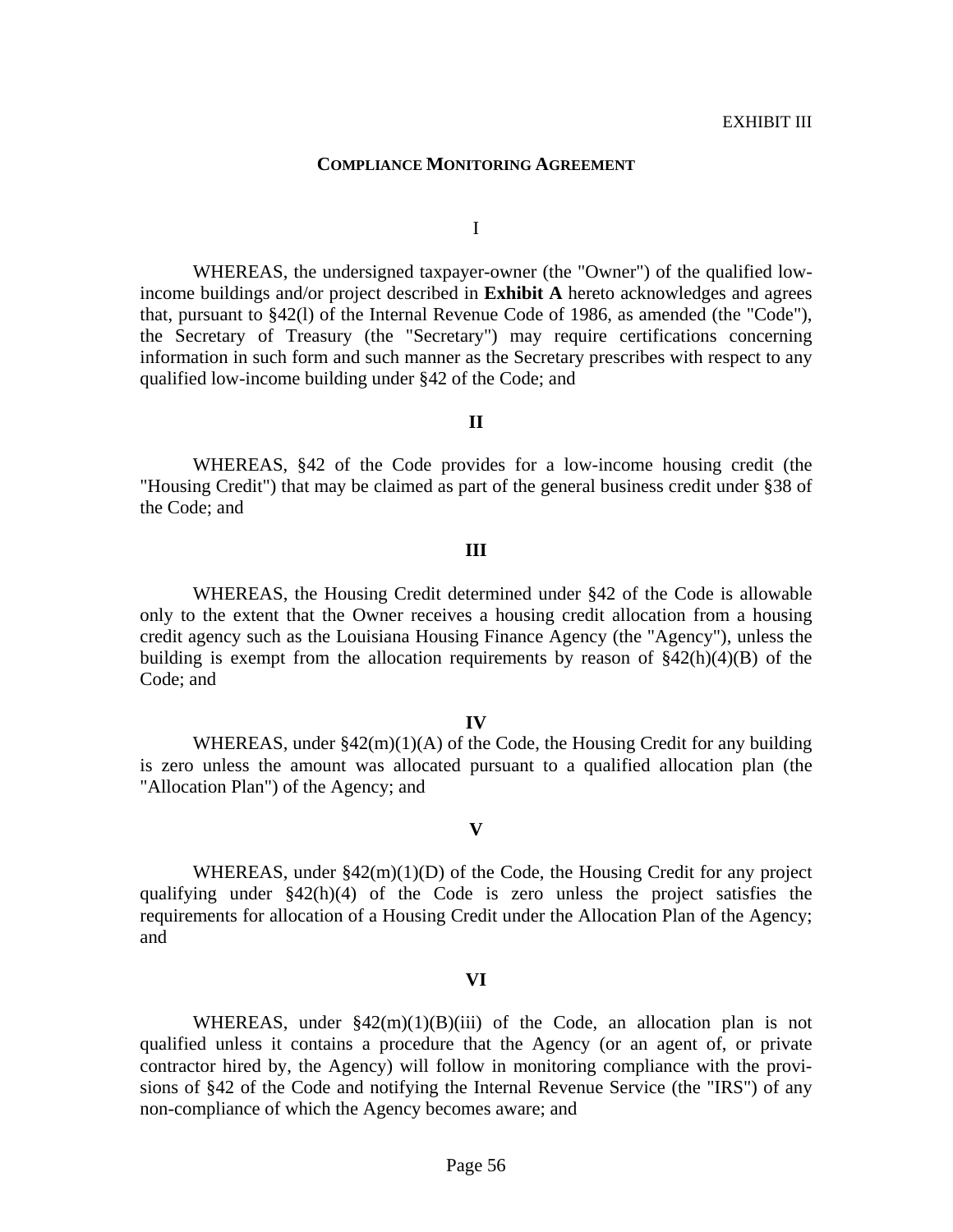EXHIBIT III

## COMPLIANCE MONITORING AGREEMENT

I

WHEREAS, the undersigned taxpayer-owner (the "Owner") of the qualified low-income buildings and/or project described in **Exhibit A** hereto acknowledges and agrees that, pursuant to §42(l) of the Internal Revenue Code of 1986, as amended (the "Code"), the Secretary of Treasury (the "Secretary") may require certifications concerning information in such form and such manner as the Secretary prescribes with respect to any qualified low-income building under §42 of the Code; and

**II**

WHEREAS, §42 of the Code provides for a low-income housing credit (the "Housing Credit") that may be claimed as part of the general business credit under §38 of the Code; and

**III**

WHEREAS, the Housing Credit determined under §42 of the Code is allowable only to the extent that the Owner receives a housing credit allocation from a housing credit agency such as the Louisiana Housing Finance Agency (the "Agency"), unless the building is exempt from the allocation requirements by reason of §42(h)(4)(B) of the Code; and

**IV**

WHEREAS, under §42(m)(1)(A) of the Code, the Housing Credit for any building is zero unless the amount was allocated pursuant to a qualified allocation plan (the "Allocation Plan") of the Agency; and

**V**

WHEREAS, under §42(m)(1)(D) of the Code, the Housing Credit for any project qualifying under §42(h)(4) of the Code is zero unless the project satisfies the requirements for allocation of a Housing Credit under the Allocation Plan of the Agency; and

**VI**

WHEREAS, under §42(m)(1)(B)(iii) of the Code, an allocation plan is not qualified unless it contains a procedure that the Agency (or an agent of, or private contractor hired by, the Agency) will follow in monitoring compliance with the provisions of §42 of the Code and notifying the Internal Revenue Service (the "IRS") of any non-compliance of which the Agency becomes aware; and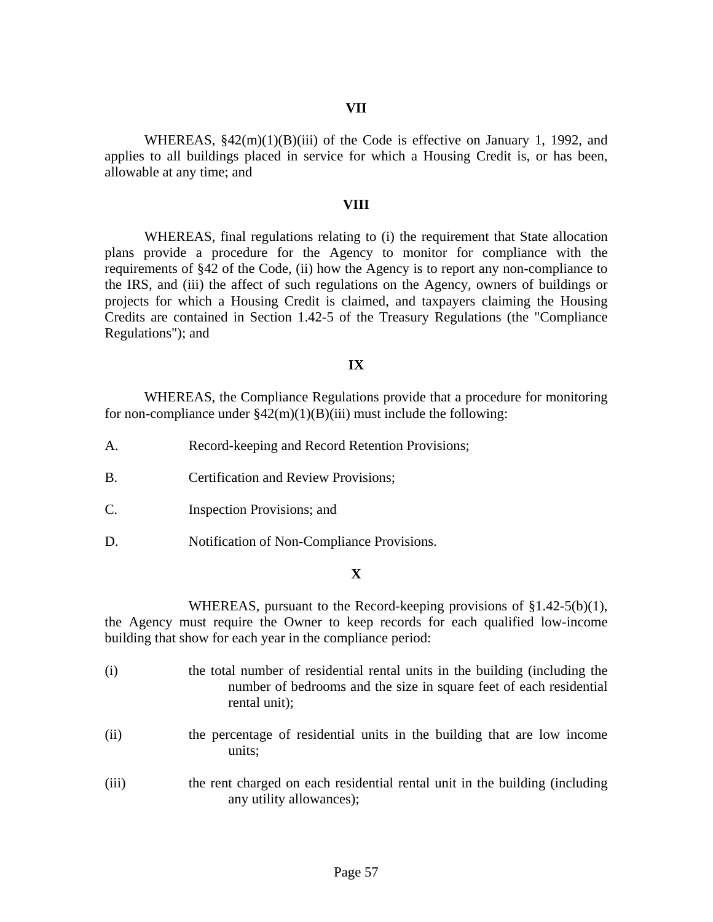**VII**

WHEREAS, §42(m)(1)(B)(iii) of the Code is effective on January 1, 1992, and applies to all buildings placed in service for which a Housing Credit is, or has been, allowable at any time; and

**VIII**

WHEREAS, final regulations relating to (i) the requirement that State allocation plans provide a procedure for the Agency to monitor for compliance with the requirements of §42 of the Code, (ii) how the Agency is to report any non-compliance to the IRS, and (iii) the affect of such regulations on the Agency, owners of buildings or projects for which a Housing Credit is claimed, and taxpayers claiming the Housing Credits are contained in Section 1.42-5 of the Treasury Regulations (the "Compliance Regulations"); and

**IX**

WHEREAS, the Compliance Regulations provide that a procedure for monitoring for non-compliance under §42(m)(1)(B)(iii) must include the following:

A. Record-keeping and Record Retention Provisions;

B. Certification and Review Provisions;

C. Inspection Provisions; and

D. Notification of Non-Compliance Provisions.

**X**

WHEREAS, pursuant to the Record-keeping provisions of §1.42-5(b)(1), the Agency must require the Owner to keep records for each qualified low-income building that show for each year in the compliance period:

(i) the total number of residential rental units in the building (including the number of bedrooms and the size in square feet of each residential rental unit);

(ii) the percentage of residential units in the building that are low income units;

(iii) the rent charged on each residential rental unit in the building (including any utility allowances);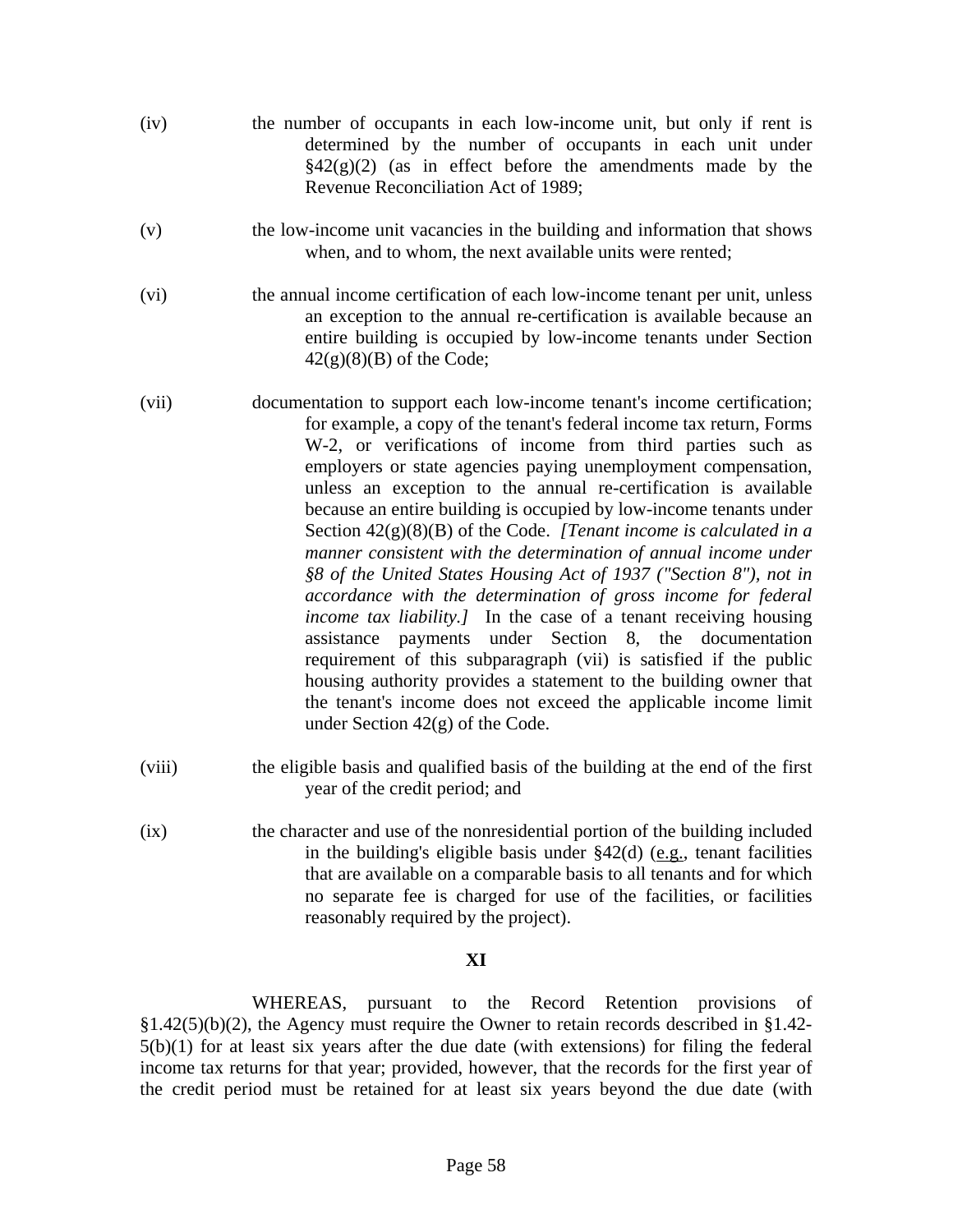(iv) the number of occupants in each low-income unit, but only if rent is determined by the number of occupants in each unit under §42(g)(2) (as in effect before the amendments made by the Revenue Reconciliation Act of 1989;

(v) the low-income unit vacancies in the building and information that shows when, and to whom, the next available units were rented;

(vi) the annual income certification of each low-income tenant per unit, unless an exception to the annual re-certification is available because an entire building is occupied by low-income tenants under Section 42(g)(8)(B) of the Code;

(vii) documentation to support each low-income tenant's income certification; for example, a copy of the tenant's federal income tax return, Forms W-2, or verifications of income from third parties such as employers or state agencies paying unemployment compensation, unless an exception to the annual re-certification is available because an entire building is occupied by low-income tenants under Section 42(g)(8)(B) of the Code. *[Tenant income is calculated in a manner consistent with the determination of annual income under §8 of the United States Housing Act of 1937 ("Section 8"), not in accordance with the determination of gross income for federal income tax liability.]* In the case of a tenant receiving housing assistance payments under Section 8, the documentation requirement of this subparagraph (vii) is satisfied if the public housing authority provides a statement to the building owner that the tenant's income does not exceed the applicable income limit under Section 42(g) of the Code.

(viii) the eligible basis and qualified basis of the building at the end of the first year of the credit period; and

(ix) the character and use of the nonresidential portion of the building included in the building's eligible basis under §42(d) (e.g., tenant facilities that are available on a comparable basis to all tenants and for which no separate fee is charged for use of the facilities, or facilities reasonably required by the project).

**XI**

WHEREAS, pursuant to the Record Retention provisions of §1.42(5)(b)(2), the Agency must require the Owner to retain records described in §1.42-5(b)(1) for at least six years after the due date (with extensions) for filing the federal income tax returns for that year; provided, however, that the records for the first year of the credit period must be retained for at least six years beyond the due date (with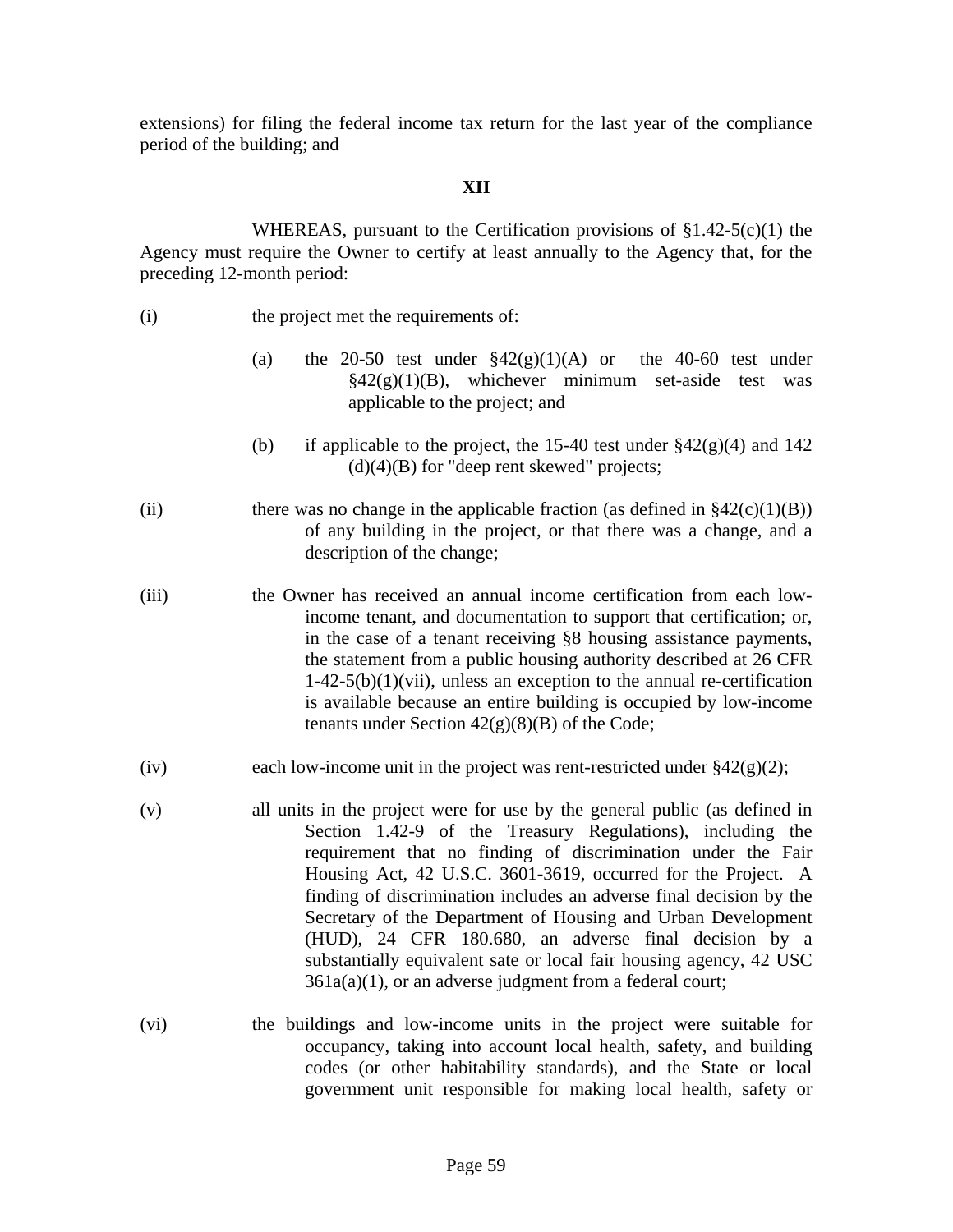extensions) for filing the federal income tax return for the last year of the compliance period of the building; and

**XII**

WHEREAS, pursuant to the Certification provisions of §1.42-5(c)(1) the Agency must require the Owner to certify at least annually to the Agency that, for the preceding 12-month period:

(i) the project met the requirements of:

(a) the 20-50 test under §42(g)(1)(A) or the 40-60 test under §42(g)(1)(B), whichever minimum set-aside test was applicable to the project; and

(b) if applicable to the project, the 15-40 test under §42(g)(4) and 142 (d)(4)(B) for "deep rent skewed" projects;

(ii) there was no change in the applicable fraction (as defined in §42(c)(1)(B)) of any building in the project, or that there was a change, and a description of the change;

(iii) the Owner has received an annual income certification from each low-income tenant, and documentation to support that certification; or, in the case of a tenant receiving §8 housing assistance payments, the statement from a public housing authority described at 26 CFR 1-42-5(b)(1)(vii), unless an exception to the annual re-certification is available because an entire building is occupied by low-income tenants under Section 42(g)(8)(B) of the Code;

(iv) each low-income unit in the project was rent-restricted under §42(g)(2);

(v) all units in the project were for use by the general public (as defined in Section 1.42-9 of the Treasury Regulations), including the requirement that no finding of discrimination under the Fair Housing Act, 42 U.S.C. 3601-3619, occurred for the Project. A finding of discrimination includes an adverse final decision by the Secretary of the Department of Housing and Urban Development (HUD), 24 CFR 180.680, an adverse final decision by a substantially equivalent sate or local fair housing agency, 42 USC 361a(a)(1), or an adverse judgment from a federal court;

(vi) the buildings and low-income units in the project were suitable for occupancy, taking into account local health, safety, and building codes (or other habitability standards), and the State or local government unit responsible for making local health, safety or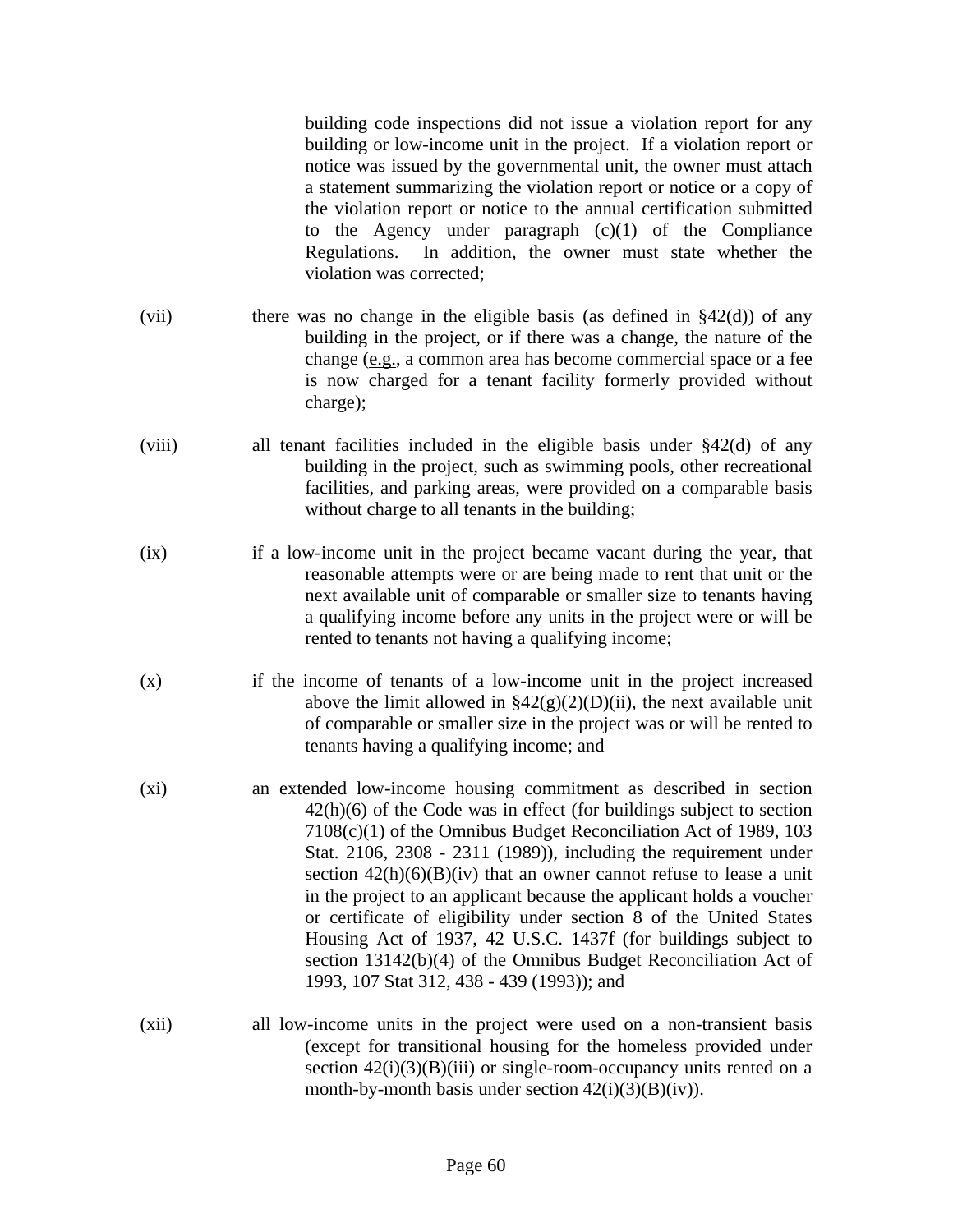building code inspections did not issue a violation report for any building or low-income unit in the project. If a violation report or notice was issued by the governmental unit, the owner must attach a statement summarizing the violation report or notice or a copy of the violation report or notice to the annual certification submitted to the Agency under paragraph (c)(1) of the Compliance Regulations. In addition, the owner must state whether the violation was corrected;

(vii) there was no change in the eligible basis (as defined in §42(d)) of any building in the project, or if there was a change, the nature of the change (e.g., a common area has become commercial space or a fee is now charged for a tenant facility formerly provided without charge);

(viii) all tenant facilities included in the eligible basis under §42(d) of any building in the project, such as swimming pools, other recreational facilities, and parking areas, were provided on a comparable basis without charge to all tenants in the building;

(ix) if a low-income unit in the project became vacant during the year, that reasonable attempts were or are being made to rent that unit or the next available unit of comparable or smaller size to tenants having a qualifying income before any units in the project were or will be rented to tenants not having a qualifying income;

(x) if the income of tenants of a low-income unit in the project increased above the limit allowed in §42(g)(2)(D)(ii), the next available unit of comparable or smaller size in the project was or will be rented to tenants having a qualifying income; and

(xi) an extended low-income housing commitment as described in section 42(h)(6) of the Code was in effect (for buildings subject to section 7108(c)(1) of the Omnibus Budget Reconciliation Act of 1989, 103 Stat. 2106, 2308 - 2311 (1989)), including the requirement under section 42(h)(6)(B)(iv) that an owner cannot refuse to lease a unit in the project to an applicant because the applicant holds a voucher or certificate of eligibility under section 8 of the United States Housing Act of 1937, 42 U.S.C. 1437f (for buildings subject to section 13142(b)(4) of the Omnibus Budget Reconciliation Act of 1993, 107 Stat 312, 438 - 439 (1993)); and

(xii) all low-income units in the project were used on a non-transient basis (except for transitional housing for the homeless provided under section 42(i)(3)(B)(iii) or single-room-occupancy units rented on a month-by-month basis under section 42(i)(3)(B)(iv)).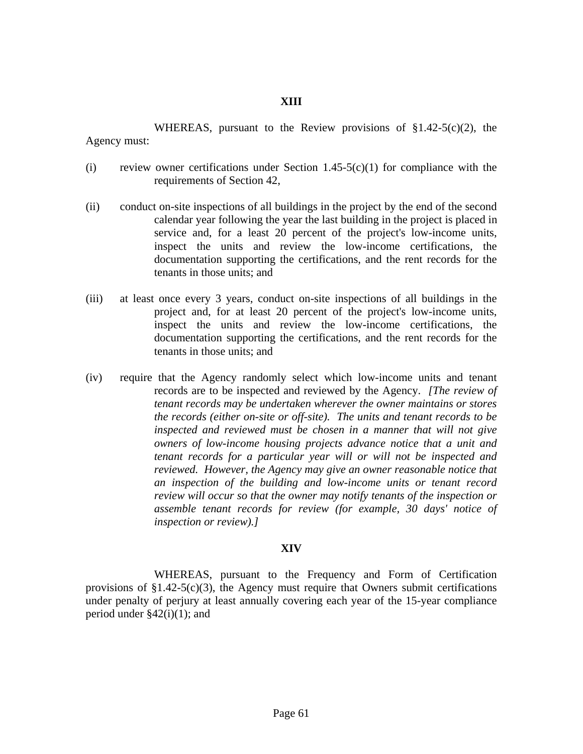**XIII**

WHEREAS, pursuant to the Review provisions of §1.42-5(c)(2), the Agency must:

(i) review owner certifications under Section 1.45-5(c)(1) for compliance with the requirements of Section 42,

(ii) conduct on-site inspections of all buildings in the project by the end of the second calendar year following the year the last building in the project is placed in service and, for a least 20 percent of the project's low-income units, inspect the units and review the low-income certifications, the documentation supporting the certifications, and the rent records for the tenants in those units; and

(iii) at least once every 3 years, conduct on-site inspections of all buildings in the project and, for at least 20 percent of the project's low-income units, inspect the units and review the low-income certifications, the documentation supporting the certifications, and the rent records for the tenants in those units; and

(iv) require that the Agency randomly select which low-income units and tenant records are to be inspected and reviewed by the Agency. *[The review of tenant records may be undertaken wherever the owner maintains or stores the records (either on-site or off-site). The units and tenant records to be inspected and reviewed must be chosen in a manner that will not give owners of low-income housing projects advance notice that a unit and tenant records for a particular year will or will not be inspected and reviewed. However, the Agency may give an owner reasonable notice that an inspection of the building and low-income units or tenant record review will occur so that the owner may notify tenants of the inspection or assemble tenant records for review (for example, 30 days' notice of inspection or review).]*

**XIV**

WHEREAS, pursuant to the Frequency and Form of Certification provisions of §1.42-5(c)(3), the Agency must require that Owners submit certifications under penalty of perjury at least annually covering each year of the 15-year compliance period under §42(i)(1); and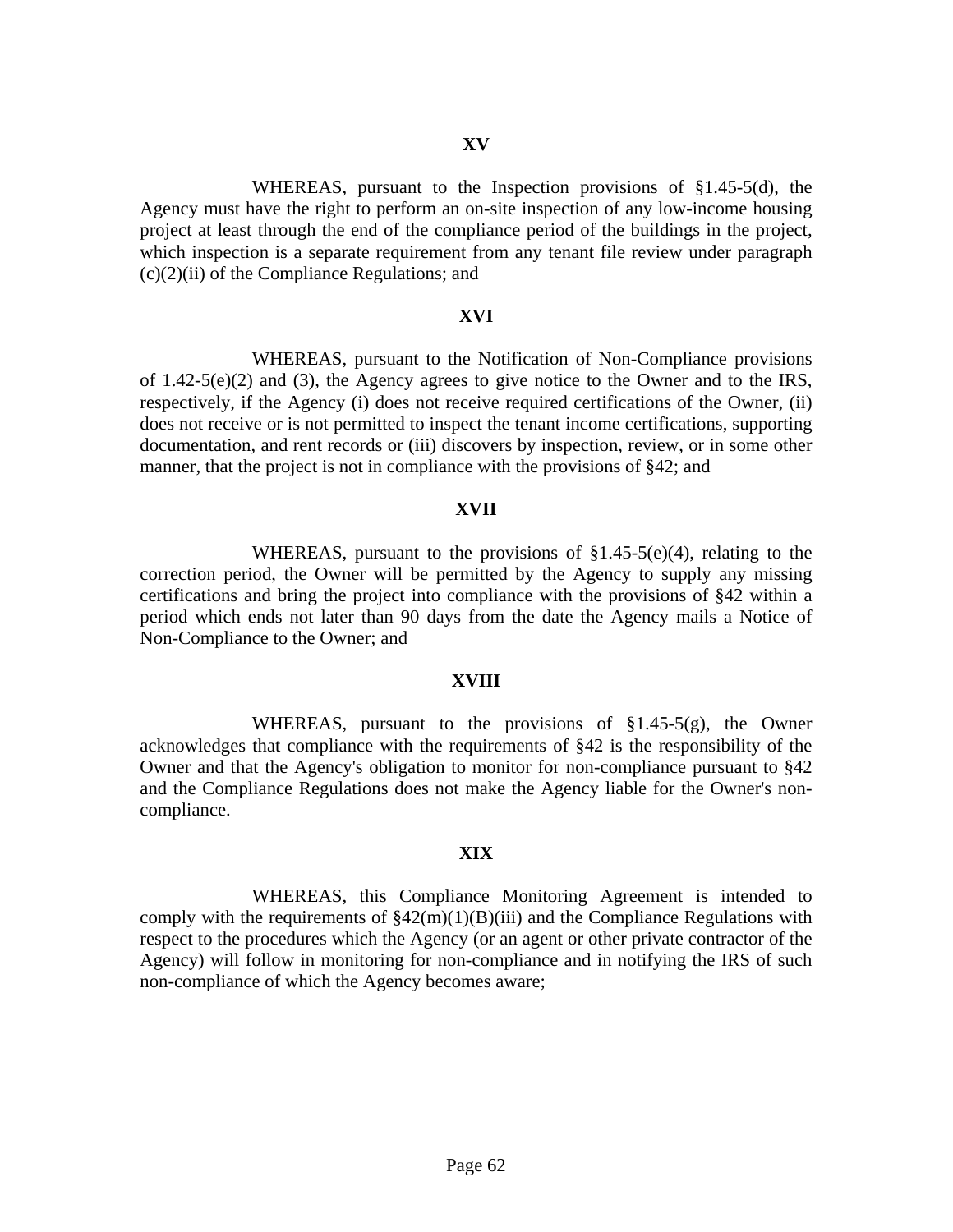**XV**

WHEREAS, pursuant to the Inspection provisions of §1.45-5(d), the Agency must have the right to perform an on-site inspection of any low-income housing project at least through the end of the compliance period of the buildings in the project, which inspection is a separate requirement from any tenant file review under paragraph (c)(2)(ii) of the Compliance Regulations; and

**XVI**

WHEREAS, pursuant to the Notification of Non-Compliance provisions of 1.42-5(e)(2) and (3), the Agency agrees to give notice to the Owner and to the IRS, respectively, if the Agency (i) does not receive required certifications of the Owner, (ii) does not receive or is not permitted to inspect the tenant income certifications, supporting documentation, and rent records or (iii) discovers by inspection, review, or in some other manner, that the project is not in compliance with the provisions of §42; and

**XVII**

WHEREAS, pursuant to the provisions of §1.45-5(e)(4), relating to the correction period, the Owner will be permitted by the Agency to supply any missing certifications and bring the project into compliance with the provisions of §42 within a period which ends not later than 90 days from the date the Agency mails a Notice of Non-Compliance to the Owner; and

**XVIII**

WHEREAS, pursuant to the provisions of §1.45-5(g), the Owner acknowledges that compliance with the requirements of §42 is the responsibility of the Owner and that the Agency's obligation to monitor for non-compliance pursuant to §42 and the Compliance Regulations does not make the Agency liable for the Owner's non-compliance.

**XIX**

WHEREAS, this Compliance Monitoring Agreement is intended to comply with the requirements of §42(m)(1)(B)(iii) and the Compliance Regulations with respect to the procedures which the Agency (or an agent or other private contractor of the Agency) will follow in monitoring for non-compliance and in notifying the IRS of such non-compliance of which the Agency becomes aware;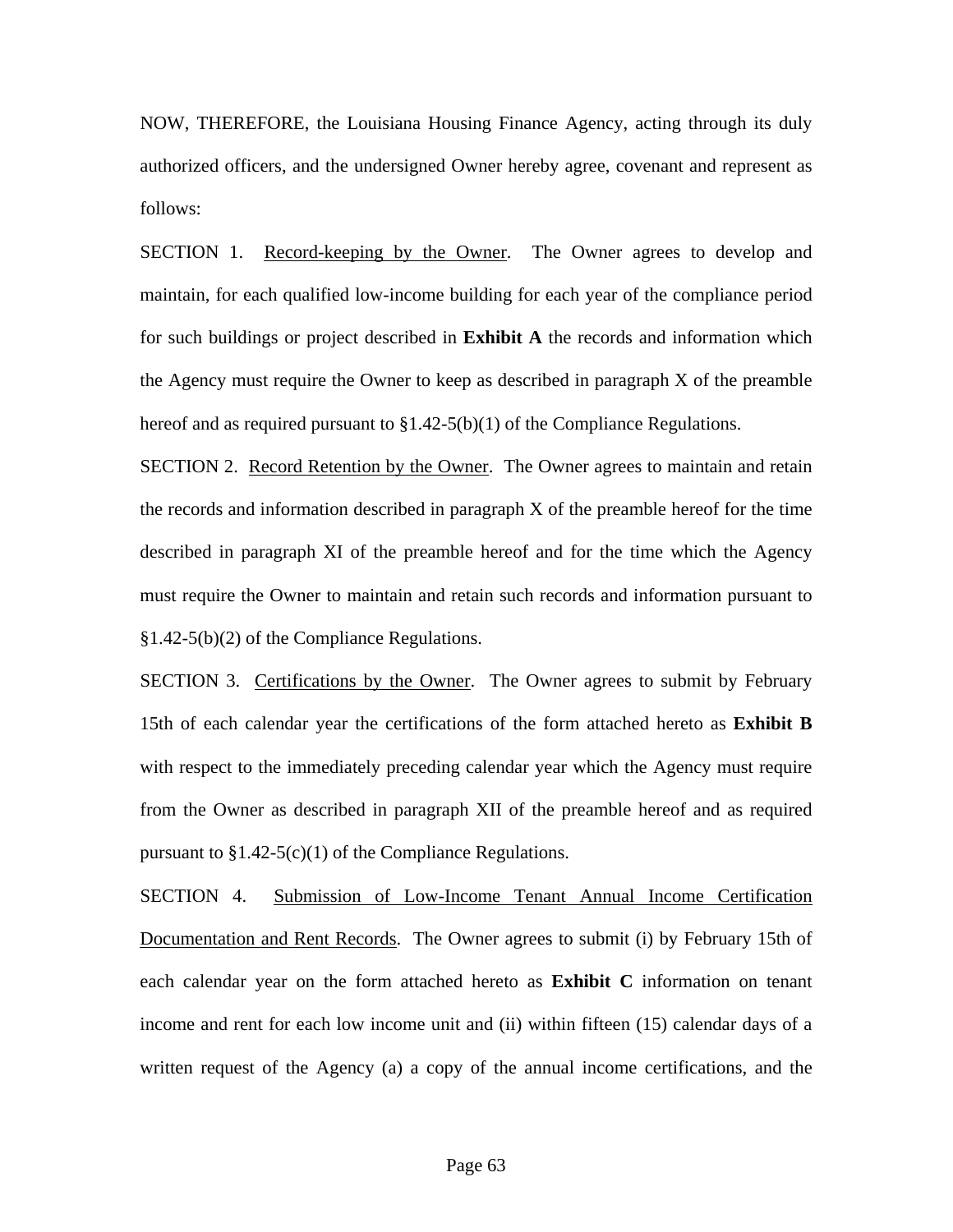NOW, THEREFORE, the Louisiana Housing Finance Agency, acting through its duly authorized officers, and the undersigned Owner hereby agree, covenant and represent as follows:

SECTION 1. Record-keeping by the Owner. The Owner agrees to develop and maintain, for each qualified low-income building for each year of the compliance period for such buildings or project described in **Exhibit A** the records and information which the Agency must require the Owner to keep as described in paragraph X of the preamble hereof and as required pursuant to §1.42-5(b)(1) of the Compliance Regulations.

SECTION 2. Record Retention by the Owner. The Owner agrees to maintain and retain the records and information described in paragraph X of the preamble hereof for the time described in paragraph XI of the preamble hereof and for the time which the Agency must require the Owner to maintain and retain such records and information pursuant to §1.42-5(b)(2) of the Compliance Regulations.

SECTION 3. Certifications by the Owner. The Owner agrees to submit by February 15th of each calendar year the certifications of the form attached hereto as **Exhibit B** with respect to the immediately preceding calendar year which the Agency must require from the Owner as described in paragraph XII of the preamble hereof and as required pursuant to §1.42-5(c)(1) of the Compliance Regulations.

SECTION 4. Submission of Low-Income Tenant Annual Income Certification Documentation and Rent Records. The Owner agrees to submit (i) by February 15th of each calendar year on the form attached hereto as **Exhibit C** information on tenant income and rent for each low income unit and (ii) within fifteen (15) calendar days of a written request of the Agency (a) a copy of the annual income certifications, and the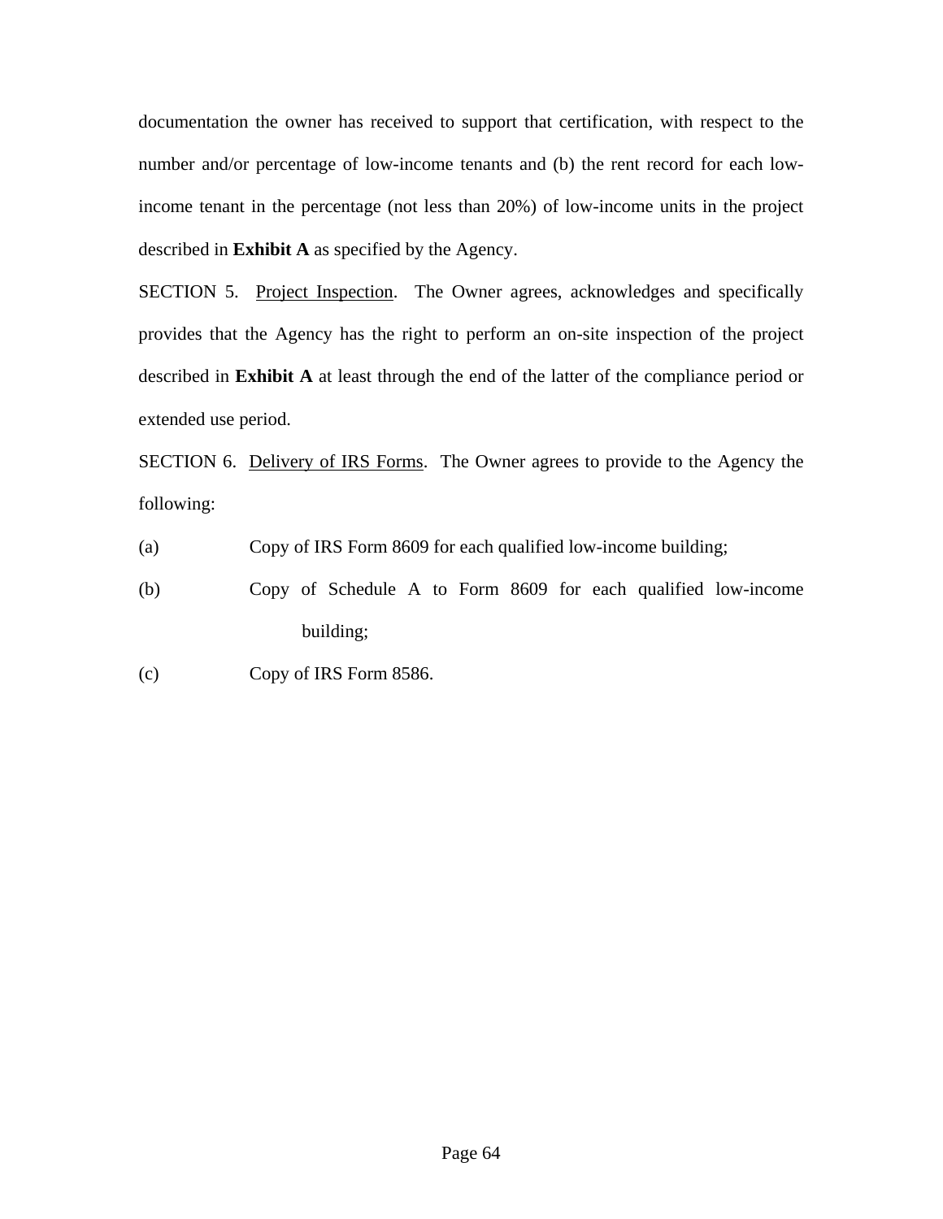documentation the owner has received to support that certification, with respect to the number and/or percentage of low-income tenants and (b) the rent record for each low-income tenant in the percentage (not less than 20%) of low-income units in the project described in **Exhibit A** as specified by the Agency.

SECTION 5. <u>Project Inspection</u>. The Owner agrees, acknowledges and specifically provides that the Agency has the right to perform an on-site inspection of the project described in **Exhibit A** at least through the end of the latter of the compliance period or extended use period.

SECTION 6. <u>Delivery of IRS Forms</u>. The Owner agrees to provide to the Agency the following:

(a) Copy of IRS Form 8609 for each qualified low-income building;

(b) Copy of Schedule A to Form 8609 for each qualified low-income building;

(c) Copy of IRS Form 8586.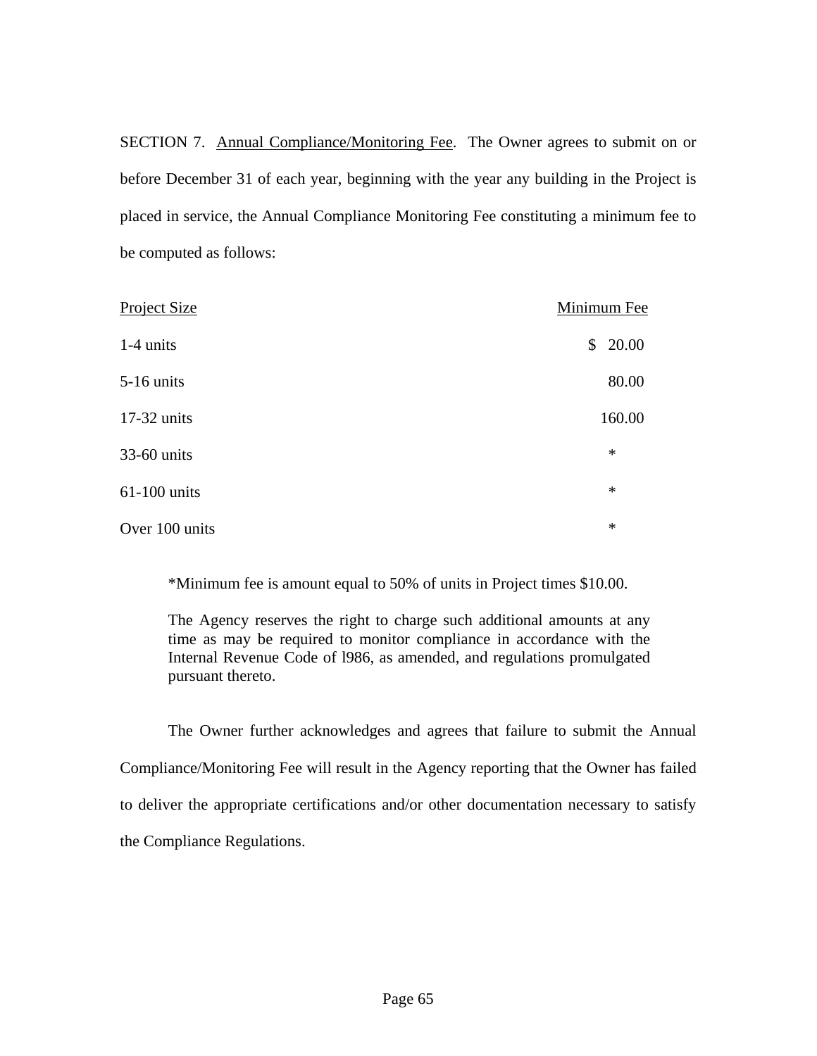SECTION 7. <u>Annual Compliance/Monitoring Fee</u>. The Owner agrees to submit on or before December 31 of each year, beginning with the year any building in the Project is placed in service, the Annual Compliance Monitoring Fee constituting a minimum fee to be computed as follows:

| Project Size | Minimum Fee |
|---|---|
| 1-4 units | $ 20.00 |
| 5-16 units | 80.00 |
| 17-32 units | 160.00 |
| 33-60 units | * |
| 61-100 units | * |
| Over 100 units | * |

*Minimum fee is amount equal to 50% of units in Project times $10.00.

The Agency reserves the right to charge such additional amounts at any time as may be required to monitor compliance in accordance with the Internal Revenue Code of l986, as amended, and regulations promulgated pursuant thereto.

The Owner further acknowledges and agrees that failure to submit the Annual Compliance/Monitoring Fee will result in the Agency reporting that the Owner has failed to deliver the appropriate certifications and/or other documentation necessary to satisfy the Compliance Regulations.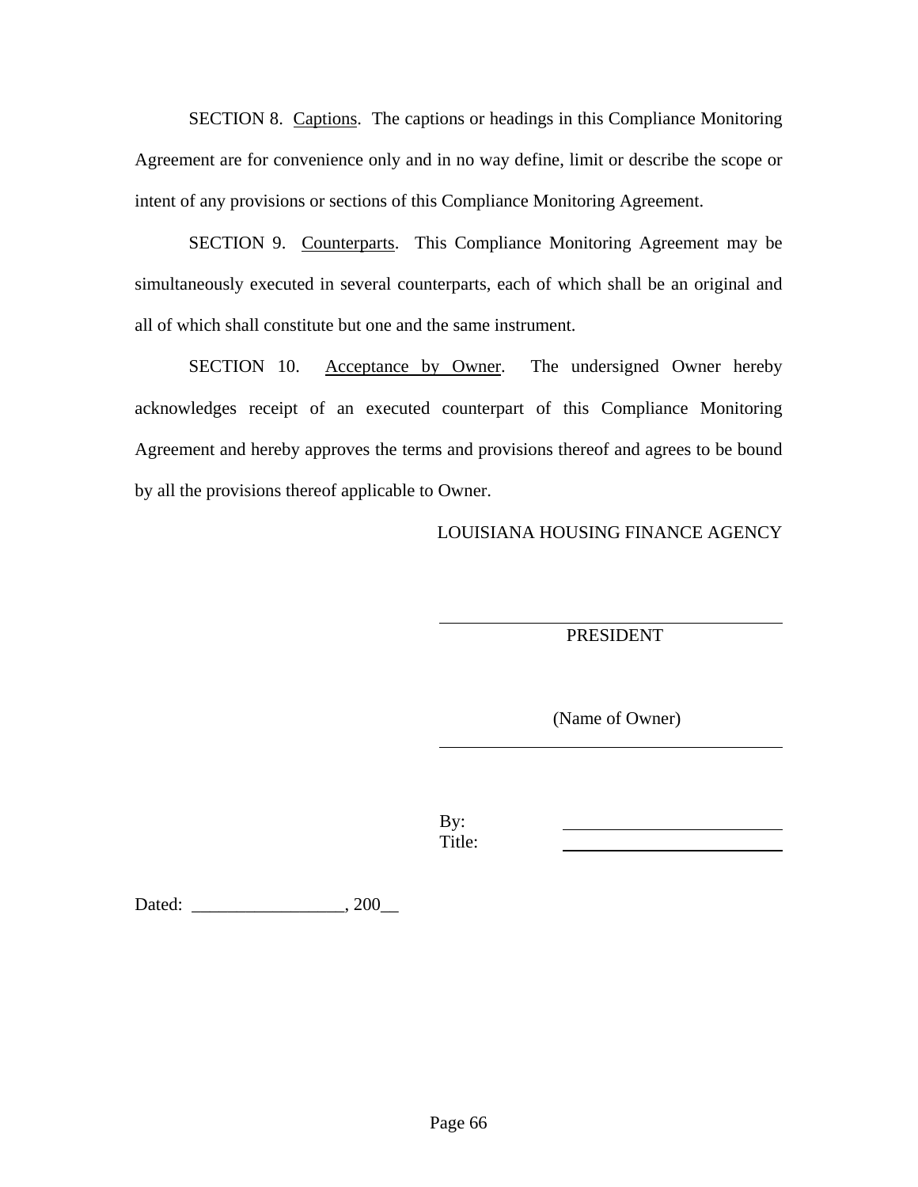SECTION 8. Captions. The captions or headings in this Compliance Monitoring Agreement are for convenience only and in no way define, limit or describe the scope or intent of any provisions or sections of this Compliance Monitoring Agreement.

SECTION 9. Counterparts. This Compliance Monitoring Agreement may be simultaneously executed in several counterparts, each of which shall be an original and all of which shall constitute but one and the same instrument.

SECTION 10. Acceptance by Owner. The undersigned Owner hereby acknowledges receipt of an executed counterpart of this Compliance Monitoring Agreement and hereby approves the terms and provisions thereof and agrees to be bound by all the provisions thereof applicable to Owner.

LOUISIANA HOUSING FINANCE AGENCY

\_\_\_\_\_\_\_\_\_\_\_\_\_\_\_\_\_\_\_\_\_\_\_\_\_\_\_\_\_\_\_\_\_\_\_\_

PRESIDENT

(Name of Owner)

\_\_\_\_\_\_\_\_\_\_\_\_\_\_\_\_\_\_\_\_\_\_\_\_\_\_\_\_\_\_\_\_\_\_\_\_

By: \_\_\_\_\_\_\_\_\_\_\_\_\_\_\_\_\_\_\_\_\_\_\_\_

Title: \_\_\_\_\_\_\_\_\_\_\_\_\_\_\_\_\_\_\_\_\_\_\_\_

Dated: \_\_\_\_\_\_\_\_\_\_\_\_\_\_\_\_\_, 200\_\_